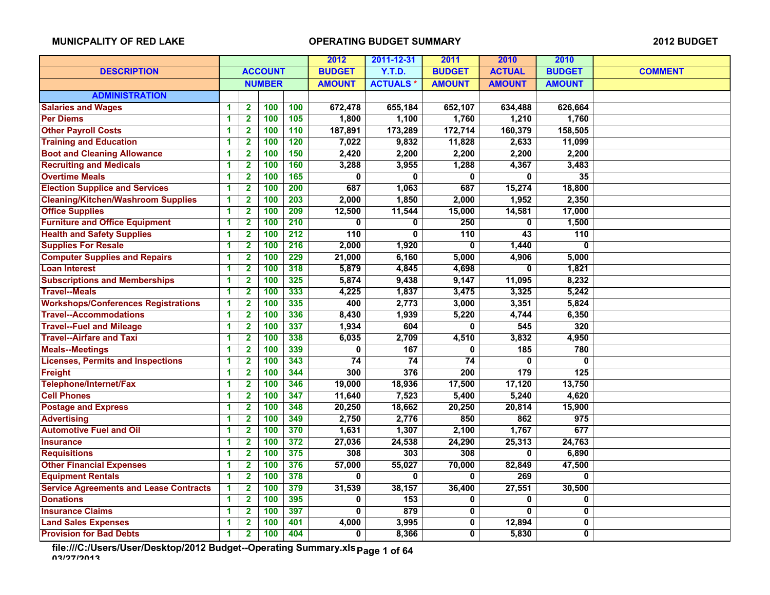MUNICPALITY OF RED LAKE | OPERATING BUDGET SUMMARY | 2012 BUDGET

| DESCRIPTION | ACCOUNT NUMBER | | | | 2012 BUDGET AMOUNT | 2011-12-31 Y.T.D. ACTUALS * | 2011 BUDGET AMOUNT | 2010 ACTUAL AMOUNT | 2010 BUDGET AMOUNT | COMMENT |
|---|---|---|---|---|---|---|---|---|---|---|
| **ADMINISTRATION** | | | | | | | | | | |
| Salaries and Wages | 1 | 2 | 100 | 100 | 672,478 | 655,184 | 652,107 | 634,488 | 626,664 | |
| Per Diems | 1 | 2 | 100 | 105 | 1,800 | 1,100 | 1,760 | 1,210 | 1,760 | |
| Other Payroll Costs | 1 | 2 | 100 | 110 | 187,891 | 173,289 | 172,714 | 160,379 | 158,505 | |
| Training and Education | 1 | 2 | 100 | 120 | 7,022 | 9,832 | 11,828 | 2,633 | 11,099 | |
| Boot and Cleaning Allowance | 1 | 2 | 100 | 150 | 2,420 | 2,200 | 2,200 | 2,200 | 2,200 | |
| Recruiting and Medicals | 1 | 2 | 100 | 160 | 3,288 | 3,955 | 1,288 | 4,367 | 3,483 | |
| Overtime Meals | 1 | 2 | 100 | 165 | 0 | 0 | 0 | 0 | 35 | |
| Election Supplice and Services | 1 | 2 | 100 | 200 | 687 | 1,063 | 687 | 15,274 | 18,800 | |
| Cleaning/Kitchen/Washroom Supplies | 1 | 2 | 100 | 203 | 2,000 | 1,850 | 2,000 | 1,952 | 2,350 | |
| Office Supplies | 1 | 2 | 100 | 209 | 12,500 | 11,544 | 15,000 | 14,581 | 17,000 | |
| Furniture and Office Equipment | 1 | 2 | 100 | 210 | 0 | 0 | 250 | 0 | 1,500 | |
| Health and Safety Supplies | 1 | 2 | 100 | 212 | 110 | 0 | 110 | 43 | 110 | |
| Supplies For Resale | 1 | 2 | 100 | 216 | 2,000 | 1,920 | 0 | 1,440 | 0 | |
| Computer Supplies and Repairs | 1 | 2 | 100 | 229 | 21,000 | 6,160 | 5,000 | 4,906 | 5,000 | |
| Loan Interest | 1 | 2 | 100 | 318 | 5,879 | 4,845 | 4,698 | 0 | 1,821 | |
| Subscriptions and Memberships | 1 | 2 | 100 | 325 | 5,874 | 9,438 | 9,147 | 11,095 | 8,232 | |
| Travel--Meals | 1 | 2 | 100 | 333 | 4,225 | 1,837 | 3,475 | 3,325 | 5,242 | |
| Workshops/Conferences Registrations | 1 | 2 | 100 | 335 | 400 | 2,773 | 3,000 | 3,351 | 5,824 | |
| Travel--Accommodations | 1 | 2 | 100 | 336 | 8,430 | 1,939 | 5,220 | 4,744 | 6,350 | |
| Travel--Fuel and Mileage | 1 | 2 | 100 | 337 | 1,934 | 604 | 0 | 545 | 320 | |
| Travel--Airfare and Taxi | 1 | 2 | 100 | 338 | 6,035 | 2,709 | 4,510 | 3,832 | 4,950 | |
| Meals--Meetings | 1 | 2 | 100 | 339 | 0 | 167 | 0 | 185 | 780 | |
| Licenses, Permits and Inspections | 1 | 2 | 100 | 343 | 74 | 74 | 74 | 0 | 0 | |
| Freight | 1 | 2 | 100 | 344 | 300 | 376 | 200 | 179 | 125 | |
| Telephone/Internet/Fax | 1 | 2 | 100 | 346 | 19,000 | 18,936 | 17,500 | 17,120 | 13,750 | |
| Cell Phones | 1 | 2 | 100 | 347 | 11,640 | 7,523 | 5,400 | 5,240 | 4,620 | |
| Postage and Express | 1 | 2 | 100 | 348 | 20,250 | 18,662 | 20,250 | 20,814 | 15,900 | |
| Advertising | 1 | 2 | 100 | 349 | 2,750 | 2,776 | 850 | 862 | 975 | |
| Automotive Fuel and Oil | 1 | 2 | 100 | 370 | 1,631 | 1,307 | 2,100 | 1,767 | 677 | |
| Insurance | 1 | 2 | 100 | 372 | 27,036 | 24,538 | 24,290 | 25,313 | 24,763 | |
| Requisitions | 1 | 2 | 100 | 375 | 308 | 303 | 308 | 0 | 6,890 | |
| Other Financial Expenses | 1 | 2 | 100 | 376 | 57,000 | 55,027 | 70,000 | 82,849 | 47,500 | |
| Equipment Rentals | 1 | 2 | 100 | 378 | 0 | 0 | 0 | 269 | 0 | |
| Service Agreements and Lease Contracts | 1 | 2 | 100 | 379 | 31,539 | 38,157 | 36,400 | 27,551 | 30,500 | |
| Donations | 1 | 2 | 100 | 395 | 0 | 153 | 0 | 0 | 0 | |
| Insurance Claims | 1 | 2 | 100 | 397 | 0 | 879 | 0 | 0 | 0 | |
| Land Sales Expenses | 1 | 2 | 100 | 401 | 4,000 | 3,995 | 0 | 12,894 | 0 | |
| Provision for Bad Debts | 1 | 2 | 100 | 404 | 0 | 8,366 | 0 | 5,830 | 0 | |

file:///C:/Users/User/Desktop/2012 Budget--Operating Summary.xls
03/27/2013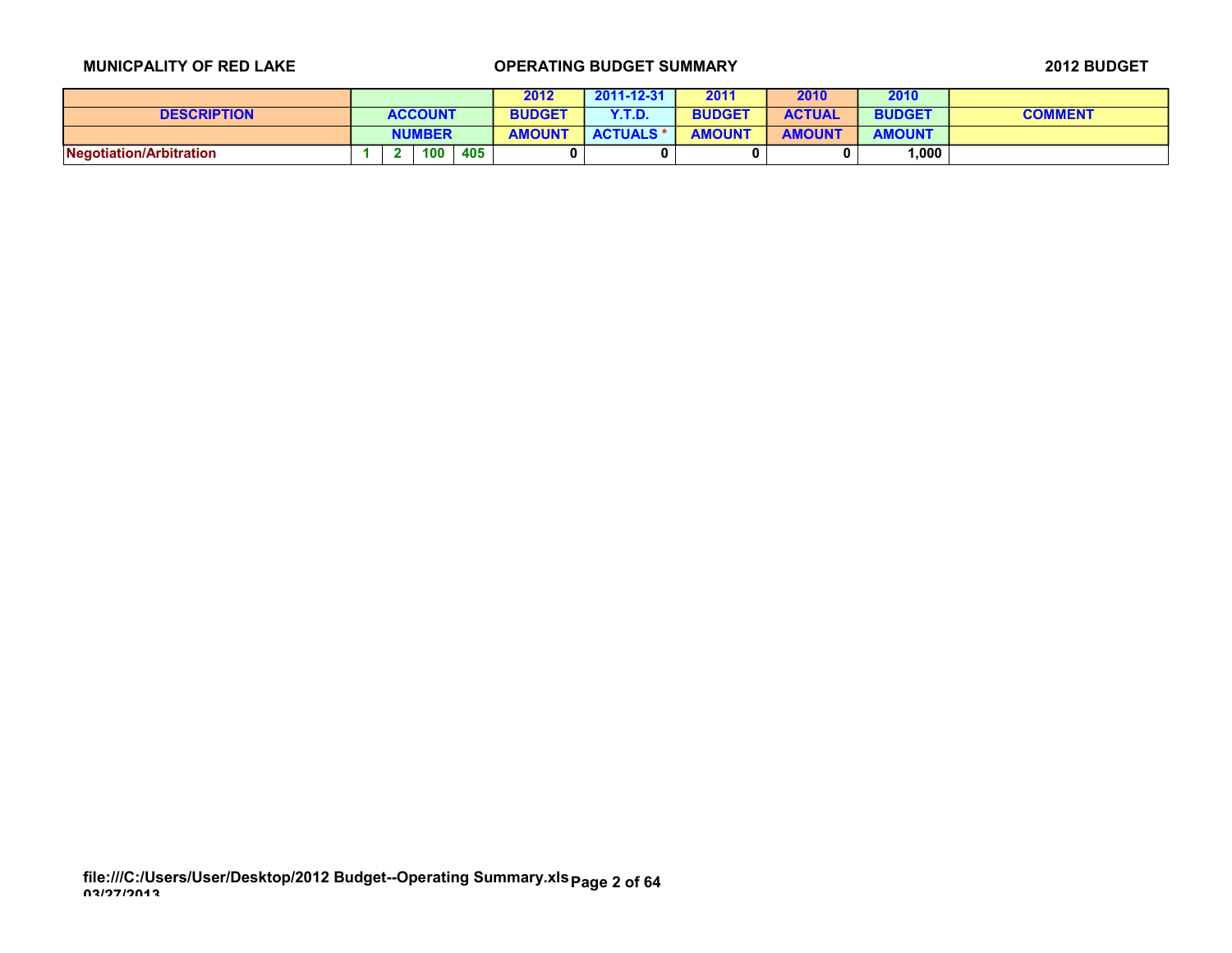MUNICPALITY OF RED LAKE — OPERATING BUDGET SUMMARY — 2012 BUDGET

| DESCRIPTION | ACCOUNT NUMBER | | | | 2012 BUDGET AMOUNT | 2011-12-31 Y.T.D. ACTUALS * | 2011 BUDGET AMOUNT | 2010 ACTUAL AMOUNT | 2010 BUDGET AMOUNT | COMMENT |
|---|---|---|---|---|---|---|---|---|---|---|
| Negotiation/Arbitration | 1 | 2 | 100 | 405 | 0 | 0 | 0 | 0 | 1,000 | |

file:///C:/Users/User/Desktop/2012 Budget--Operating Summary.xls
03/27/2013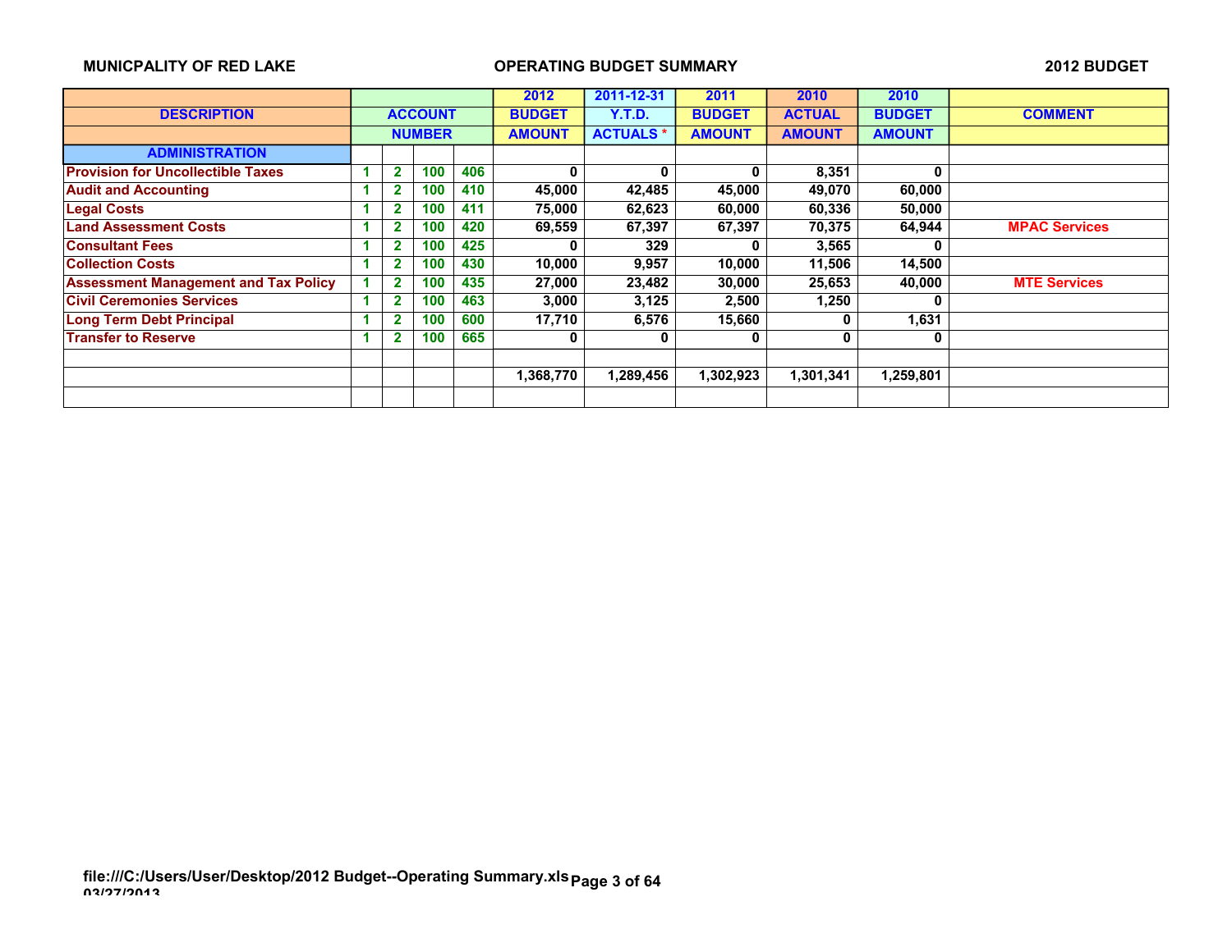MUNICPALITY OF RED LAKE — OPERATING BUDGET SUMMARY — 2012 BUDGET

| DESCRIPTION | ACCOUNT NUMBER | | | | 2012 BUDGET AMOUNT | 2011-12-31 Y.T.D. ACTUALS * | 2011 BUDGET AMOUNT | 2010 ACTUAL AMOUNT | 2010 BUDGET AMOUNT | COMMENT |
|---|---|---|---|---|---|---|---|---|---|---|
| **ADMINISTRATION** | | | | | | | | | | |
| Provision for Uncollectible Taxes | 1 | 2 | 100 | 406 | 0 | 0 | 0 | 8,351 | 0 | |
| Audit and Accounting | 1 | 2 | 100 | 410 | 45,000 | 42,485 | 45,000 | 49,070 | 60,000 | |
| Legal Costs | 1 | 2 | 100 | 411 | 75,000 | 62,623 | 60,000 | 60,336 | 50,000 | |
| Land Assessment Costs | 1 | 2 | 100 | 420 | 69,559 | 67,397 | 67,397 | 70,375 | 64,944 | MPAC Services |
| Consultant Fees | 1 | 2 | 100 | 425 | 0 | 329 | 0 | 3,565 | 0 | |
| Collection Costs | 1 | 2 | 100 | 430 | 10,000 | 9,957 | 10,000 | 11,506 | 14,500 | |
| Assessment Management and Tax Policy | 1 | 2 | 100 | 435 | 27,000 | 23,482 | 30,000 | 25,653 | 40,000 | MTE Services |
| Civil Ceremonies Services | 1 | 2 | 100 | 463 | 3,000 | 3,125 | 2,500 | 1,250 | 0 | |
| Long Term Debt Principal | 1 | 2 | 100 | 600 | 17,710 | 6,576 | 15,660 | 0 | 1,631 | |
| Transfer to Reserve | 1 | 2 | 100 | 665 | 0 | 0 | 0 | 0 | 0 | |
| | | | | | | | | | | |
| | | | | | 1,368,770 | 1,289,456 | 1,302,923 | 1,301,341 | 1,259,801 | |
| | | | | | | | | | | |

file:///C:/Users/User/Desktop/2012 Budget--Operating Summary.xls
03/27/2013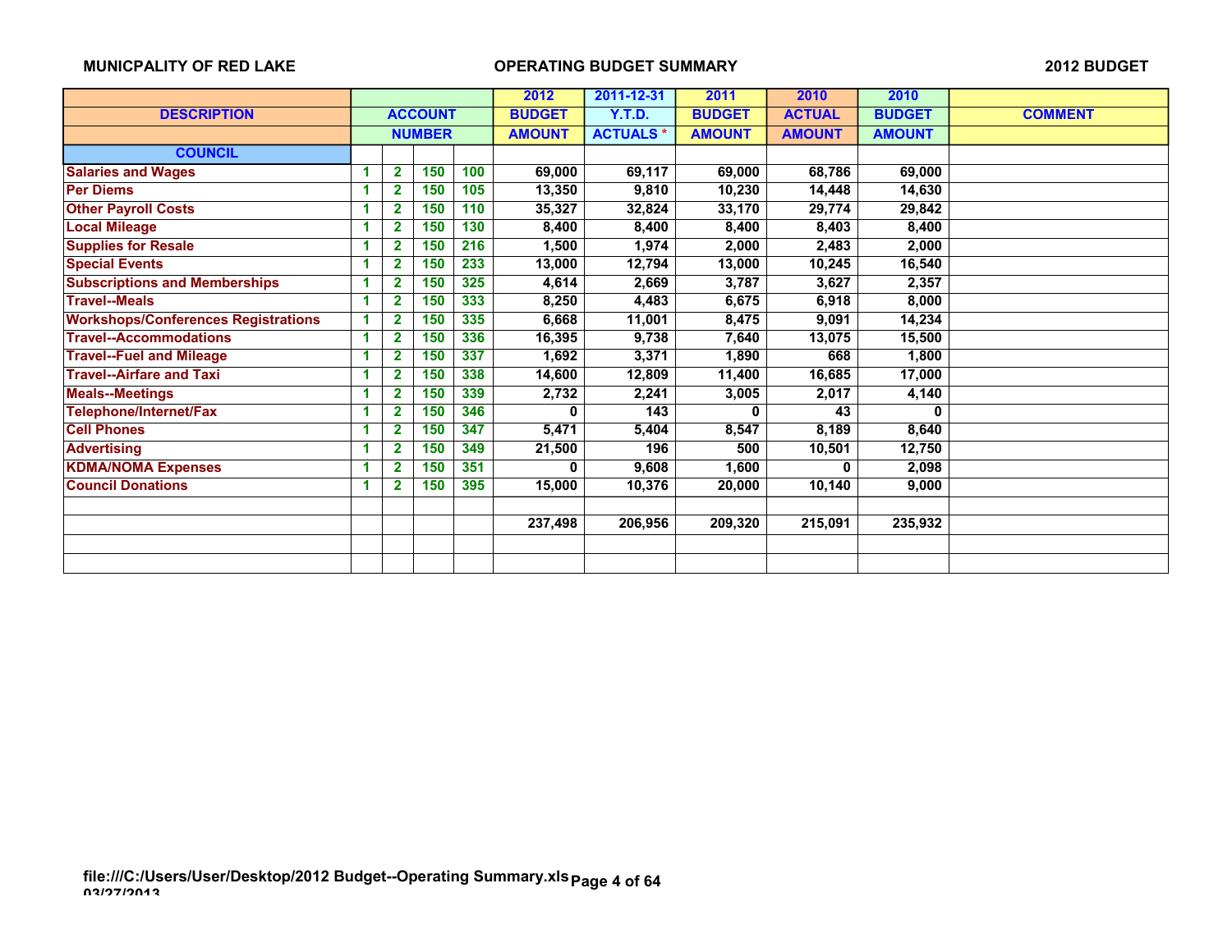MUNICPALITY OF RED LAKE — OPERATING BUDGET SUMMARY — 2012 BUDGET

| DESCRIPTION | ACCOUNT NUMBER | | | | 2012 BUDGET AMOUNT | 2011-12-31 Y.T.D. ACTUALS * | 2011 BUDGET AMOUNT | 2010 ACTUAL AMOUNT | 2010 BUDGET AMOUNT | COMMENT |
|---|---|---|---|---|---|---|---|---|---|---|
| **COUNCIL** | | | | | | | | | | |
| Salaries and Wages | 1 | 2 | 150 | 100 | 69,000 | 69,117 | 69,000 | 68,786 | 69,000 | |
| Per Diems | 1 | 2 | 150 | 105 | 13,350 | 9,810 | 10,230 | 14,448 | 14,630 | |
| Other Payroll Costs | 1 | 2 | 150 | 110 | 35,327 | 32,824 | 33,170 | 29,774 | 29,842 | |
| Local Mileage | 1 | 2 | 150 | 130 | 8,400 | 8,400 | 8,400 | 8,403 | 8,400 | |
| Supplies for Resale | 1 | 2 | 150 | 216 | 1,500 | 1,974 | 2,000 | 2,483 | 2,000 | |
| Special Events | 1 | 2 | 150 | 233 | 13,000 | 12,794 | 13,000 | 10,245 | 16,540 | |
| Subscriptions and Memberships | 1 | 2 | 150 | 325 | 4,614 | 2,669 | 3,787 | 3,627 | 2,357 | |
| Travel--Meals | 1 | 2 | 150 | 333 | 8,250 | 4,483 | 6,675 | 6,918 | 8,000 | |
| Workshops/Conferences Registrations | 1 | 2 | 150 | 335 | 6,668 | 11,001 | 8,475 | 9,091 | 14,234 | |
| Travel--Accommodations | 1 | 2 | 150 | 336 | 16,395 | 9,738 | 7,640 | 13,075 | 15,500 | |
| Travel--Fuel and Mileage | 1 | 2 | 150 | 337 | 1,692 | 3,371 | 1,890 | 668 | 1,800 | |
| Travel--Airfare and Taxi | 1 | 2 | 150 | 338 | 14,600 | 12,809 | 11,400 | 16,685 | 17,000 | |
| Meals--Meetings | 1 | 2 | 150 | 339 | 2,732 | 2,241 | 3,005 | 2,017 | 4,140 | |
| Telephone/Internet/Fax | 1 | 2 | 150 | 346 | 0 | 143 | 0 | 43 | 0 | |
| Cell Phones | 1 | 2 | 150 | 347 | 5,471 | 5,404 | 8,547 | 8,189 | 8,640 | |
| Advertising | 1 | 2 | 150 | 349 | 21,500 | 196 | 500 | 10,501 | 12,750 | |
| KDMA/NOMA Expenses | 1 | 2 | 150 | 351 | 0 | 9,608 | 1,600 | 0 | 2,098 | |
| Council Donations | 1 | 2 | 150 | 395 | 15,000 | 10,376 | 20,000 | 10,140 | 9,000 | |
| | | | | | | | | | | |
| | | | | | 237,498 | 206,956 | 209,320 | 215,091 | 235,932 | |

file:///C:/Users/User/Desktop/2012 Budget--Operating Summary.xls
03/27/2013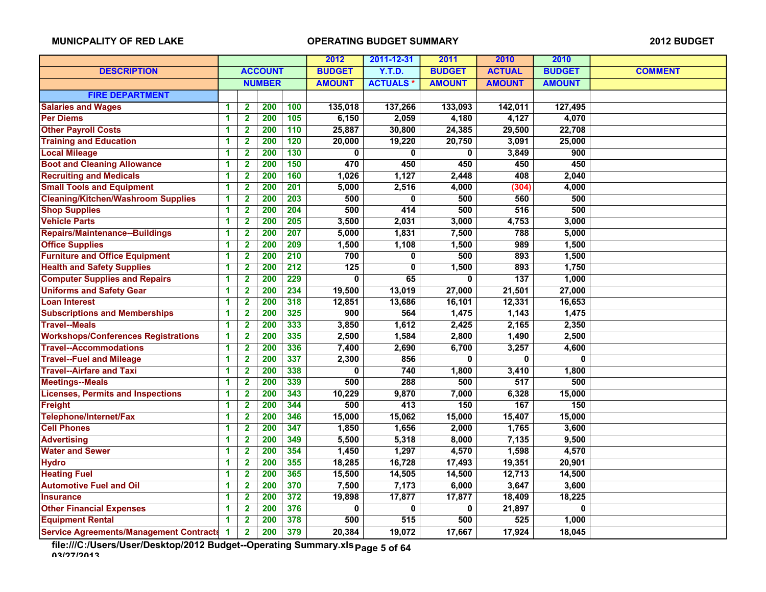MUNICPALITY OF RED LAKE — OPERATING BUDGET SUMMARY — 2012 BUDGET

| DESCRIPTION | ACCOUNT NUMBER | | | | 2012 BUDGET AMOUNT | 2011-12-31 Y.T.D. ACTUALS * | 2011 BUDGET AMOUNT | 2010 ACTUAL AMOUNT | 2010 BUDGET AMOUNT | COMMENT |
|---|---|---|---|---|---|---|---|---|---|---|
| FIRE DEPARTMENT | | | | | | | | | | |
| Salaries and Wages | 1 | 2 | 200 | 100 | 135,018 | 137,266 | 133,093 | 142,011 | 127,495 | |
| Per Diems | 1 | 2 | 200 | 105 | 6,150 | 2,059 | 4,180 | 4,127 | 4,070 | |
| Other Payroll Costs | 1 | 2 | 200 | 110 | 25,887 | 30,800 | 24,385 | 29,500 | 22,708 | |
| Training and Education | 1 | 2 | 200 | 120 | 20,000 | 19,220 | 20,750 | 3,091 | 25,000 | |
| Local Mileage | 1 | 2 | 200 | 130 | 0 | 0 | 0 | 3,849 | 900 | |
| Boot and Cleaning Allowance | 1 | 2 | 200 | 150 | 470 | 450 | 450 | 450 | 450 | |
| Recruiting and Medicals | 1 | 2 | 200 | 160 | 1,026 | 1,127 | 2,448 | 408 | 2,040 | |
| Small Tools and Equipment | 1 | 2 | 200 | 201 | 5,000 | 2,516 | 4,000 | (304) | 4,000 | |
| Cleaning/Kitchen/Washroom Supplies | 1 | 2 | 200 | 203 | 500 | 0 | 500 | 560 | 500 | |
| Shop Supplies | 1 | 2 | 200 | 204 | 500 | 414 | 500 | 516 | 500 | |
| Vehicle Parts | 1 | 2 | 200 | 205 | 3,500 | 2,031 | 3,000 | 4,753 | 3,000 | |
| Repairs/Maintenance--Buildings | 1 | 2 | 200 | 207 | 5,000 | 1,831 | 7,500 | 788 | 5,000 | |
| Office Supplies | 1 | 2 | 200 | 209 | 1,500 | 1,108 | 1,500 | 989 | 1,500 | |
| Furniture and Office Equipment | 1 | 2 | 200 | 210 | 700 | 0 | 500 | 893 | 1,500 | |
| Health and Safety Supplies | 1 | 2 | 200 | 212 | 125 | 0 | 1,500 | 893 | 1,750 | |
| Computer Supplies and Repairs | 1 | 2 | 200 | 229 | 0 | 65 | 0 | 137 | 1,000 | |
| Uniforms and Safety Gear | 1 | 2 | 200 | 234 | 19,500 | 13,019 | 27,000 | 21,501 | 27,000 | |
| Loan Interest | 1 | 2 | 200 | 318 | 12,851 | 13,686 | 16,101 | 12,331 | 16,653 | |
| Subscriptions and Memberships | 1 | 2 | 200 | 325 | 900 | 564 | 1,475 | 1,143 | 1,475 | |
| Travel--Meals | 1 | 2 | 200 | 333 | 3,850 | 1,612 | 2,425 | 2,165 | 2,350 | |
| Workshops/Conferences Registrations | 1 | 2 | 200 | 335 | 2,500 | 1,584 | 2,800 | 1,490 | 2,500 | |
| Travel--Accommodations | 1 | 2 | 200 | 336 | 7,400 | 2,690 | 6,700 | 3,257 | 4,600 | |
| Travel--Fuel and Mileage | 1 | 2 | 200 | 337 | 2,300 | 856 | 0 | 0 | 0 | |
| Travel--Airfare and Taxi | 1 | 2 | 200 | 338 | 0 | 740 | 1,800 | 3,410 | 1,800 | |
| Meetings--Meals | 1 | 2 | 200 | 339 | 500 | 288 | 500 | 517 | 500 | |
| Licenses, Permits and Inspections | 1 | 2 | 200 | 343 | 10,229 | 9,870 | 7,000 | 6,328 | 15,000 | |
| Freight | 1 | 2 | 200 | 344 | 500 | 413 | 150 | 167 | 150 | |
| Telephone/Internet/Fax | 1 | 2 | 200 | 346 | 15,000 | 15,062 | 15,000 | 15,407 | 15,000 | |
| Cell Phones | 1 | 2 | 200 | 347 | 1,850 | 1,656 | 2,000 | 1,765 | 3,600 | |
| Advertising | 1 | 2 | 200 | 349 | 5,500 | 5,318 | 8,000 | 7,135 | 9,500 | |
| Water and Sewer | 1 | 2 | 200 | 354 | 1,450 | 1,297 | 4,570 | 1,598 | 4,570 | |
| Hydro | 1 | 2 | 200 | 355 | 18,285 | 16,728 | 17,493 | 19,351 | 20,901 | |
| Heating Fuel | 1 | 2 | 200 | 365 | 15,500 | 14,505 | 14,500 | 12,713 | 14,500 | |
| Automotive Fuel and Oil | 1 | 2 | 200 | 370 | 7,500 | 7,173 | 6,000 | 3,647 | 3,600 | |
| Insurance | 1 | 2 | 200 | 372 | 19,898 | 17,877 | 17,877 | 18,409 | 18,225 | |
| Other Financial Expenses | 1 | 2 | 200 | 376 | 0 | 0 | 0 | 21,897 | 0 | |
| Equipment Rental | 1 | 2 | 200 | 378 | 500 | 515 | 500 | 525 | 1,000 | |
| Service Agreements/Management Contracts | 1 | 2 | 200 | 379 | 20,384 | 19,072 | 17,667 | 17,924 | 18,045 | |

file:///C:/Users/User/Desktop/2012 Budget--Operating Summary.xls
03/27/2013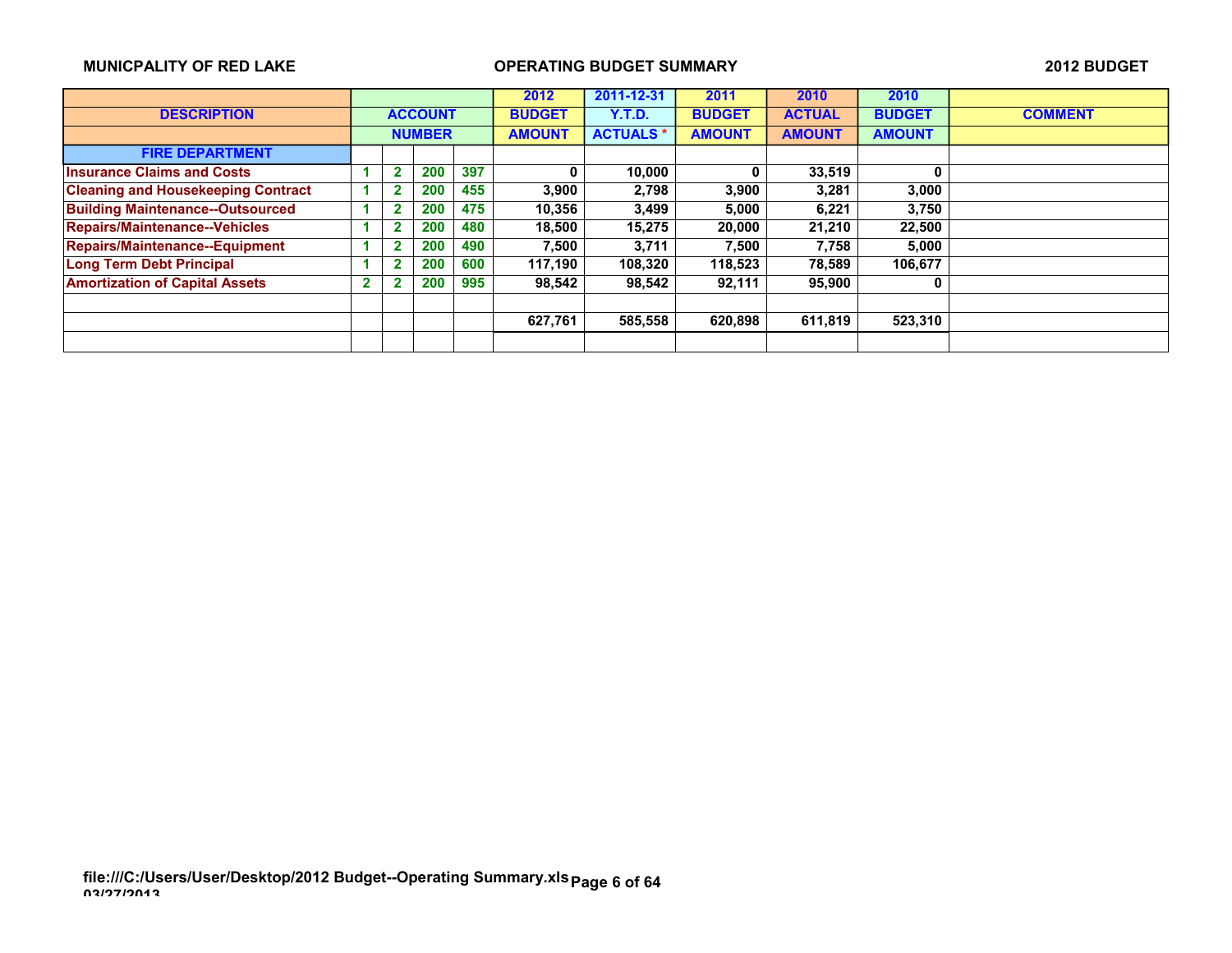MUNICPALITY OF RED LAKE — OPERATING BUDGET SUMMARY — 2012 BUDGET

| DESCRIPTION | ACCOUNT NUMBER | | | | 2012 BUDGET AMOUNT | 2011-12-31 Y.T.D. ACTUALS * | 2011 BUDGET AMOUNT | 2010 ACTUAL AMOUNT | 2010 BUDGET AMOUNT | COMMENT |
|---|---|---|---|---|---|---|---|---|---|---|
| **FIRE DEPARTMENT** | | | | | | | | | | |
| Insurance Claims and Costs | 1 | 2 | 200 | 397 | 0 | 10,000 | 0 | 33,519 | 0 | |
| Cleaning and Housekeeping Contract | 1 | 2 | 200 | 455 | 3,900 | 2,798 | 3,900 | 3,281 | 3,000 | |
| Building Maintenance--Outsourced | 1 | 2 | 200 | 475 | 10,356 | 3,499 | 5,000 | 6,221 | 3,750 | |
| Repairs/Maintenance--Vehicles | 1 | 2 | 200 | 480 | 18,500 | 15,275 | 20,000 | 21,210 | 22,500 | |
| Repairs/Maintenance--Equipment | 1 | 2 | 200 | 490 | 7,500 | 3,711 | 7,500 | 7,758 | 5,000 | |
| Long Term Debt Principal | 1 | 2 | 200 | 600 | 117,190 | 108,320 | 118,523 | 78,589 | 106,677 | |
| Amortization of Capital Assets | 2 | 2 | 200 | 995 | 98,542 | 98,542 | 92,111 | 95,900 | 0 | |
| | | | | | | | | | | |
| | | | | | 627,761 | 585,558 | 620,898 | 611,819 | 523,310 | |

file:///C:/Users/User/Desktop/2012 Budget--Operating Summary.xls
03/27/2013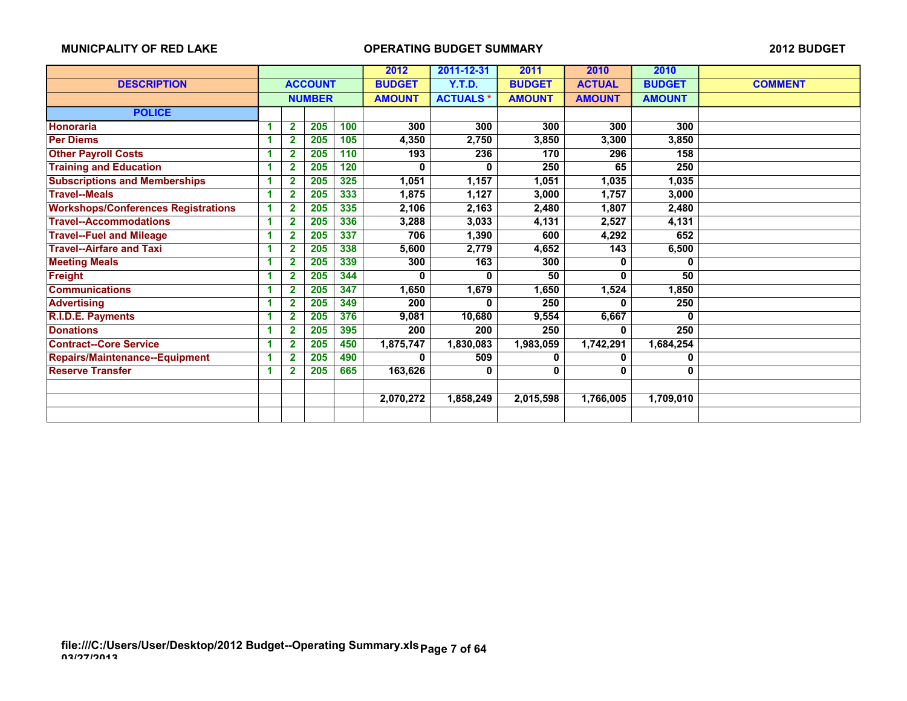**MUNICPALITY OF RED LAKE** **OPERATING BUDGET SUMMARY** **2012 BUDGET**

| DESCRIPTION | ACCOUNT NUMBER | | | | 2012 BUDGET AMOUNT | 2011-12-31 Y.T.D. ACTUALS * | 2011 BUDGET AMOUNT | 2010 ACTUAL AMOUNT | 2010 BUDGET AMOUNT | COMMENT |
|---|---|---|---|---|---|---|---|---|---|---|
| **POLICE** | | | | | | | | | | |
| Honoraria | 1 | 2 | 205 | 100 | 300 | 300 | 300 | 300 | 300 | |
| Per Diems | 1 | 2 | 205 | 105 | 4,350 | 2,750 | 3,850 | 3,300 | 3,850 | |
| Other Payroll Costs | 1 | 2 | 205 | 110 | 193 | 236 | 170 | 296 | 158 | |
| Training and Education | 1 | 2 | 205 | 120 | 0 | 0 | 250 | 65 | 250 | |
| Subscriptions and Memberships | 1 | 2 | 205 | 325 | 1,051 | 1,157 | 1,051 | 1,035 | 1,035 | |
| Travel--Meals | 1 | 2 | 205 | 333 | 1,875 | 1,127 | 3,000 | 1,757 | 3,000 | |
| Workshops/Conferences Registrations | 1 | 2 | 205 | 335 | 2,106 | 2,163 | 2,480 | 1,807 | 2,480 | |
| Travel--Accommodations | 1 | 2 | 205 | 336 | 3,288 | 3,033 | 4,131 | 2,527 | 4,131 | |
| Travel--Fuel and Mileage | 1 | 2 | 205 | 337 | 706 | 1,390 | 600 | 4,292 | 652 | |
| Travel--Airfare and Taxi | 1 | 2 | 205 | 338 | 5,600 | 2,779 | 4,652 | 143 | 6,500 | |
| Meeting Meals | 1 | 2 | 205 | 339 | 300 | 163 | 300 | 0 | 0 | |
| Freight | 1 | 2 | 205 | 344 | 0 | 0 | 50 | 0 | 50 | |
| Communications | 1 | 2 | 205 | 347 | 1,650 | 1,679 | 1,650 | 1,524 | 1,850 | |
| Advertising | 1 | 2 | 205 | 349 | 200 | 0 | 250 | 0 | 250 | |
| R.I.D.E. Payments | 1 | 2 | 205 | 376 | 9,081 | 10,680 | 9,554 | 6,667 | 0 | |
| Donations | 1 | 2 | 205 | 395 | 200 | 200 | 250 | 0 | 250 | |
| Contract--Core Service | 1 | 2 | 205 | 450 | 1,875,747 | 1,830,083 | 1,983,059 | 1,742,291 | 1,684,254 | |
| Repairs/Maintenance--Equipment | 1 | 2 | 205 | 490 | 0 | 509 | 0 | 0 | 0 | |
| Reserve Transfer | 1 | 2 | 205 | 665 | 163,626 | 0 | 0 | 0 | 0 | |
| | | | | | | | | | | |
| | | | | | 2,070,272 | 1,858,249 | 2,015,598 | 1,766,005 | 1,709,010 | |
| | | | | | | | | | | |

file:///C:/Users/User/Desktop/2012 Budget--Operating Summary.xls
03/27/2013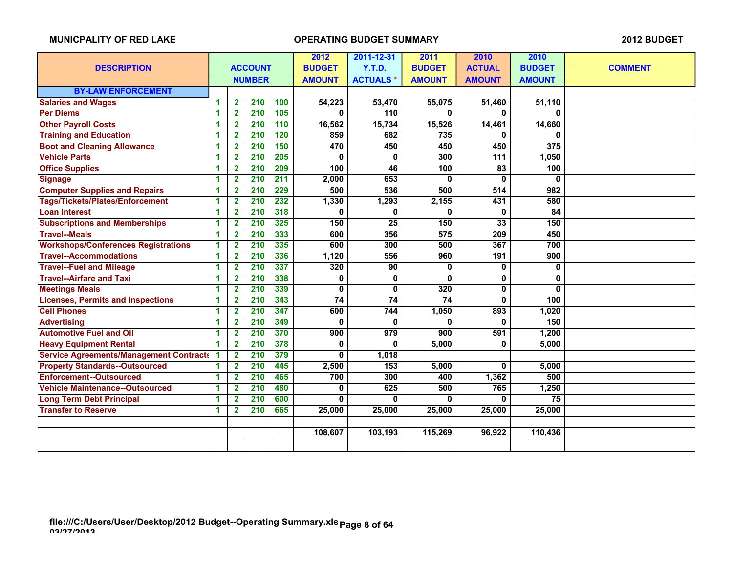MUNICPALITY OF RED LAKE | OPERATING BUDGET SUMMARY | 2012 BUDGET

| DESCRIPTION | ACCOUNT NUMBER | | | | 2012 BUDGET AMOUNT | 2011-12-31 Y.T.D. ACTUALS * | 2011 BUDGET AMOUNT | 2010 ACTUAL AMOUNT | 2010 BUDGET AMOUNT | COMMENT |
|---|---|---|---|---|---|---|---|---|---|---|
| **BY-LAW ENFORCEMENT** | | | | | | | | | | |
| Salaries and Wages | 1 | 2 | 210 | 100 | 54,223 | 53,470 | 55,075 | 51,460 | 51,110 | |
| Per Diems | 1 | 2 | 210 | 105 | 0 | 110 | 0 | 0 | 0 | |
| Other Payroll Costs | 1 | 2 | 210 | 110 | 16,562 | 15,734 | 15,526 | 14,461 | 14,660 | |
| Training and Education | 1 | 2 | 210 | 120 | 859 | 682 | 735 | 0 | 0 | |
| Boot and Cleaning Allowance | 1 | 2 | 210 | 150 | 470 | 450 | 450 | 450 | 375 | |
| Vehicle Parts | 1 | 2 | 210 | 205 | 0 | 0 | 300 | 111 | 1,050 | |
| Office Supplies | 1 | 2 | 210 | 209 | 100 | 46 | 100 | 83 | 100 | |
| Signage | 1 | 2 | 210 | 211 | 2,000 | 653 | 0 | 0 | 0 | |
| Computer Supplies and Repairs | 1 | 2 | 210 | 229 | 500 | 536 | 500 | 514 | 982 | |
| Tags/Tickets/Plates/Enforcement | 1 | 2 | 210 | 232 | 1,330 | 1,293 | 2,155 | 431 | 580 | |
| Loan Interest | 1 | 2 | 210 | 318 | 0 | 0 | 0 | 0 | 84 | |
| Subscriptions and Memberships | 1 | 2 | 210 | 325 | 150 | 25 | 150 | 33 | 150 | |
| Travel--Meals | 1 | 2 | 210 | 333 | 600 | 356 | 575 | 209 | 450 | |
| Workshops/Conferences Registrations | 1 | 2 | 210 | 335 | 600 | 300 | 500 | 367 | 700 | |
| Travel--Accommodations | 1 | 2 | 210 | 336 | 1,120 | 556 | 960 | 191 | 900 | |
| Travel--Fuel and Mileage | 1 | 2 | 210 | 337 | 320 | 90 | 0 | 0 | 0 | |
| Travel--Airfare and Taxi | 1 | 2 | 210 | 338 | 0 | 0 | 0 | 0 | 0 | |
| Meetings Meals | 1 | 2 | 210 | 339 | 0 | 0 | 320 | 0 | 0 | |
| Licenses, Permits and Inspections | 1 | 2 | 210 | 343 | 74 | 74 | 74 | 0 | 100 | |
| Cell Phones | 1 | 2 | 210 | 347 | 600 | 744 | 1,050 | 893 | 1,020 | |
| Advertising | 1 | 2 | 210 | 349 | 0 | 0 | 0 | 0 | 150 | |
| Automotive Fuel and Oil | 1 | 2 | 210 | 370 | 900 | 979 | 900 | 591 | 1,200 | |
| Heavy Equipment Rental | 1 | 2 | 210 | 378 | 0 | 0 | 5,000 | 0 | 5,000 | |
| Service Agreements/Management Contracts | 1 | 2 | 210 | 379 | 0 | 1,018 | | | | |
| Property Standards--Outsourced | 1 | 2 | 210 | 445 | 2,500 | 153 | 5,000 | 0 | 5,000 | |
| Enforcement--Outsourced | 1 | 2 | 210 | 465 | 700 | 300 | 400 | 1,362 | 500 | |
| Vehicle Maintenance--Outsourced | 1 | 2 | 210 | 480 | 0 | 625 | 500 | 765 | 1,250 | |
| Long Term Debt Principal | 1 | 2 | 210 | 600 | 0 | 0 | 0 | 0 | 75 | |
| Transfer to Reserve | 1 | 2 | 210 | 665 | 25,000 | 25,000 | 25,000 | 25,000 | 25,000 | |
| | | | | | | | | | | |
| | | | | | 108,607 | 103,193 | 115,269 | 96,922 | 110,436 | |
| | | | | | | | | | | |

file:///C:/Users/User/Desktop/2012 Budget--Operating Summary.xls
03/27/2013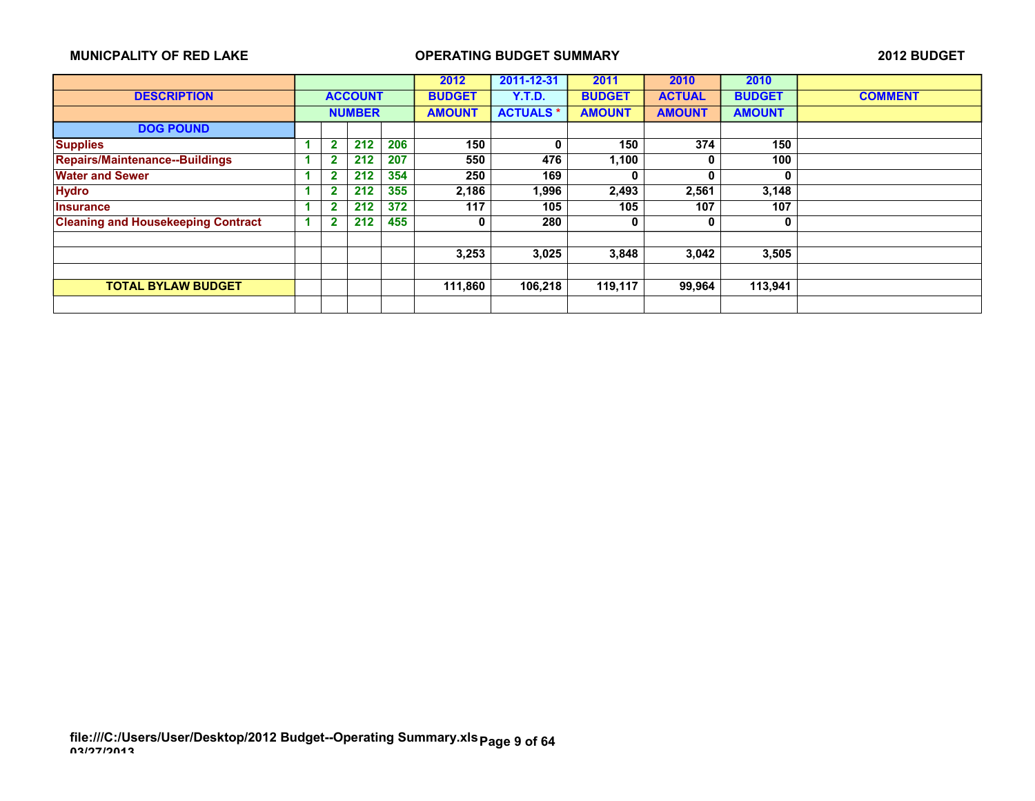MUNICPALITY OF RED LAKE — OPERATING BUDGET SUMMARY — 2012 BUDGET

| DESCRIPTION | ACCOUNT NUMBER | | | | 2012 BUDGET AMOUNT | 2011-12-31 Y.T.D. ACTUALS * | 2011 BUDGET AMOUNT | 2010 ACTUAL AMOUNT | 2010 BUDGET AMOUNT | COMMENT |
|---|---|---|---|---|---|---|---|---|---|---|
| **DOG POUND** | | | | | | | | | | |
| Supplies | 1 | 2 | 212 | 206 | 150 | 0 | 150 | 374 | 150 | |
| Repairs/Maintenance--Buildings | 1 | 2 | 212 | 207 | 550 | 476 | 1,100 | 0 | 100 | |
| Water and Sewer | 1 | 2 | 212 | 354 | 250 | 169 | 0 | 0 | 0 | |
| Hydro | 1 | 2 | 212 | 355 | 2,186 | 1,996 | 2,493 | 2,561 | 3,148 | |
| Insurance | 1 | 2 | 212 | 372 | 117 | 105 | 105 | 107 | 107 | |
| Cleaning and Housekeeping Contract | 1 | 2 | 212 | 455 | 0 | 280 | 0 | 0 | 0 | |
| | | | | | | | | | | |
| | | | | | 3,253 | 3,025 | 3,848 | 3,042 | 3,505 | |
| | | | | | | | | | | |
| **TOTAL BYLAW BUDGET** | | | | | 111,860 | 106,218 | 119,117 | 99,964 | 113,941 | |

file:///C:/Users/User/Desktop/2012 Budget--Operating Summary.xls
03/27/2013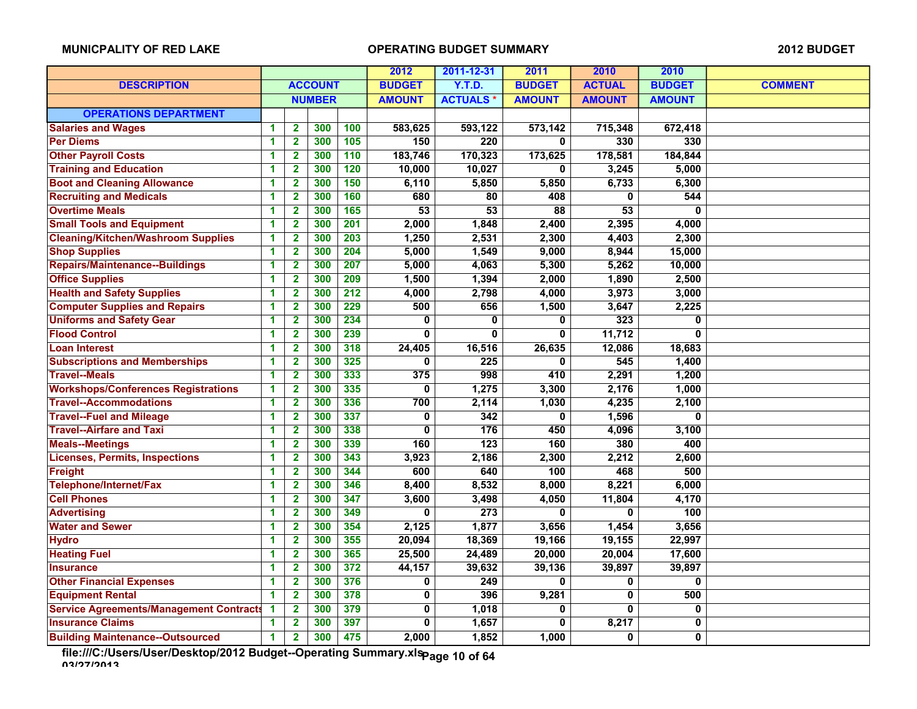MUNICPALITY OF RED LAKE — OPERATING BUDGET SUMMARY — 2012 BUDGET

| DESCRIPTION | ACCOUNT NUMBER | | | | 2012 BUDGET AMOUNT | 2011-12-31 Y.T.D. ACTUALS * | 2011 BUDGET AMOUNT | 2010 ACTUAL AMOUNT | 2010 BUDGET AMOUNT | COMMENT |
|---|---|---|---|---|---|---|---|---|---|---|
| **OPERATIONS DEPARTMENT** | | | | | | | | | | |
| Salaries and Wages | 1 | 2 | 300 | 100 | 583,625 | 593,122 | 573,142 | 715,348 | 672,418 | |
| Per Diems | 1 | 2 | 300 | 105 | 150 | 220 | 0 | 330 | 330 | |
| Other Payroll Costs | 1 | 2 | 300 | 110 | 183,746 | 170,323 | 173,625 | 178,581 | 184,844 | |
| Training and Education | 1 | 2 | 300 | 120 | 10,000 | 10,027 | 0 | 3,245 | 5,000 | |
| Boot and Cleaning Allowance | 1 | 2 | 300 | 150 | 6,110 | 5,850 | 5,850 | 6,733 | 6,300 | |
| Recruiting and Medicals | 1 | 2 | 300 | 160 | 680 | 80 | 408 | 0 | 544 | |
| Overtime Meals | 1 | 2 | 300 | 165 | 53 | 53 | 88 | 53 | 0 | |
| Small Tools and Equipment | 1 | 2 | 300 | 201 | 2,000 | 1,848 | 2,400 | 2,395 | 4,000 | |
| Cleaning/Kitchen/Washroom Supplies | 1 | 2 | 300 | 203 | 1,250 | 2,531 | 2,300 | 4,403 | 2,300 | |
| Shop Supplies | 1 | 2 | 300 | 204 | 5,000 | 1,549 | 9,000 | 8,944 | 15,000 | |
| Repairs/Maintenance--Buildings | 1 | 2 | 300 | 207 | 5,000 | 4,063 | 5,300 | 5,262 | 10,000 | |
| Office Supplies | 1 | 2 | 300 | 209 | 1,500 | 1,394 | 2,000 | 1,890 | 2,500 | |
| Health and Safety Supplies | 1 | 2 | 300 | 212 | 4,000 | 2,798 | 4,000 | 3,973 | 3,000 | |
| Computer Supplies and Repairs | 1 | 2 | 300 | 229 | 500 | 656 | 1,500 | 3,647 | 2,225 | |
| Uniforms and Safety Gear | 1 | 2 | 300 | 234 | 0 | 0 | 0 | 323 | 0 | |
| Flood Control | 1 | 2 | 300 | 239 | 0 | 0 | 0 | 11,712 | 0 | |
| Loan Interest | 1 | 2 | 300 | 318 | 24,405 | 16,516 | 26,635 | 12,086 | 18,683 | |
| Subscriptions and Memberships | 1 | 2 | 300 | 325 | 0 | 225 | 0 | 545 | 1,400 | |
| Travel--Meals | 1 | 2 | 300 | 333 | 375 | 998 | 410 | 2,291 | 1,200 | |
| Workshops/Conferences Registrations | 1 | 2 | 300 | 335 | 0 | 1,275 | 3,300 | 2,176 | 1,000 | |
| Travel--Accommodations | 1 | 2 | 300 | 336 | 700 | 2,114 | 1,030 | 4,235 | 2,100 | |
| Travel--Fuel and Mileage | 1 | 2 | 300 | 337 | 0 | 342 | 0 | 1,596 | 0 | |
| Travel--Airfare and Taxi | 1 | 2 | 300 | 338 | 0 | 176 | 450 | 4,096 | 3,100 | |
| Meals--Meetings | 1 | 2 | 300 | 339 | 160 | 123 | 160 | 380 | 400 | |
| Licenses, Permits, Inspections | 1 | 2 | 300 | 343 | 3,923 | 2,186 | 2,300 | 2,212 | 2,600 | |
| Freight | 1 | 2 | 300 | 344 | 600 | 640 | 100 | 468 | 500 | |
| Telephone/Internet/Fax | 1 | 2 | 300 | 346 | 8,400 | 8,532 | 8,000 | 8,221 | 6,000 | |
| Cell Phones | 1 | 2 | 300 | 347 | 3,600 | 3,498 | 4,050 | 11,804 | 4,170 | |
| Advertising | 1 | 2 | 300 | 349 | 0 | 273 | 0 | 0 | 100 | |
| Water and Sewer | 1 | 2 | 300 | 354 | 2,125 | 1,877 | 3,656 | 1,454 | 3,656 | |
| Hydro | 1 | 2 | 300 | 355 | 20,094 | 18,369 | 19,166 | 19,155 | 22,997 | |
| Heating Fuel | 1 | 2 | 300 | 365 | 25,500 | 24,489 | 20,000 | 20,004 | 17,600 | |
| Insurance | 1 | 2 | 300 | 372 | 44,157 | 39,632 | 39,136 | 39,897 | 39,897 | |
| Other Financial Expenses | 1 | 2 | 300 | 376 | 0 | 249 | 0 | 0 | 0 | |
| Equipment Rental | 1 | 2 | 300 | 378 | 0 | 396 | 9,281 | 0 | 500 | |
| Service Agreements/Management Contracts | 1 | 2 | 300 | 379 | 0 | 1,018 | 0 | 0 | 0 | |
| Insurance Claims | 1 | 2 | 300 | 397 | 0 | 1,657 | 0 | 8,217 | 0 | |
| Building Maintenance--Outsourced | 1 | 2 | 300 | 475 | 2,000 | 1,852 | 1,000 | 0 | 0 | |

file:///C:/Users/User/Desktop/2012 Budget--Operating Summary.xls
03/27/2013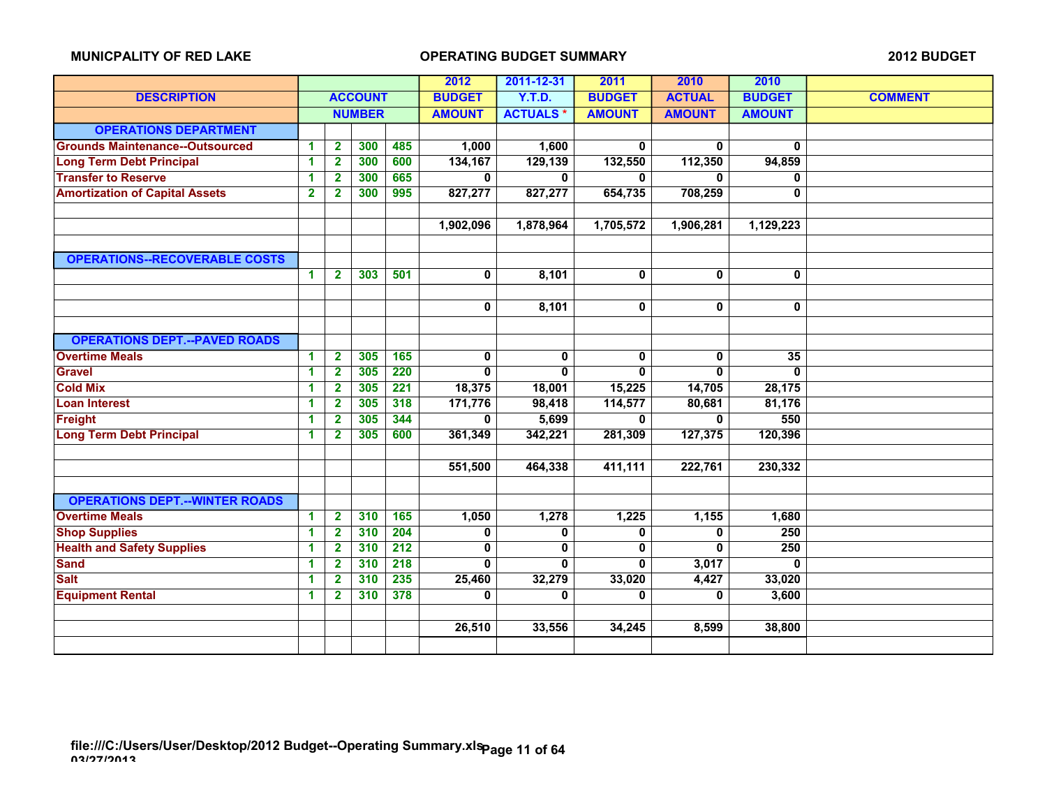**MUNICPALITY OF RED LAKE** — **OPERATING BUDGET SUMMARY** — **2012 BUDGET**

| DESCRIPTION | ACCOUNT NUMBER | | | | 2012 BUDGET AMOUNT | 2011-12-31 Y.T.D. ACTUALS * | 2011 BUDGET AMOUNT | 2010 ACTUAL AMOUNT | 2010 BUDGET AMOUNT | COMMENT |
|---|---|---|---|---|---|---|---|---|---|---|
| **OPERATIONS DEPARTMENT** | | | | | | | | | | |
| Grounds Maintenance--Outsourced | 1 | 2 | 300 | 485 | 1,000 | 1,600 | 0 | 0 | 0 | |
| Long Term Debt Principal | 1 | 2 | 300 | 600 | 134,167 | 129,139 | 132,550 | 112,350 | 94,859 | |
| Transfer to Reserve | 1 | 2 | 300 | 665 | 0 | 0 | 0 | 0 | 0 | |
| Amortization of Capital Assets | 2 | 2 | 300 | 995 | 827,277 | 827,277 | 654,735 | 708,259 | 0 | |
| | | | | | | | | | | |
| | | | | | 1,902,096 | 1,878,964 | 1,705,572 | 1,906,281 | 1,129,223 | |
| | | | | | | | | | | |
| **OPERATIONS--RECOVERABLE COSTS** | | | | | | | | | | |
| | 1 | 2 | 303 | 501 | 0 | 8,101 | 0 | 0 | 0 | |
| | | | | | | | | | | |
| | | | | | 0 | 8,101 | 0 | 0 | 0 | |
| | | | | | | | | | | |
| **OPERATIONS DEPT.--PAVED ROADS** | | | | | | | | | | |
| Overtime Meals | 1 | 2 | 305 | 165 | 0 | 0 | 0 | 0 | 35 | |
| Gravel | 1 | 2 | 305 | 220 | 0 | 0 | 0 | 0 | 0 | |
| Cold Mix | 1 | 2 | 305 | 221 | 18,375 | 18,001 | 15,225 | 14,705 | 28,175 | |
| Loan Interest | 1 | 2 | 305 | 318 | 171,776 | 98,418 | 114,577 | 80,681 | 81,176 | |
| Freight | 1 | 2 | 305 | 344 | 0 | 5,699 | 0 | 0 | 550 | |
| Long Term Debt Principal | 1 | 2 | 305 | 600 | 361,349 | 342,221 | 281,309 | 127,375 | 120,396 | |
| | | | | | | | | | | |
| | | | | | 551,500 | 464,338 | 411,111 | 222,761 | 230,332 | |
| | | | | | | | | | | |
| **OPERATIONS DEPT.--WINTER ROADS** | | | | | | | | | | |
| Overtime Meals | 1 | 2 | 310 | 165 | 1,050 | 1,278 | 1,225 | 1,155 | 1,680 | |
| Shop Supplies | 1 | 2 | 310 | 204 | 0 | 0 | 0 | 0 | 250 | |
| Health and Safety Supplies | 1 | 2 | 310 | 212 | 0 | 0 | 0 | 0 | 250 | |
| Sand | 1 | 2 | 310 | 218 | 0 | 0 | 0 | 3,017 | 0 | |
| Salt | 1 | 2 | 310 | 235 | 25,460 | 32,279 | 33,020 | 4,427 | 33,020 | |
| Equipment Rental | 1 | 2 | 310 | 378 | 0 | 0 | 0 | 0 | 3,600 | |
| | | | | | | | | | | |
| | | | | | 26,510 | 33,556 | 34,245 | 8,599 | 38,800 | |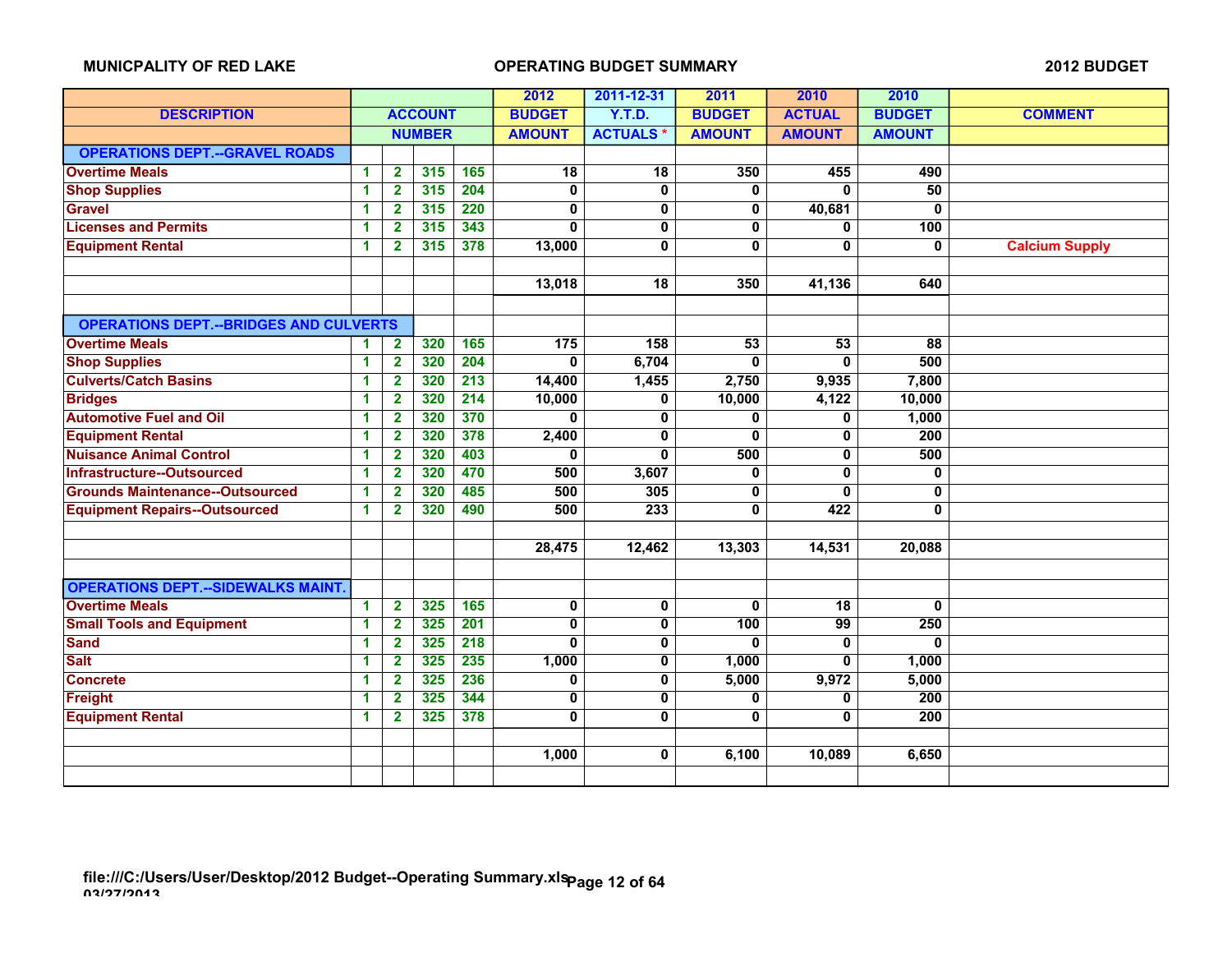MUNICPALITY OF RED LAKE — OPERATING BUDGET SUMMARY — 2012 BUDGET

| DESCRIPTION | ACCOUNT NUMBER | | | | 2012 BUDGET AMOUNT | 2011-12-31 Y.T.D. ACTUALS * | 2011 BUDGET AMOUNT | 2010 ACTUAL AMOUNT | 2010 BUDGET AMOUNT | COMMENT |
|---|---|---|---|---|---|---|---|---|---|---|
| **OPERATIONS DEPT.--GRAVEL ROADS** | | | | | | | | | | |
| Overtime Meals | 1 | 2 | 315 | 165 | 18 | 18 | 350 | 455 | 490 | |
| Shop Supplies | 1 | 2 | 315 | 204 | 0 | 0 | 0 | 0 | 50 | |
| Gravel | 1 | 2 | 315 | 220 | 0 | 0 | 0 | 40,681 | 0 | |
| Licenses and Permits | 1 | 2 | 315 | 343 | 0 | 0 | 0 | 0 | 100 | |
| Equipment Rental | 1 | 2 | 315 | 378 | 13,000 | 0 | 0 | 0 | 0 | Calcium Supply |
| | | | | | | | | | | |
| | | | | | 13,018 | 18 | 350 | 41,136 | 640 | |
| | | | | | | | | | | |
| **OPERATIONS DEPT.--BRIDGES AND CULVERTS** | | | | | | | | | | |
| Overtime Meals | 1 | 2 | 320 | 165 | 175 | 158 | 53 | 53 | 88 | |
| Shop Supplies | 1 | 2 | 320 | 204 | 0 | 6,704 | 0 | 0 | 500 | |
| Culverts/Catch Basins | 1 | 2 | 320 | 213 | 14,400 | 1,455 | 2,750 | 9,935 | 7,800 | |
| Bridges | 1 | 2 | 320 | 214 | 10,000 | 0 | 10,000 | 4,122 | 10,000 | |
| Automotive Fuel and Oil | 1 | 2 | 320 | 370 | 0 | 0 | 0 | 0 | 1,000 | |
| Equipment Rental | 1 | 2 | 320 | 378 | 2,400 | 0 | 0 | 0 | 200 | |
| Nuisance Animal Control | 1 | 2 | 320 | 403 | 0 | 0 | 500 | 0 | 500 | |
| Infrastructure--Outsourced | 1 | 2 | 320 | 470 | 500 | 3,607 | 0 | 0 | 0 | |
| Grounds Maintenance--Outsourced | 1 | 2 | 320 | 485 | 500 | 305 | 0 | 0 | 0 | |
| Equipment Repairs--Outsourced | 1 | 2 | 320 | 490 | 500 | 233 | 0 | 422 | 0 | |
| | | | | | | | | | | |
| | | | | | 28,475 | 12,462 | 13,303 | 14,531 | 20,088 | |
| | | | | | | | | | | |
| **OPERATIONS DEPT.--SIDEWALKS MAINT.** | | | | | | | | | | |
| Overtime Meals | 1 | 2 | 325 | 165 | 0 | 0 | 0 | 18 | 0 | |
| Small Tools and Equipment | 1 | 2 | 325 | 201 | 0 | 0 | 100 | 99 | 250 | |
| Sand | 1 | 2 | 325 | 218 | 0 | 0 | 0 | 0 | 0 | |
| Salt | 1 | 2 | 325 | 235 | 1,000 | 0 | 1,000 | 0 | 1,000 | |
| Concrete | 1 | 2 | 325 | 236 | 0 | 0 | 5,000 | 9,972 | 5,000 | |
| Freight | 1 | 2 | 325 | 344 | 0 | 0 | 0 | 0 | 200 | |
| Equipment Rental | 1 | 2 | 325 | 378 | 0 | 0 | 0 | 0 | 200 | |
| | | | | | | | | | | |
| | | | | | 1,000 | 0 | 6,100 | 10,089 | 6,650 | |
| | | | | | | | | | | |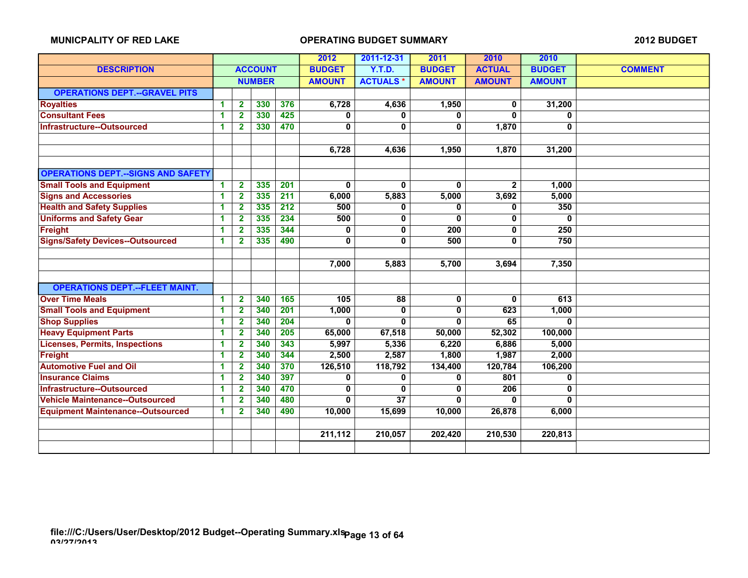MUNICPALITY OF RED LAKE — OPERATING BUDGET SUMMARY — 2012 BUDGET

| DESCRIPTION | ACCOUNT NUMBER | | | | 2012 BUDGET AMOUNT | 2011-12-31 Y.T.D. ACTUALS * | 2011 BUDGET AMOUNT | 2010 ACTUAL AMOUNT | 2010 BUDGET AMOUNT | COMMENT |
|---|---|---|---|---|---|---|---|---|---|---|
| **OPERATIONS DEPT.--GRAVEL PITS** | | | | | | | | | | |
| Royalties | 1 | 2 | 330 | 376 | 6,728 | 4,636 | 1,950 | 0 | 31,200 | |
| Consultant Fees | 1 | 2 | 330 | 425 | 0 | 0 | 0 | 0 | 0 | |
| Infrastructure--Outsourced | 1 | 2 | 330 | 470 | 0 | 0 | 0 | 1,870 | 0 | |
| | | | | | | | | | | |
| | | | | | 6,728 | 4,636 | 1,950 | 1,870 | 31,200 | |
| | | | | | | | | | | |
| **OPERATIONS DEPT.--SIGNS AND SAFETY** | | | | | | | | | | |
| Small Tools and Equipment | 1 | 2 | 335 | 201 | 0 | 0 | 0 | 2 | 1,000 | |
| Signs and Accessories | 1 | 2 | 335 | 211 | 6,000 | 5,883 | 5,000 | 3,692 | 5,000 | |
| Health and Safety Supplies | 1 | 2 | 335 | 212 | 500 | 0 | 0 | 0 | 350 | |
| Uniforms and Safety Gear | 1 | 2 | 335 | 234 | 500 | 0 | 0 | 0 | 0 | |
| Freight | 1 | 2 | 335 | 344 | 0 | 0 | 200 | 0 | 250 | |
| Signs/Safety Devices--Outsourced | 1 | 2 | 335 | 490 | 0 | 0 | 500 | 0 | 750 | |
| | | | | | | | | | | |
| | | | | | 7,000 | 5,883 | 5,700 | 3,694 | 7,350 | |
| | | | | | | | | | | |
| **OPERATIONS DEPT.--FLEET MAINT.** | | | | | | | | | | |
| Over Time Meals | 1 | 2 | 340 | 165 | 105 | 88 | 0 | 0 | 613 | |
| Small Tools and Equipment | 1 | 2 | 340 | 201 | 1,000 | 0 | 0 | 623 | 1,000 | |
| Shop Supplies | 1 | 2 | 340 | 204 | 0 | 0 | 0 | 65 | 0 | |
| Heavy Equipment Parts | 1 | 2 | 340 | 205 | 65,000 | 67,518 | 50,000 | 52,302 | 100,000 | |
| Licenses, Permits, Inspections | 1 | 2 | 340 | 343 | 5,997 | 5,336 | 6,220 | 6,886 | 5,000 | |
| Freight | 1 | 2 | 340 | 344 | 2,500 | 2,587 | 1,800 | 1,987 | 2,000 | |
| Automotive Fuel and Oil | 1 | 2 | 340 | 370 | 126,510 | 118,792 | 134,400 | 120,784 | 106,200 | |
| Insurance Claims | 1 | 2 | 340 | 397 | 0 | 0 | 0 | 801 | 0 | |
| Infrastructure--Outsourced | 1 | 2 | 340 | 470 | 0 | 0 | 0 | 206 | 0 | |
| Vehicle Maintenance--Outsourced | 1 | 2 | 340 | 480 | 0 | 37 | 0 | 0 | 0 | |
| Equipment Maintenance--Outsourced | 1 | 2 | 340 | 490 | 10,000 | 15,699 | 10,000 | 26,878 | 6,000 | |
| | | | | | | | | | | |
| | | | | | 211,112 | 210,057 | 202,420 | 210,530 | 220,813 | |

file:///C:/Users/User/Desktop/2012 Budget--Operating Summary.xls
03/27/2013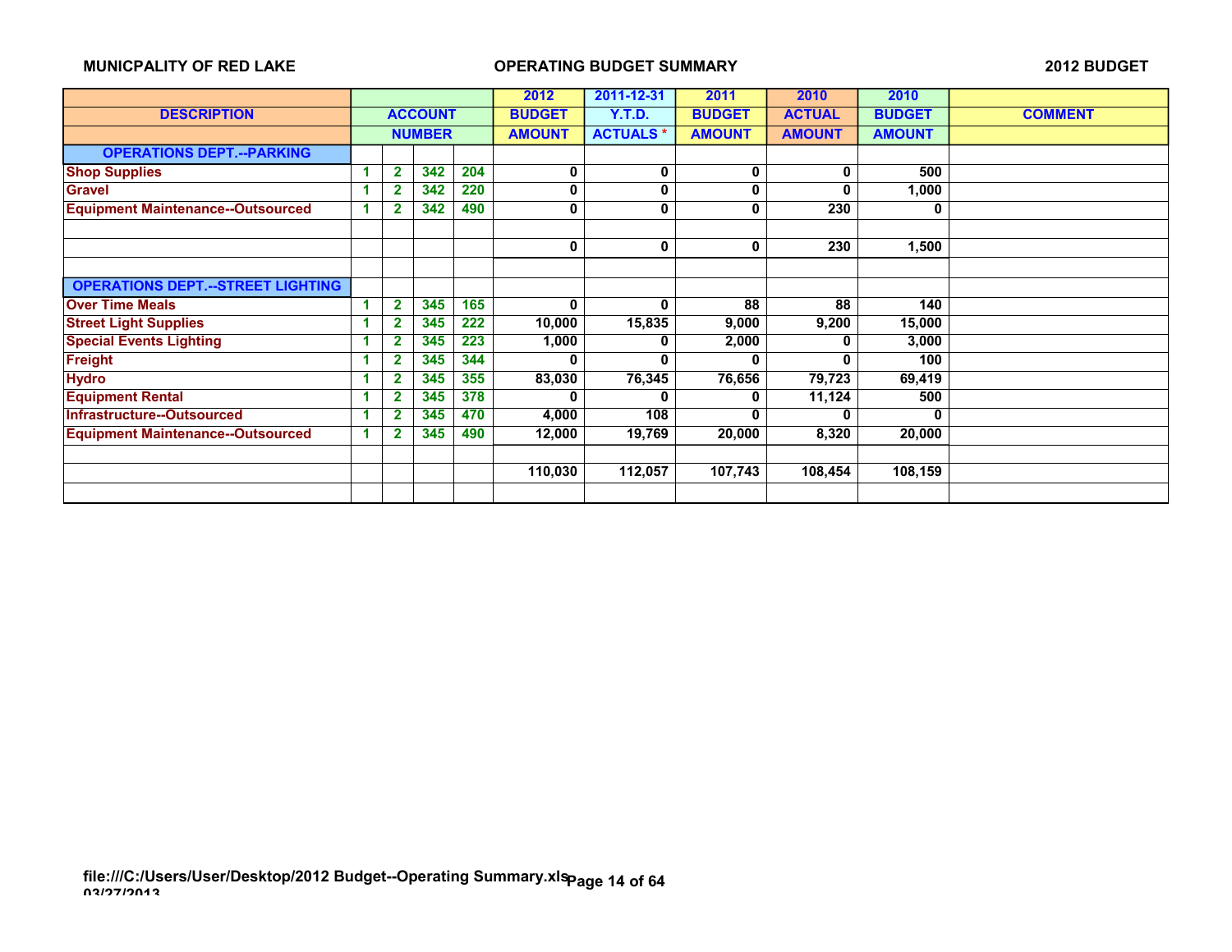MUNICPALITY OF RED LAKE — OPERATING BUDGET SUMMARY — 2012 BUDGET

| DESCRIPTION | ACCOUNT NUMBER | | | | 2012 BUDGET AMOUNT | 2011-12-31 Y.T.D. ACTUALS * | 2011 BUDGET AMOUNT | 2010 ACTUAL AMOUNT | 2010 BUDGET AMOUNT | COMMENT |
|---|---|---|---|---|---|---|---|---|---|---|
| **OPERATIONS DEPT.--PARKING** | | | | | | | | | | |
| Shop Supplies | 1 | 2 | 342 | 204 | 0 | 0 | 0 | 0 | 500 | |
| Gravel | 1 | 2 | 342 | 220 | 0 | 0 | 0 | 0 | 1,000 | |
| Equipment Maintenance--Outsourced | 1 | 2 | 342 | 490 | 0 | 0 | 0 | 230 | 0 | |
| | | | | | | | | | | |
| | | | | | 0 | 0 | 0 | 230 | 1,500 | |
| | | | | | | | | | | |
| **OPERATIONS DEPT.--STREET LIGHTING** | | | | | | | | | | |
| Over Time Meals | 1 | 2 | 345 | 165 | 0 | 0 | 88 | 88 | 140 | |
| Street Light Supplies | 1 | 2 | 345 | 222 | 10,000 | 15,835 | 9,000 | 9,200 | 15,000 | |
| Special Events Lighting | 1 | 2 | 345 | 223 | 1,000 | 0 | 2,000 | 0 | 3,000 | |
| Freight | 1 | 2 | 345 | 344 | 0 | 0 | 0 | 0 | 100 | |
| Hydro | 1 | 2 | 345 | 355 | 83,030 | 76,345 | 76,656 | 79,723 | 69,419 | |
| Equipment Rental | 1 | 2 | 345 | 378 | 0 | 0 | 0 | 11,124 | 500 | |
| Infrastructure--Outsourced | 1 | 2 | 345 | 470 | 4,000 | 108 | 0 | 0 | 0 | |
| Equipment Maintenance--Outsourced | 1 | 2 | 345 | 490 | 12,000 | 19,769 | 20,000 | 8,320 | 20,000 | |
| | | | | | | | | | | |
| | | | | | 110,030 | 112,057 | 107,743 | 108,454 | 108,159 | |

file:///C:/Users/User/Desktop/2012 Budget--Operating Summary.xls
03/27/2013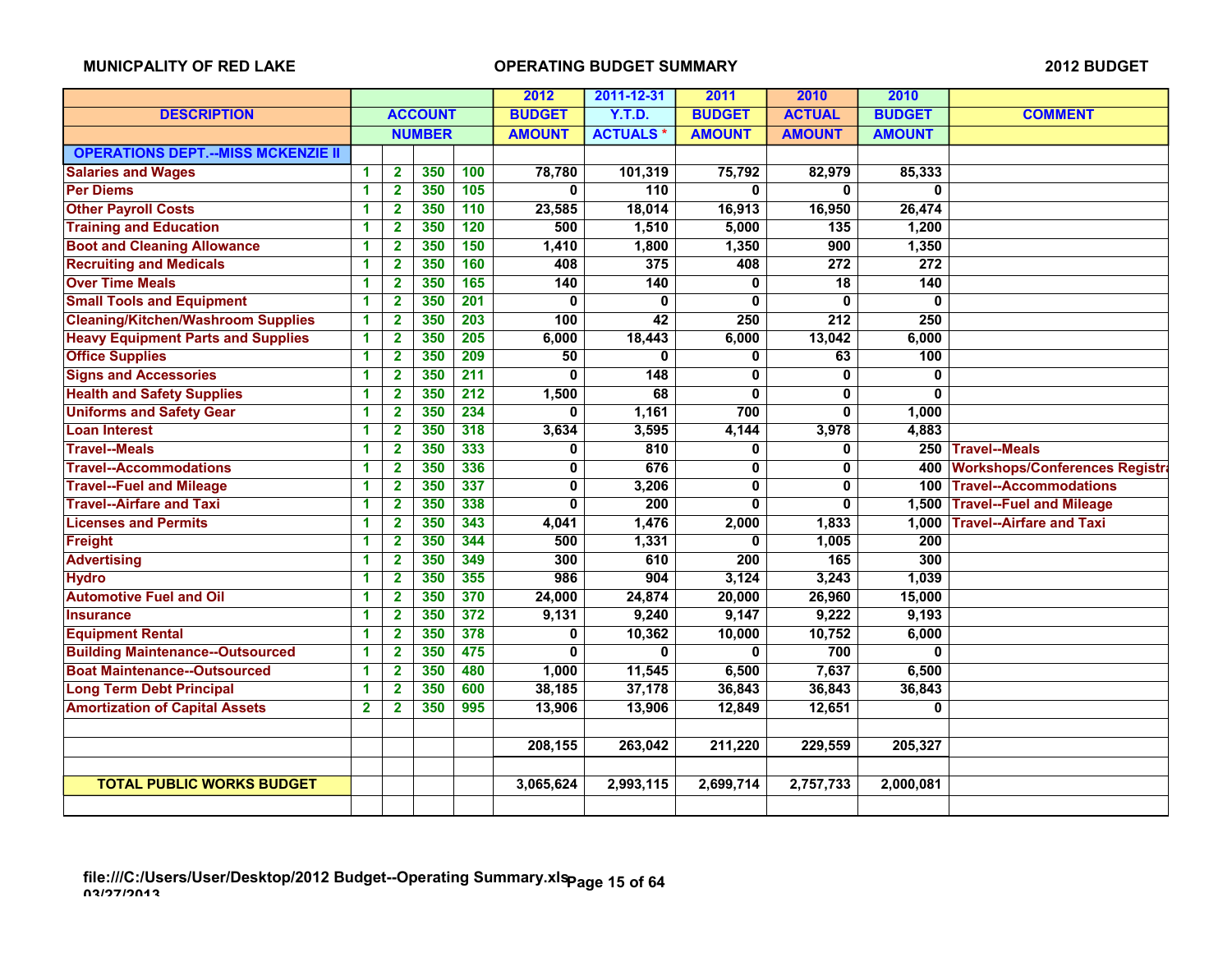**MUNICPALITY OF RED LAKE** | **OPERATING BUDGET SUMMARY** | **2012 BUDGET**

| DESCRIPTION | ACCOUNT | | | | 2012 | 2011-12-31 | 2011 | 2010 | 2010 | COMMENT |
|---|---|---|---|---|---|---|---|---|---|---|
| | NUMBER | | | | BUDGET AMOUNT | Y.T.D. ACTUALS * | BUDGET AMOUNT | ACTUAL AMOUNT | BUDGET AMOUNT | |
| **OPERATIONS DEPT.--MISS MCKENZIE II** | | | | | | | | | | |
| Salaries and Wages | 1 | 2 | 350 | 100 | 78,780 | 101,319 | 75,792 | 82,979 | 85,333 | |
| Per Diems | 1 | 2 | 350 | 105 | 0 | 110 | 0 | 0 | 0 | |
| Other Payroll Costs | 1 | 2 | 350 | 110 | 23,585 | 18,014 | 16,913 | 16,950 | 26,474 | |
| Training and Education | 1 | 2 | 350 | 120 | 500 | 1,510 | 5,000 | 135 | 1,200 | |
| Boot and Cleaning Allowance | 1 | 2 | 350 | 150 | 1,410 | 1,800 | 1,350 | 900 | 1,350 | |
| Recruiting and Medicals | 1 | 2 | 350 | 160 | 408 | 375 | 408 | 272 | 272 | |
| Over Time Meals | 1 | 2 | 350 | 165 | 140 | 140 | 0 | 18 | 140 | |
| Small Tools and Equipment | 1 | 2 | 350 | 201 | 0 | 0 | 0 | 0 | 0 | |
| Cleaning/Kitchen/Washroom Supplies | 1 | 2 | 350 | 203 | 100 | 42 | 250 | 212 | 250 | |
| Heavy Equipment Parts and Supplies | 1 | 2 | 350 | 205 | 6,000 | 18,443 | 6,000 | 13,042 | 6,000 | |
| Office Supplies | 1 | 2 | 350 | 209 | 50 | 0 | 0 | 63 | 100 | |
| Signs and Accessories | 1 | 2 | 350 | 211 | 0 | 148 | 0 | 0 | 0 | |
| Health and Safety Supplies | 1 | 2 | 350 | 212 | 1,500 | 68 | 0 | 0 | 0 | |
| Uniforms and Safety Gear | 1 | 2 | 350 | 234 | 0 | 1,161 | 700 | 0 | 1,000 | |
| Loan Interest | 1 | 2 | 350 | 318 | 3,634 | 3,595 | 4,144 | 3,978 | 4,883 | |
| Travel--Meals | 1 | 2 | 350 | 333 | 0 | 810 | 0 | 0 | 250 | Travel--Meals |
| Travel--Accommodations | 1 | 2 | 350 | 336 | 0 | 676 | 0 | 0 | 400 | Workshops/Conferences Registra |
| Travel--Fuel and Mileage | 1 | 2 | 350 | 337 | 0 | 3,206 | 0 | 0 | 100 | Travel--Accommodations |
| Travel--Airfare and Taxi | 1 | 2 | 350 | 338 | 0 | 200 | 0 | 0 | 1,500 | Travel--Fuel and Mileage |
| Licenses and Permits | 1 | 2 | 350 | 343 | 4,041 | 1,476 | 2,000 | 1,833 | 1,000 | Travel--Airfare and Taxi |
| Freight | 1 | 2 | 350 | 344 | 500 | 1,331 | 0 | 1,005 | 200 | |
| Advertising | 1 | 2 | 350 | 349 | 300 | 610 | 200 | 165 | 300 | |
| Hydro | 1 | 2 | 350 | 355 | 986 | 904 | 3,124 | 3,243 | 1,039 | |
| Automotive Fuel and Oil | 1 | 2 | 350 | 370 | 24,000 | 24,874 | 20,000 | 26,960 | 15,000 | |
| Insurance | 1 | 2 | 350 | 372 | 9,131 | 9,240 | 9,147 | 9,222 | 9,193 | |
| Equipment Rental | 1 | 2 | 350 | 378 | 0 | 10,362 | 10,000 | 10,752 | 6,000 | |
| Building Maintenance--Outsourced | 1 | 2 | 350 | 475 | 0 | 0 | 0 | 700 | 0 | |
| Boat Maintenance--Outsourced | 1 | 2 | 350 | 480 | 1,000 | 11,545 | 6,500 | 7,637 | 6,500 | |
| Long Term Debt Principal | 1 | 2 | 350 | 600 | 38,185 | 37,178 | 36,843 | 36,843 | 36,843 | |
| Amortization of Capital Assets | 2 | 2 | 350 | 995 | 13,906 | 13,906 | 12,849 | 12,651 | 0 | |
| | | | | | | | | | | |
| | | | | | 208,155 | 263,042 | 211,220 | 229,559 | 205,327 | |
| | | | | | | | | | | |
| **TOTAL PUBLIC WORKS BUDGET** | | | | | 3,065,624 | 2,993,115 | 2,699,714 | 2,757,733 | 2,000,081 | |

file:///C:/Users/User/Desktop/2012 Budget--Operating Summary.xls
03/27/2013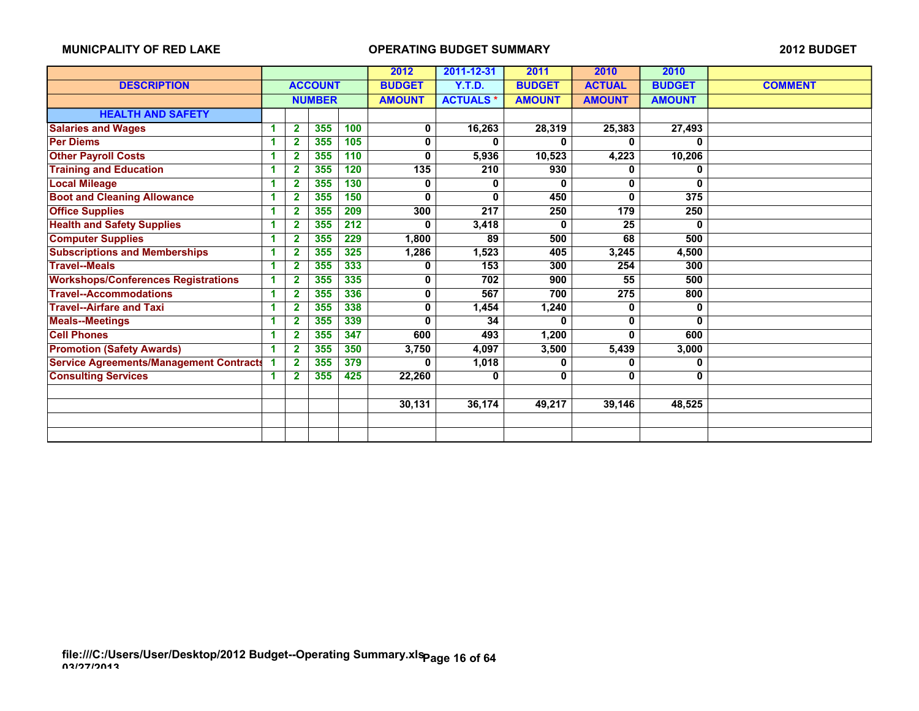**MUNICPALITY OF RED LAKE** — **OPERATING BUDGET SUMMARY** — **2012 BUDGET**

| DESCRIPTION | ACCOUNT NUMBER | | | | 2012 BUDGET AMOUNT | 2011-12-31 Y.T.D. ACTUALS * | 2011 BUDGET AMOUNT | 2010 ACTUAL AMOUNT | 2010 BUDGET AMOUNT | COMMENT |
|---|---|---|---|---|---|---|---|---|---|---|
| **HEALTH AND SAFETY** | | | | | | | | | | |
| Salaries and Wages | 1 | 2 | 355 | 100 | 0 | 16,263 | 28,319 | 25,383 | 27,493 | |
| Per Diems | 1 | 2 | 355 | 105 | 0 | 0 | 0 | 0 | 0 | |
| Other Payroll Costs | 1 | 2 | 355 | 110 | 0 | 5,936 | 10,523 | 4,223 | 10,206 | |
| Training and Education | 1 | 2 | 355 | 120 | 135 | 210 | 930 | 0 | 0 | |
| Local Mileage | 1 | 2 | 355 | 130 | 0 | 0 | 0 | 0 | 0 | |
| Boot and Cleaning Allowance | 1 | 2 | 355 | 150 | 0 | 0 | 450 | 0 | 375 | |
| Office Supplies | 1 | 2 | 355 | 209 | 300 | 217 | 250 | 179 | 250 | |
| Health and Safety Supplies | 1 | 2 | 355 | 212 | 0 | 3,418 | 0 | 25 | 0 | |
| Computer Supplies | 1 | 2 | 355 | 229 | 1,800 | 89 | 500 | 68 | 500 | |
| Subscriptions and Memberships | 1 | 2 | 355 | 325 | 1,286 | 1,523 | 405 | 3,245 | 4,500 | |
| Travel--Meals | 1 | 2 | 355 | 333 | 0 | 153 | 300 | 254 | 300 | |
| Workshops/Conferences Registrations | 1 | 2 | 355 | 335 | 0 | 702 | 900 | 55 | 500 | |
| Travel--Accommodations | 1 | 2 | 355 | 336 | 0 | 567 | 700 | 275 | 800 | |
| Travel--Airfare and Taxi | 1 | 2 | 355 | 338 | 0 | 1,454 | 1,240 | 0 | 0 | |
| Meals--Meetings | 1 | 2 | 355 | 339 | 0 | 34 | 0 | 0 | 0 | |
| Cell Phones | 1 | 2 | 355 | 347 | 600 | 493 | 1,200 | 0 | 600 | |
| Promotion (Safety Awards) | 1 | 2 | 355 | 350 | 3,750 | 4,097 | 3,500 | 5,439 | 3,000 | |
| Service Agreements/Management Contracts | 1 | 2 | 355 | 379 | 0 | 1,018 | 0 | 0 | 0 | |
| Consulting Services | 1 | 2 | 355 | 425 | 22,260 | 0 | 0 | 0 | 0 | |
| | | | | | | | | | | |
| | | | | | 30,131 | 36,174 | 49,217 | 39,146 | 48,525 | |

file:///C:/Users/User/Desktop/2012 Budget--Operating Summary.xls
03/27/2013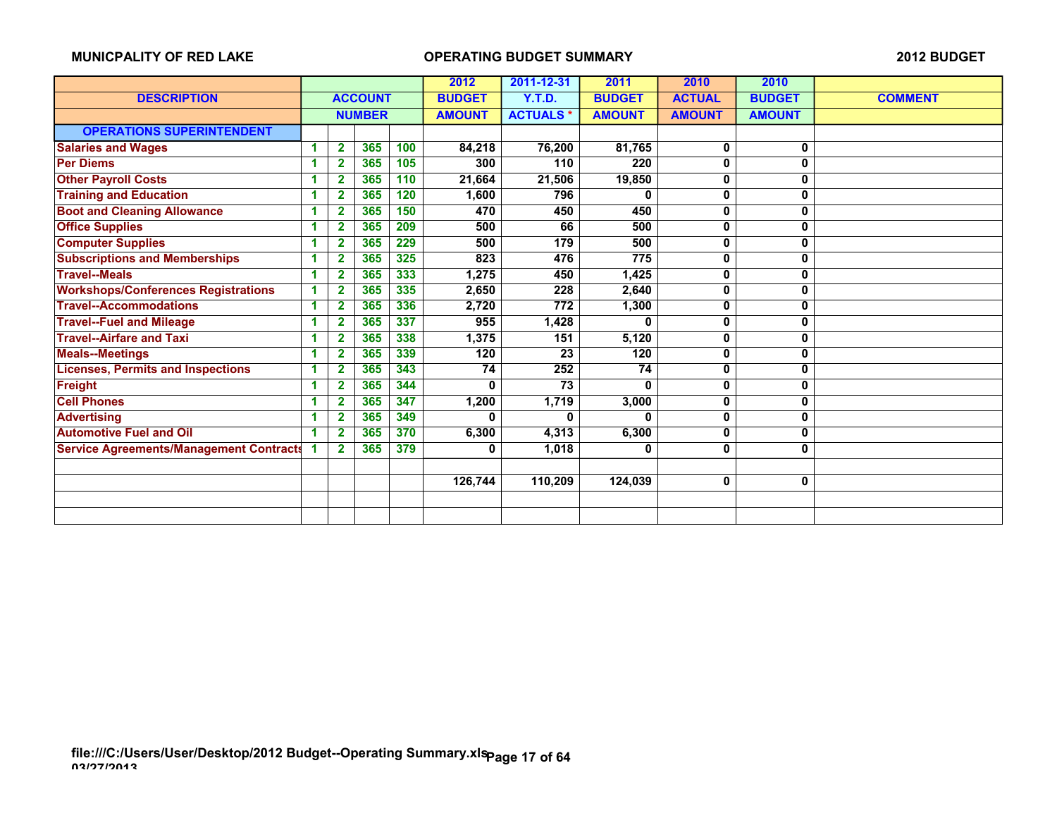MUNICPALITY OF RED LAKE — OPERATING BUDGET SUMMARY — 2012 BUDGET

| DESCRIPTION | ACCOUNT NUMBER | | | | 2012 BUDGET AMOUNT | 2011-12-31 Y.T.D. ACTUALS * | 2011 BUDGET AMOUNT | 2010 ACTUAL AMOUNT | 2010 BUDGET AMOUNT | COMMENT |
|---|---|---|---|---|---|---|---|---|---|---|
| **OPERATIONS SUPERINTENDENT** | | | | | | | | | | |
| Salaries and Wages | 1 | 2 | 365 | 100 | 84,218 | 76,200 | 81,765 | 0 | 0 | |
| Per Diems | 1 | 2 | 365 | 105 | 300 | 110 | 220 | 0 | 0 | |
| Other Payroll Costs | 1 | 2 | 365 | 110 | 21,664 | 21,506 | 19,850 | 0 | 0 | |
| Training and Education | 1 | 2 | 365 | 120 | 1,600 | 796 | 0 | 0 | 0 | |
| Boot and Cleaning Allowance | 1 | 2 | 365 | 150 | 470 | 450 | 450 | 0 | 0 | |
| Office Supplies | 1 | 2 | 365 | 209 | 500 | 66 | 500 | 0 | 0 | |
| Computer Supplies | 1 | 2 | 365 | 229 | 500 | 179 | 500 | 0 | 0 | |
| Subscriptions and Memberships | 1 | 2 | 365 | 325 | 823 | 476 | 775 | 0 | 0 | |
| Travel--Meals | 1 | 2 | 365 | 333 | 1,275 | 450 | 1,425 | 0 | 0 | |
| Workshops/Conferences Registrations | 1 | 2 | 365 | 335 | 2,650 | 228 | 2,640 | 0 | 0 | |
| Travel--Accommodations | 1 | 2 | 365 | 336 | 2,720 | 772 | 1,300 | 0 | 0 | |
| Travel--Fuel and Mileage | 1 | 2 | 365 | 337 | 955 | 1,428 | 0 | 0 | 0 | |
| Travel--Airfare and Taxi | 1 | 2 | 365 | 338 | 1,375 | 151 | 5,120 | 0 | 0 | |
| Meals--Meetings | 1 | 2 | 365 | 339 | 120 | 23 | 120 | 0 | 0 | |
| Licenses, Permits and Inspections | 1 | 2 | 365 | 343 | 74 | 252 | 74 | 0 | 0 | |
| Freight | 1 | 2 | 365 | 344 | 0 | 73 | 0 | 0 | 0 | |
| Cell Phones | 1 | 2 | 365 | 347 | 1,200 | 1,719 | 3,000 | 0 | 0 | |
| Advertising | 1 | 2 | 365 | 349 | 0 | 0 | 0 | 0 | 0 | |
| Automotive Fuel and Oil | 1 | 2 | 365 | 370 | 6,300 | 4,313 | 6,300 | 0 | 0 | |
| Service Agreements/Management Contracts | 1 | 2 | 365 | 379 | 0 | 1,018 | 0 | 0 | 0 | |
| | | | | | | | | | | |
| | | | | | 126,744 | 110,209 | 124,039 | 0 | 0 | |

file:///C:/Users/User/Desktop/2012 Budget--Operating Summary.xls
03/27/2013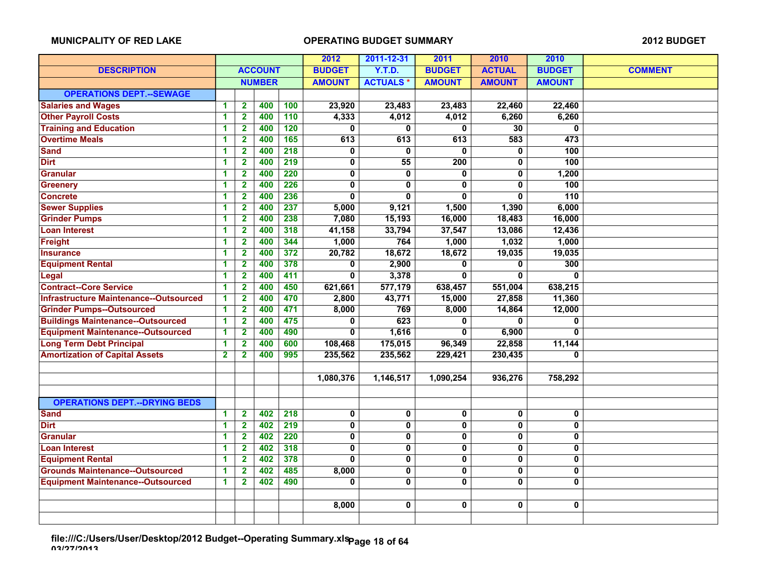MUNICPALITY OF RED LAKE — OPERATING BUDGET SUMMARY — 2012 BUDGET

| DESCRIPTION | ACCOUNT NUMBER | | | | 2012 BUDGET AMOUNT | 2011-12-31 Y.T.D. ACTUALS * | 2011 BUDGET AMOUNT | 2010 ACTUAL AMOUNT | 2010 BUDGET AMOUNT | COMMENT |
|---|---|---|---|---|---|---|---|---|---|---|
| **OPERATIONS DEPT.--SEWAGE** | | | | | | | | | | |
| Salaries and Wages | 1 | 2 | 400 | 100 | 23,920 | 23,483 | 23,483 | 22,460 | 22,460 | |
| Other Payroll Costs | 1 | 2 | 400 | 110 | 4,333 | 4,012 | 4,012 | 6,260 | 6,260 | |
| Training and Education | 1 | 2 | 400 | 120 | 0 | 0 | 0 | 30 | 0 | |
| Overtime Meals | 1 | 2 | 400 | 165 | 613 | 613 | 613 | 583 | 473 | |
| Sand | 1 | 2 | 400 | 218 | 0 | 0 | 0 | 0 | 100 | |
| Dirt | 1 | 2 | 400 | 219 | 0 | 55 | 200 | 0 | 100 | |
| Granular | 1 | 2 | 400 | 220 | 0 | 0 | 0 | 0 | 1,200 | |
| Greenery | 1 | 2 | 400 | 226 | 0 | 0 | 0 | 0 | 100 | |
| Concrete | 1 | 2 | 400 | 236 | 0 | 0 | 0 | 0 | 110 | |
| Sewer Supplies | 1 | 2 | 400 | 237 | 5,000 | 9,121 | 1,500 | 1,390 | 6,000 | |
| Grinder Pumps | 1 | 2 | 400 | 238 | 7,080 | 15,193 | 16,000 | 18,483 | 16,000 | |
| Loan Interest | 1 | 2 | 400 | 318 | 41,158 | 33,794 | 37,547 | 13,086 | 12,436 | |
| Freight | 1 | 2 | 400 | 344 | 1,000 | 764 | 1,000 | 1,032 | 1,000 | |
| Insurance | 1 | 2 | 400 | 372 | 20,782 | 18,672 | 18,672 | 19,035 | 19,035 | |
| Equipment Rental | 1 | 2 | 400 | 378 | 0 | 2,900 | 0 | 0 | 300 | |
| Legal | 1 | 2 | 400 | 411 | 0 | 3,378 | 0 | 0 | 0 | |
| Contract--Core Service | 1 | 2 | 400 | 450 | 621,661 | 577,179 | 638,457 | 551,004 | 638,215 | |
| Infrastructure Maintenance--Outsourced | 1 | 2 | 400 | 470 | 2,800 | 43,771 | 15,000 | 27,858 | 11,360 | |
| Grinder Pumps--Outsourced | 1 | 2 | 400 | 471 | 8,000 | 769 | 8,000 | 14,864 | 12,000 | |
| Buildings Maintenance--Outsourced | 1 | 2 | 400 | 475 | 0 | 623 | 0 | 0 | 0 | |
| Equipment Maintenance--Outsourced | 1 | 2 | 400 | 490 | 0 | 1,616 | 0 | 6,900 | 0 | |
| Long Term Debt Principal | 1 | 2 | 400 | 600 | 108,468 | 175,015 | 96,349 | 22,858 | 11,144 | |
| Amortization of Capital Assets | 2 | 2 | 400 | 995 | 235,562 | 235,562 | 229,421 | 230,435 | 0 | |
| | | | | | | | | | | |
| | | | | | 1,080,376 | 1,146,517 | 1,090,254 | 936,276 | 758,292 | |
| | | | | | | | | | | |
| **OPERATIONS DEPT.--DRYING BEDS** | | | | | | | | | | |
| Sand | 1 | 2 | 402 | 218 | 0 | 0 | 0 | 0 | 0 | |
| Dirt | 1 | 2 | 402 | 219 | 0 | 0 | 0 | 0 | 0 | |
| Granular | 1 | 2 | 402 | 220 | 0 | 0 | 0 | 0 | 0 | |
| Loan Interest | 1 | 2 | 402 | 318 | 0 | 0 | 0 | 0 | 0 | |
| Equipment Rental | 1 | 2 | 402 | 378 | 0 | 0 | 0 | 0 | 0 | |
| Grounds Maintenance--Outsourced | 1 | 2 | 402 | 485 | 8,000 | 0 | 0 | 0 | 0 | |
| Equipment Maintenance--Outsourced | 1 | 2 | 402 | 490 | 0 | 0 | 0 | 0 | 0 | |
| | | | | | | | | | | |
| | | | | | 8,000 | 0 | 0 | 0 | 0 | |

file:///C:/Users/User/Desktop/2012 Budget--Operating Summary.xls
03/27/2013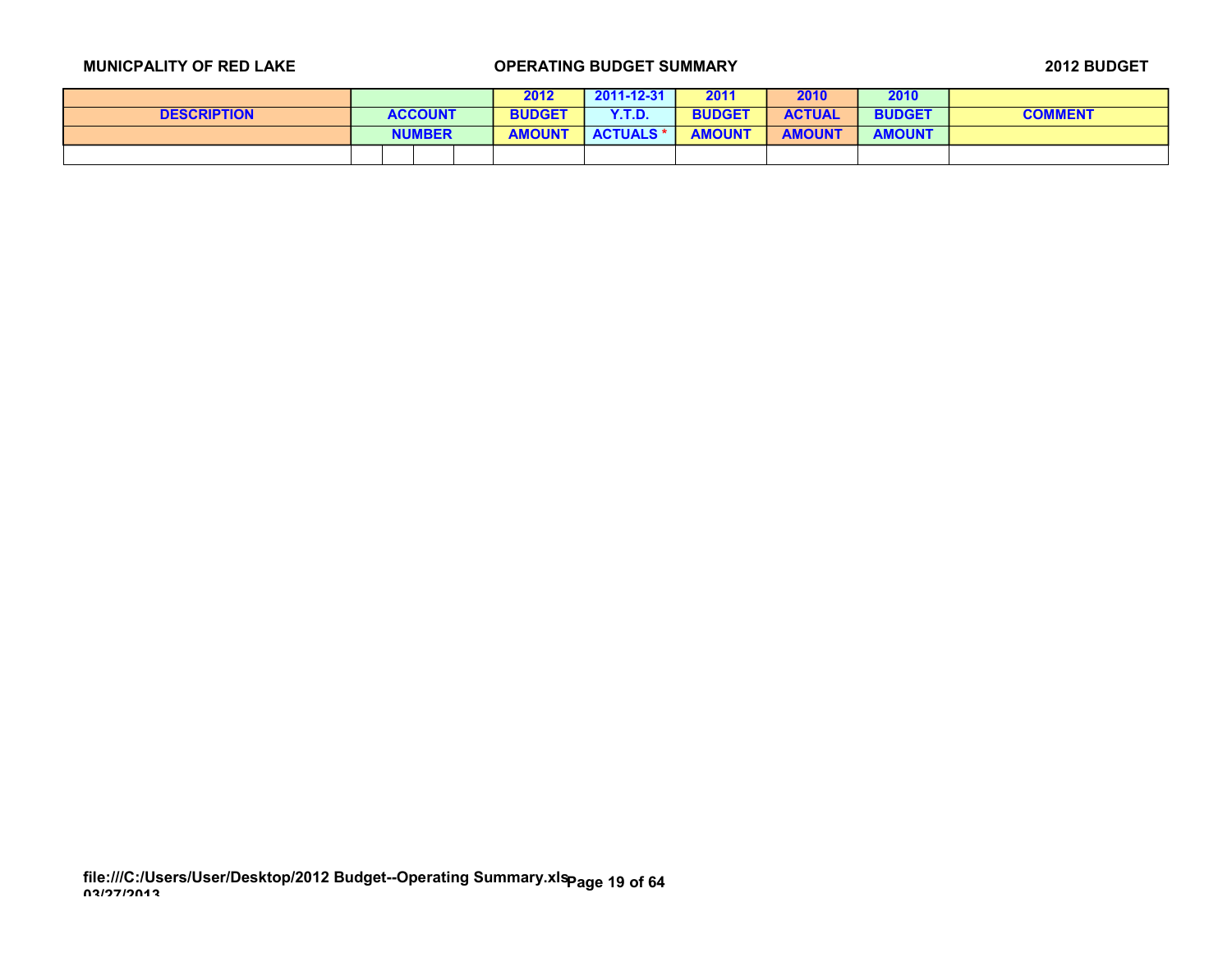MUNICPALITY OF RED LAKE | OPERATING BUDGET SUMMARY | 2012 BUDGET

| DESCRIPTION | ACCOUNT NUMBER | | | | 2012 BUDGET AMOUNT | 2011-12-31 Y.T.D. ACTUALS * | 2011 BUDGET AMOUNT | 2010 ACTUAL AMOUNT | 2010 BUDGET AMOUNT | COMMENT |
|---|---|---|---|---|---|---|---|---|---|---|
| | | | | | | | | | | |

file:///C:/Users/User/Desktop/2012 Budget--Operating Summary.xls
03/27/2013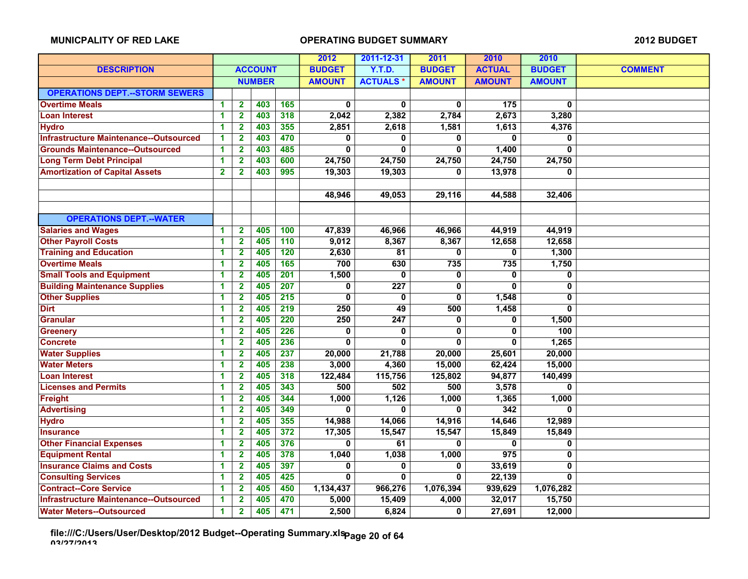MUNICPALITY OF RED LAKE | OPERATING BUDGET SUMMARY | 2012 BUDGET

| DESCRIPTION | ACCOUNT NUMBER | | | | 2012 BUDGET AMOUNT | 2011-12-31 Y.T.D. ACTUALS * | 2011 BUDGET AMOUNT | 2010 ACTUAL AMOUNT | 2010 BUDGET AMOUNT | COMMENT |
|---|---|---|---|---|---|---|---|---|---|---|
| **OPERATIONS DEPT.--STORM SEWERS** | | | | | | | | | | |
| Overtime Meals | 1 | 2 | 403 | 165 | 0 | 0 | 0 | 175 | 0 | |
| Loan Interest | 1 | 2 | 403 | 318 | 2,042 | 2,382 | 2,784 | 2,673 | 3,280 | |
| Hydro | 1 | 2 | 403 | 355 | 2,851 | 2,618 | 1,581 | 1,613 | 4,376 | |
| Infrastructure Maintenance--Outsourced | 1 | 2 | 403 | 470 | 0 | 0 | 0 | 0 | 0 | |
| Grounds Maintenance--Outsourced | 1 | 2 | 403 | 485 | 0 | 0 | 0 | 1,400 | 0 | |
| Long Term Debt Principal | 1 | 2 | 403 | 600 | 24,750 | 24,750 | 24,750 | 24,750 | 24,750 | |
| Amortization of Capital Assets | 2 | 2 | 403 | 995 | 19,303 | 19,303 | 0 | 13,978 | 0 | |
| | | | | | | | | | | |
| | | | | | 48,946 | 49,053 | 29,116 | 44,588 | 32,406 | |
| | | | | | | | | | | |
| **OPERATIONS DEPT.--WATER** | | | | | | | | | | |
| Salaries and Wages | 1 | 2 | 405 | 100 | 47,839 | 46,966 | 46,966 | 44,919 | 44,919 | |
| Other Payroll Costs | 1 | 2 | 405 | 110 | 9,012 | 8,367 | 8,367 | 12,658 | 12,658 | |
| Training and Education | 1 | 2 | 405 | 120 | 2,630 | 81 | 0 | 0 | 1,300 | |
| Overtime Meals | 1 | 2 | 405 | 165 | 700 | 630 | 735 | 735 | 1,750 | |
| Small Tools and Equipment | 1 | 2 | 405 | 201 | 1,500 | 0 | 0 | 0 | 0 | |
| Building Maintenance Supplies | 1 | 2 | 405 | 207 | 0 | 227 | 0 | 0 | 0 | |
| Other Supplies | 1 | 2 | 405 | 215 | 0 | 0 | 0 | 1,548 | 0 | |
| Dirt | 1 | 2 | 405 | 219 | 250 | 49 | 500 | 1,458 | 0 | |
| Granular | 1 | 2 | 405 | 220 | 250 | 247 | 0 | 0 | 1,500 | |
| Greenery | 1 | 2 | 405 | 226 | 0 | 0 | 0 | 0 | 100 | |
| Concrete | 1 | 2 | 405 | 236 | 0 | 0 | 0 | 0 | 1,265 | |
| Water Supplies | 1 | 2 | 405 | 237 | 20,000 | 21,788 | 20,000 | 25,601 | 20,000 | |
| Water Meters | 1 | 2 | 405 | 238 | 3,000 | 4,360 | 15,000 | 62,424 | 15,000 | |
| Loan Interest | 1 | 2 | 405 | 318 | 122,484 | 115,756 | 125,802 | 94,877 | 140,499 | |
| Licenses and Permits | 1 | 2 | 405 | 343 | 500 | 502 | 500 | 3,578 | 0 | |
| Freight | 1 | 2 | 405 | 344 | 1,000 | 1,126 | 1,000 | 1,365 | 1,000 | |
| Advertising | 1 | 2 | 405 | 349 | 0 | 0 | 0 | 342 | 0 | |
| Hydro | 1 | 2 | 405 | 355 | 14,988 | 14,066 | 14,916 | 14,646 | 12,989 | |
| Insurance | 1 | 2 | 405 | 372 | 17,305 | 15,547 | 15,547 | 15,849 | 15,849 | |
| Other Financial Expenses | 1 | 2 | 405 | 376 | 0 | 61 | 0 | 0 | 0 | |
| Equipment Rental | 1 | 2 | 405 | 378 | 1,040 | 1,038 | 1,000 | 975 | 0 | |
| Insurance Claims and Costs | 1 | 2 | 405 | 397 | 0 | 0 | 0 | 33,619 | 0 | |
| Consulting Services | 1 | 2 | 405 | 425 | 0 | 0 | 0 | 22,139 | 0 | |
| Contract--Core Service | 1 | 2 | 405 | 450 | 1,134,437 | 966,276 | 1,076,394 | 939,629 | 1,076,282 | |
| Infrastructure Maintenance--Outsourced | 1 | 2 | 405 | 470 | 5,000 | 15,409 | 4,000 | 32,017 | 15,750 | |
| Water Meters--Outsourced | 1 | 2 | 405 | 471 | 2,500 | 6,824 | 0 | 27,691 | 12,000 | |

file:///C:/Users/User/Desktop/2012 Budget--Operating Summary.xls
03/27/2013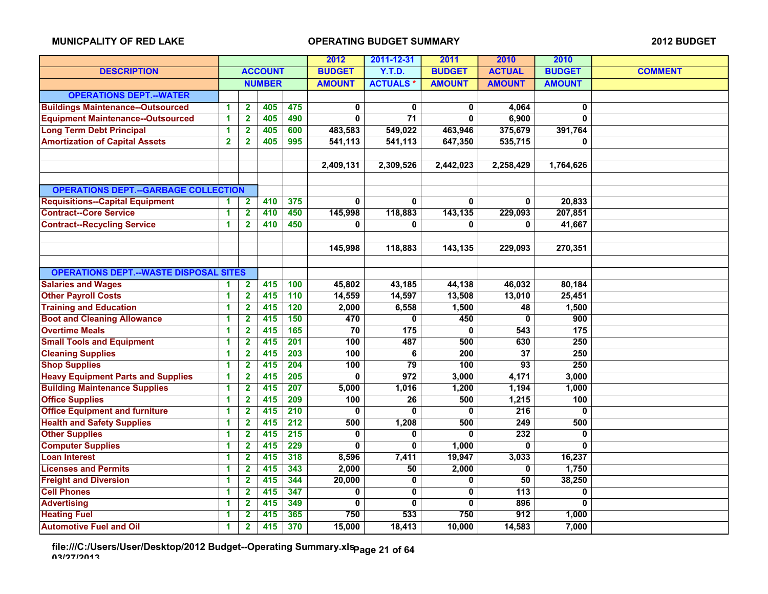MUNICPALITY OF RED LAKE — OPERATING BUDGET SUMMARY — 2012 BUDGET

| DESCRIPTION | ACCOUNT NUMBER | | | | 2012 BUDGET AMOUNT | 2011-12-31 Y.T.D. ACTUALS * | 2011 BUDGET AMOUNT | 2010 ACTUAL AMOUNT | 2010 BUDGET AMOUNT | COMMENT |
|---|---|---|---|---|---|---|---|---|---|---|
| **OPERATIONS DEPT.--WATER** | | | | | | | | | | |
| Buildings Maintenance--Outsourced | 1 | 2 | 405 | 475 | 0 | 0 | 0 | 4,064 | 0 | |
| Equipment Maintenance--Outsourced | 1 | 2 | 405 | 490 | 0 | 71 | 0 | 6,900 | 0 | |
| Long Term Debt Principal | 1 | 2 | 405 | 600 | 483,583 | 549,022 | 463,946 | 375,679 | 391,764 | |
| Amortization of Capital Assets | 2 | 2 | 405 | 995 | 541,113 | 541,113 | 647,350 | 535,715 | 0 | |
| | | | | | | | | | | |
| | | | | | 2,409,131 | 2,309,526 | 2,442,023 | 2,258,429 | 1,764,626 | |
| | | | | | | | | | | |
| **OPERATIONS DEPT.--GARBAGE COLLECTION** | | | | | | | | | | |
| Requisitions--Capital Equipment | 1 | 2 | 410 | 375 | 0 | 0 | 0 | 0 | 20,833 | |
| Contract--Core Service | 1 | 2 | 410 | 450 | 145,998 | 118,883 | 143,135 | 229,093 | 207,851 | |
| Contract--Recycling Service | 1 | 2 | 410 | 450 | 0 | 0 | 0 | 0 | 41,667 | |
| | | | | | | | | | | |
| | | | | | 145,998 | 118,883 | 143,135 | 229,093 | 270,351 | |
| | | | | | | | | | | |
| **OPERATIONS DEPT.--WASTE DISPOSAL SITES** | | | | | | | | | | |
| Salaries and Wages | 1 | 2 | 415 | 100 | 45,802 | 43,185 | 44,138 | 46,032 | 80,184 | |
| Other Payroll Costs | 1 | 2 | 415 | 110 | 14,559 | 14,597 | 13,508 | 13,010 | 25,451 | |
| Training and Education | 1 | 2 | 415 | 120 | 2,000 | 6,558 | 1,500 | 48 | 1,500 | |
| Boot and Cleaning Allowance | 1 | 2 | 415 | 150 | 470 | 0 | 450 | 0 | 900 | |
| Overtime Meals | 1 | 2 | 415 | 165 | 70 | 175 | 0 | 543 | 175 | |
| Small Tools and Equipment | 1 | 2 | 415 | 201 | 100 | 487 | 500 | 630 | 250 | |
| Cleaning Supplies | 1 | 2 | 415 | 203 | 100 | 6 | 200 | 37 | 250 | |
| Shop Supplies | 1 | 2 | 415 | 204 | 100 | 79 | 100 | 93 | 250 | |
| Heavy Equipment Parts and Supplies | 1 | 2 | 415 | 205 | 0 | 972 | 3,000 | 4,171 | 3,000 | |
| Building Maintenance Supplies | 1 | 2 | 415 | 207 | 5,000 | 1,016 | 1,200 | 1,194 | 1,000 | |
| Office Supplies | 1 | 2 | 415 | 209 | 100 | 26 | 500 | 1,215 | 100 | |
| Office Equipment and furniture | 1 | 2 | 415 | 210 | 0 | 0 | 0 | 216 | 0 | |
| Health and Safety Supplies | 1 | 2 | 415 | 212 | 500 | 1,208 | 500 | 249 | 500 | |
| Other Supplies | 1 | 2 | 415 | 215 | 0 | 0 | 0 | 232 | 0 | |
| Computer Supplies | 1 | 2 | 415 | 229 | 0 | 0 | 1,000 | 0 | 0 | |
| Loan Interest | 1 | 2 | 415 | 318 | 8,596 | 7,411 | 19,947 | 3,033 | 16,237 | |
| Licenses and Permits | 1 | 2 | 415 | 343 | 2,000 | 50 | 2,000 | 0 | 1,750 | |
| Freight and Diversion | 1 | 2 | 415 | 344 | 20,000 | 0 | 0 | 50 | 38,250 | |
| Cell Phones | 1 | 2 | 415 | 347 | 0 | 0 | 0 | 113 | 0 | |
| Advertising | 1 | 2 | 415 | 349 | 0 | 0 | 0 | 896 | 0 | |
| Heating Fuel | 1 | 2 | 415 | 365 | 750 | 533 | 750 | 912 | 1,000 | |
| Automotive Fuel and Oil | 1 | 2 | 415 | 370 | 15,000 | 18,413 | 10,000 | 14,583 | 7,000 | |

file:///C:/Users/User/Desktop/2012 Budget--Operating Summary.xls
03/27/2013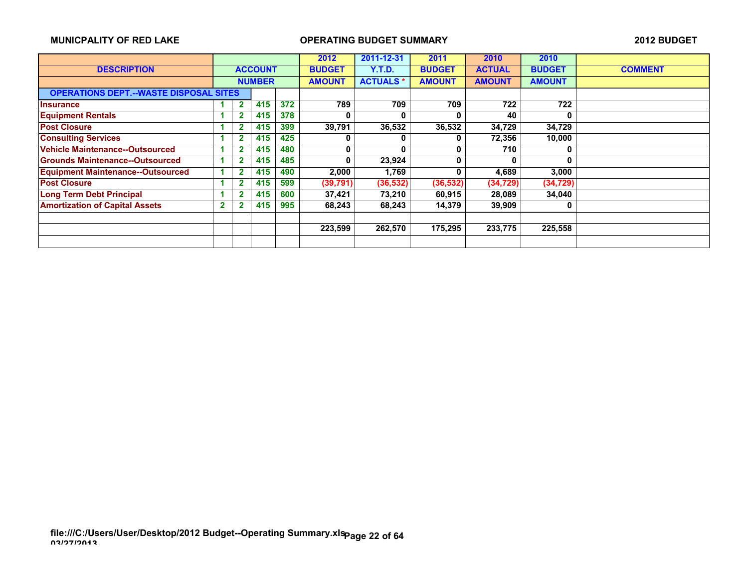MUNICPALITY OF RED LAKE | OPERATING BUDGET SUMMARY | 2012 BUDGET

| DESCRIPTION | ACCOUNT NUMBER | | | | 2012 BUDGET AMOUNT | 2011-12-31 Y.T.D. ACTUALS * | 2011 BUDGET AMOUNT | 2010 ACTUAL AMOUNT | 2010 BUDGET AMOUNT | COMMENT |
|---|---|---|---|---|---|---|---|---|---|---|
| **OPERATIONS DEPT.--WASTE DISPOSAL SITES** | | | | | | | | | | |
| Insurance | 1 | 2 | 415 | 372 | 789 | 709 | 709 | 722 | 722 | |
| Equipment Rentals | 1 | 2 | 415 | 378 | 0 | 0 | 0 | 40 | 0 | |
| Post Closure | 1 | 2 | 415 | 399 | 39,791 | 36,532 | 36,532 | 34,729 | 34,729 | |
| Consulting Services | 1 | 2 | 415 | 425 | 0 | 0 | 0 | 72,356 | 10,000 | |
| Vehicle Maintenance--Outsourced | 1 | 2 | 415 | 480 | 0 | 0 | 0 | 710 | 0 | |
| Grounds Maintenance--Outsourced | 1 | 2 | 415 | 485 | 0 | 23,924 | 0 | 0 | 0 | |
| Equipment Maintenance--Outsourced | 1 | 2 | 415 | 490 | 2,000 | 1,769 | 0 | 4,689 | 3,000 | |
| Post Closure | 1 | 2 | 415 | 599 | (39,791) | (36,532) | (36,532) | (34,729) | (34,729) | |
| Long Term Debt Principal | 1 | 2 | 415 | 600 | 37,421 | 73,210 | 60,915 | 28,089 | 34,040 | |
| Amortization of Capital Assets | 2 | 2 | 415 | 995 | 68,243 | 68,243 | 14,379 | 39,909 | 0 | |
| | | | | | | | | | | |
| | | | | | 223,599 | 262,570 | 175,295 | 233,775 | 225,558 | |

file:///C:/Users/User/Desktop/2012 Budget--Operating Summary.xls
03/27/2013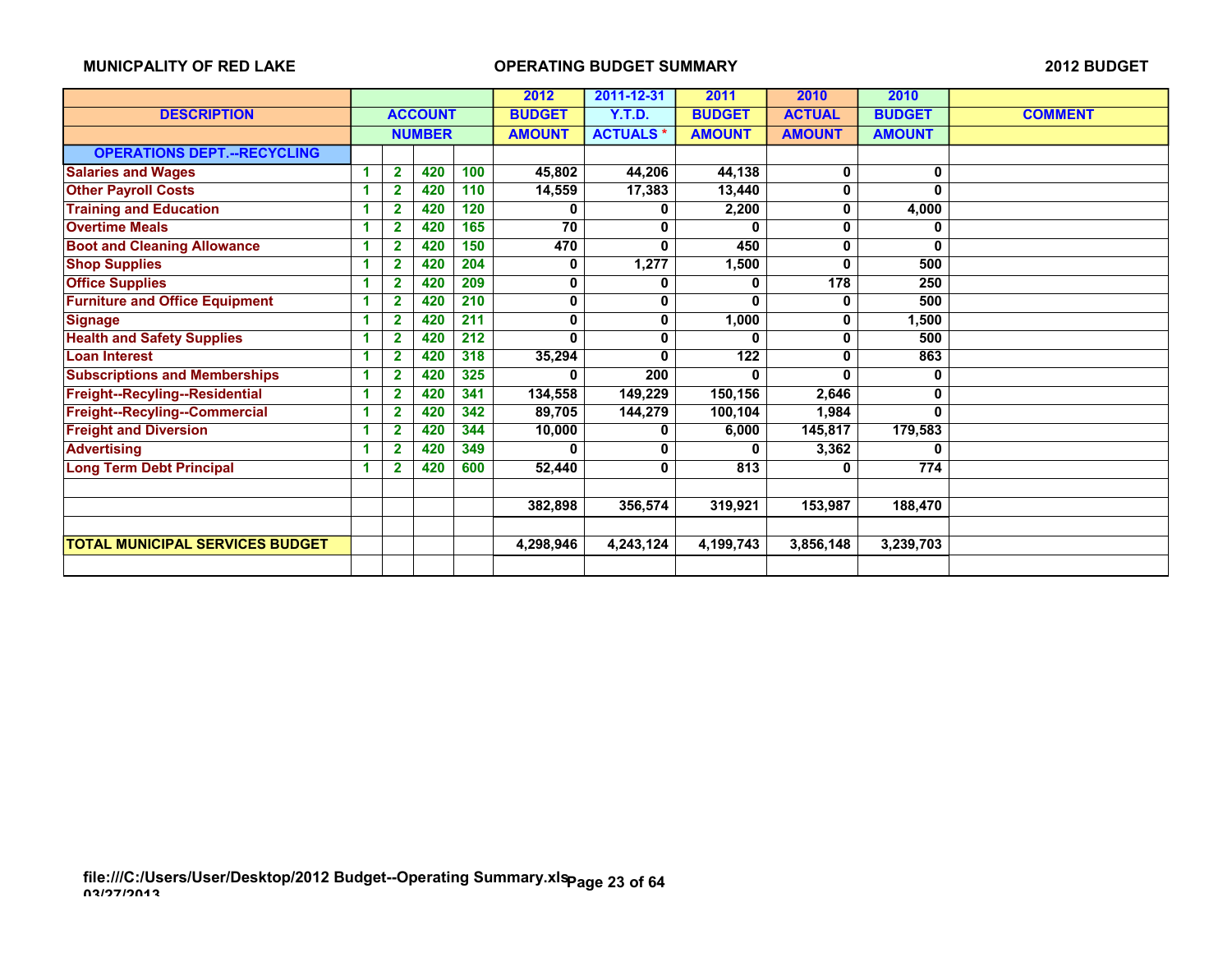**MUNICPALITY OF RED LAKE** **OPERATING BUDGET SUMMARY** **2012 BUDGET**

| DESCRIPTION | ACCOUNT NUMBER | | | | 2012 BUDGET AMOUNT | 2011-12-31 Y.T.D. ACTUALS * | 2011 BUDGET AMOUNT | 2010 ACTUAL AMOUNT | 2010 BUDGET AMOUNT | COMMENT |
|---|---|---|---|---|---|---|---|---|---|---|
| **OPERATIONS DEPT.--RECYCLING** | | | | | | | | | | |
| Salaries and Wages | 1 | 2 | 420 | 100 | 45,802 | 44,206 | 44,138 | 0 | 0 | |
| Other Payroll Costs | 1 | 2 | 420 | 110 | 14,559 | 17,383 | 13,440 | 0 | 0 | |
| Training and Education | 1 | 2 | 420 | 120 | 0 | 0 | 2,200 | 0 | 4,000 | |
| Overtime Meals | 1 | 2 | 420 | 165 | 70 | 0 | 0 | 0 | 0 | |
| Boot and Cleaning Allowance | 1 | 2 | 420 | 150 | 470 | 0 | 450 | 0 | 0 | |
| Shop Supplies | 1 | 2 | 420 | 204 | 0 | 1,277 | 1,500 | 0 | 500 | |
| Office Supplies | 1 | 2 | 420 | 209 | 0 | 0 | 0 | 178 | 250 | |
| Furniture and Office Equipment | 1 | 2 | 420 | 210 | 0 | 0 | 0 | 0 | 500 | |
| Signage | 1 | 2 | 420 | 211 | 0 | 0 | 1,000 | 0 | 1,500 | |
| Health and Safety Supplies | 1 | 2 | 420 | 212 | 0 | 0 | 0 | 0 | 500 | |
| Loan Interest | 1 | 2 | 420 | 318 | 35,294 | 0 | 122 | 0 | 863 | |
| Subscriptions and Memberships | 1 | 2 | 420 | 325 | 0 | 200 | 0 | 0 | 0 | |
| Freight--Recyling--Residential | 1 | 2 | 420 | 341 | 134,558 | 149,229 | 150,156 | 2,646 | 0 | |
| Freight--Recyling--Commercial | 1 | 2 | 420 | 342 | 89,705 | 144,279 | 100,104 | 1,984 | 0 | |
| Freight and Diversion | 1 | 2 | 420 | 344 | 10,000 | 0 | 6,000 | 145,817 | 179,583 | |
| Advertising | 1 | 2 | 420 | 349 | 0 | 0 | 0 | 3,362 | 0 | |
| Long Term Debt Principal | 1 | 2 | 420 | 600 | 52,440 | 0 | 813 | 0 | 774 | |
| | | | | | | | | | | |
| | | | | | 382,898 | 356,574 | 319,921 | 153,987 | 188,470 | |
| | | | | | | | | | | |
| **TOTAL MUNICIPAL SERVICES BUDGET** | | | | | 4,298,946 | 4,243,124 | 4,199,743 | 3,856,148 | 3,239,703 | |

file:///C:/Users/User/Desktop/2012 Budget--Operating Summary.xls
03/27/2013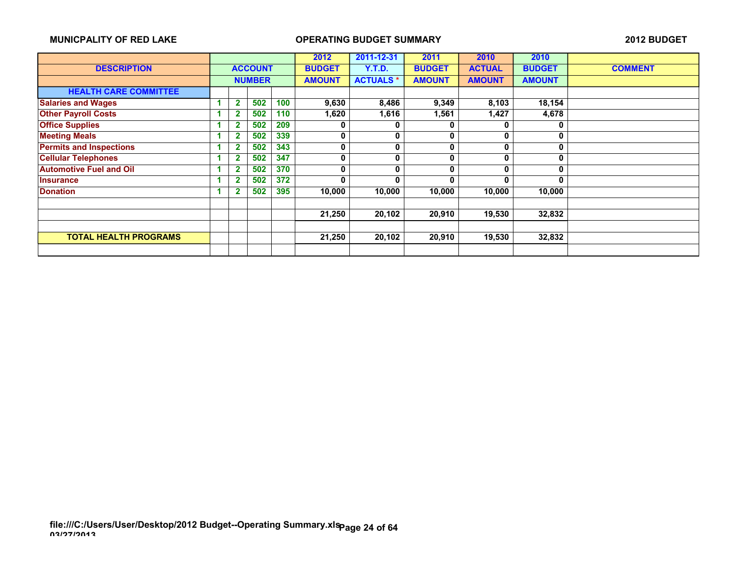**MUNICPALITY OF RED LAKE** | **OPERATING BUDGET SUMMARY** | **2012 BUDGET**

| DESCRIPTION | ACCOUNT NUMBER | | | | 2012 BUDGET AMOUNT | 2011-12-31 Y.T.D. ACTUALS * | 2011 BUDGET AMOUNT | 2010 ACTUAL AMOUNT | 2010 BUDGET AMOUNT | COMMENT |
|---|---|---|---|---|---|---|---|---|---|---|
| **HEALTH CARE COMMITTEE** | | | | | | | | | | |
| Salaries and Wages | 1 | 2 | 502 | 100 | 9,630 | 8,486 | 9,349 | 8,103 | 18,154 | |
| Other Payroll Costs | 1 | 2 | 502 | 110 | 1,620 | 1,616 | 1,561 | 1,427 | 4,678 | |
| Office Supplies | 1 | 2 | 502 | 209 | 0 | 0 | 0 | 0 | 0 | |
| Meeting Meals | 1 | 2 | 502 | 339 | 0 | 0 | 0 | 0 | 0 | |
| Permits and Inspections | 1 | 2 | 502 | 343 | 0 | 0 | 0 | 0 | 0 | |
| Cellular Telephones | 1 | 2 | 502 | 347 | 0 | 0 | 0 | 0 | 0 | |
| Automotive Fuel and Oil | 1 | 2 | 502 | 370 | 0 | 0 | 0 | 0 | 0 | |
| Insurance | 1 | 2 | 502 | 372 | 0 | 0 | 0 | 0 | 0 | |
| Donation | 1 | 2 | 502 | 395 | 10,000 | 10,000 | 10,000 | 10,000 | 10,000 | |
| | | | | | | | | | | |
| | | | | | 21,250 | 20,102 | 20,910 | 19,530 | 32,832 | |
| | | | | | | | | | | |
| **TOTAL HEALTH PROGRAMS** | | | | | 21,250 | 20,102 | 20,910 | 19,530 | 32,832 | |

file:///C:/Users/User/Desktop/2012 Budget--Operating Summary.xls
03/27/2013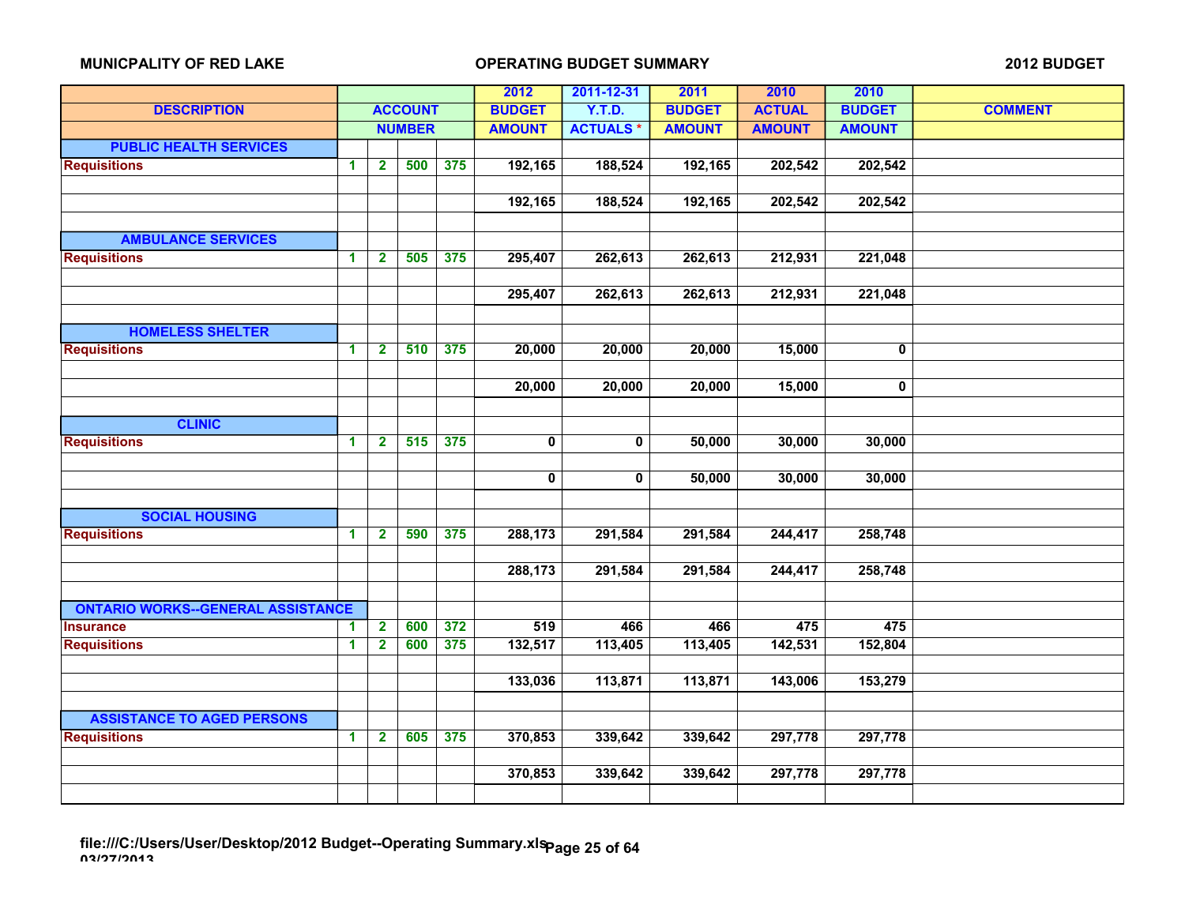**MUNICPALITY OF RED LAKE** — **OPERATING BUDGET SUMMARY** — **2012 BUDGET**

| DESCRIPTION | ACCOUNT NUMBER | | | | 2012 BUDGET AMOUNT | 2011-12-31 Y.T.D. ACTUALS * | 2011 BUDGET AMOUNT | 2010 ACTUAL AMOUNT | 2010 BUDGET AMOUNT | COMMENT |
|---|---|---|---|---|---|---|---|---|---|---|
| **PUBLIC HEALTH SERVICES** | | | | | | | | | | |
| Requisitions | 1 | 2 | 500 | 375 | 192,165 | 188,524 | 192,165 | 202,542 | 202,542 | |
| | | | | | 192,165 | 188,524 | 192,165 | 202,542 | 202,542 | |
| **AMBULANCE SERVICES** | | | | | | | | | | |
| Requisitions | 1 | 2 | 505 | 375 | 295,407 | 262,613 | 262,613 | 212,931 | 221,048 | |
| | | | | | 295,407 | 262,613 | 262,613 | 212,931 | 221,048 | |
| **HOMELESS SHELTER** | | | | | | | | | | |
| Requisitions | 1 | 2 | 510 | 375 | 20,000 | 20,000 | 20,000 | 15,000 | 0 | |
| | | | | | 20,000 | 20,000 | 20,000 | 15,000 | 0 | |
| **CLINIC** | | | | | | | | | | |
| Requisitions | 1 | 2 | 515 | 375 | 0 | 0 | 50,000 | 30,000 | 30,000 | |
| | | | | | 0 | 0 | 50,000 | 30,000 | 30,000 | |
| **SOCIAL HOUSING** | | | | | | | | | | |
| Requisitions | 1 | 2 | 590 | 375 | 288,173 | 291,584 | 291,584 | 244,417 | 258,748 | |
| | | | | | 288,173 | 291,584 | 291,584 | 244,417 | 258,748 | |
| **ONTARIO WORKS--GENERAL ASSISTANCE** | | | | | | | | | | |
| Insurance | 1 | 2 | 600 | 372 | 519 | 466 | 466 | 475 | 475 | |
| Requisitions | 1 | 2 | 600 | 375 | 132,517 | 113,405 | 113,405 | 142,531 | 152,804 | |
| | | | | | 133,036 | 113,871 | 113,871 | 143,006 | 153,279 | |
| **ASSISTANCE TO AGED PERSONS** | | | | | | | | | | |
| Requisitions | 1 | 2 | 605 | 375 | 370,853 | 339,642 | 339,642 | 297,778 | 297,778 | |
| | | | | | 370,853 | 339,642 | 339,642 | 297,778 | 297,778 | |

file:///C:/Users/User/Desktop/2012 Budget--Operating Summary.xls
03/27/2013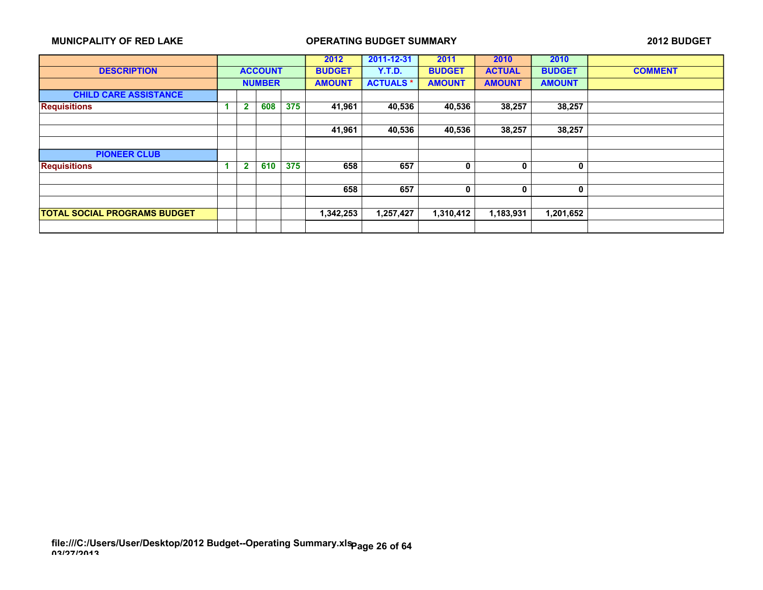**MUNICPALITY OF RED LAKE** **OPERATING BUDGET SUMMARY** **2012 BUDGET**

| DESCRIPTION | ACCOUNT NUMBER | | | | 2012 BUDGET AMOUNT | 2011-12-31 Y.T.D. ACTUALS * | 2011 BUDGET AMOUNT | 2010 ACTUAL AMOUNT | 2010 BUDGET AMOUNT | COMMENT |
|---|---|---|---|---|---|---|---|---|---|---|
| **CHILD CARE ASSISTANCE** | | | | | | | | | | |
| Requisitions | 1 | 2 | 608 | 375 | 41,961 | 40,536 | 40,536 | 38,257 | 38,257 | |
| | | | | | | | | | | |
| | | | | | 41,961 | 40,536 | 40,536 | 38,257 | 38,257 | |
| | | | | | | | | | | |
| **PIONEER CLUB** | | | | | | | | | | |
| Requisitions | 1 | 2 | 610 | 375 | 658 | 657 | 0 | 0 | 0 | |
| | | | | | | | | | | |
| | | | | | 658 | 657 | 0 | 0 | 0 | |
| | | | | | | | | | | |
| **TOTAL SOCIAL PROGRAMS BUDGET** | | | | | 1,342,253 | 1,257,427 | 1,310,412 | 1,183,931 | 1,201,652 | |

file:///C:/Users/User/Desktop/2012 Budget--Operating Summary.xls
03/27/2013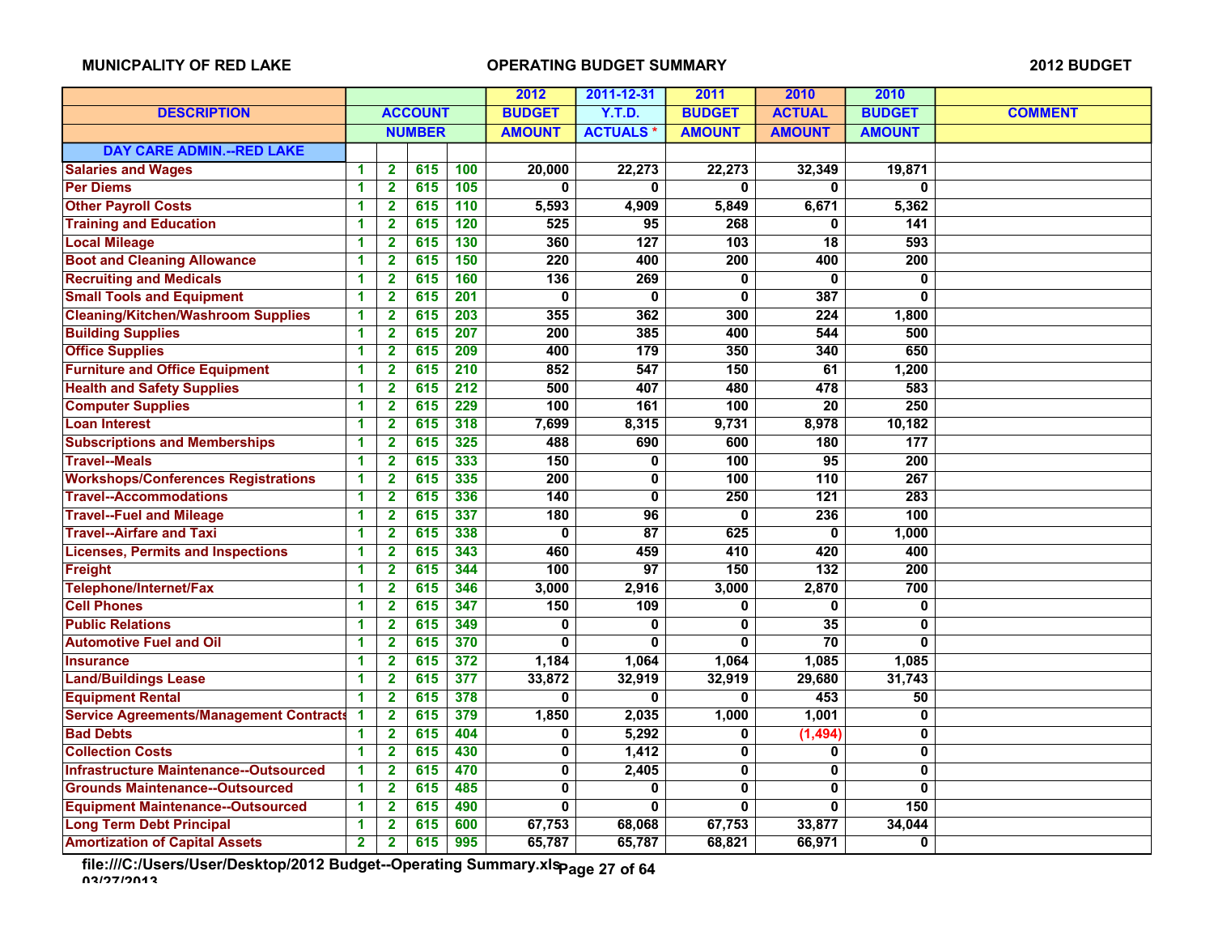MUNICPALITY OF RED LAKE — OPERATING BUDGET SUMMARY — 2012 BUDGET

| DESCRIPTION | ACCOUNT NUMBER | | | | 2012 BUDGET AMOUNT | 2011-12-31 Y.T.D. ACTUALS * | 2011 BUDGET AMOUNT | 2010 ACTUAL AMOUNT | 2010 BUDGET AMOUNT | COMMENT |
|---|---|---|---|---|---|---|---|---|---|---|
| **DAY CARE ADMIN.--RED LAKE** | | | | | | | | | | |
| Salaries and Wages | 1 | 2 | 615 | 100 | 20,000 | 22,273 | 22,273 | 32,349 | 19,871 | |
| Per Diems | 1 | 2 | 615 | 105 | 0 | 0 | 0 | 0 | 0 | |
| Other Payroll Costs | 1 | 2 | 615 | 110 | 5,593 | 4,909 | 5,849 | 6,671 | 5,362 | |
| Training and Education | 1 | 2 | 615 | 120 | 525 | 95 | 268 | 0 | 141 | |
| Local Mileage | 1 | 2 | 615 | 130 | 360 | 127 | 103 | 18 | 593 | |
| Boot and Cleaning Allowance | 1 | 2 | 615 | 150 | 220 | 400 | 200 | 400 | 200 | |
| Recruiting and Medicals | 1 | 2 | 615 | 160 | 136 | 269 | 0 | 0 | 0 | |
| Small Tools and Equipment | 1 | 2 | 615 | 201 | 0 | 0 | 0 | 387 | 0 | |
| Cleaning/Kitchen/Washroom Supplies | 1 | 2 | 615 | 203 | 355 | 362 | 300 | 224 | 1,800 | |
| Building Supplies | 1 | 2 | 615 | 207 | 200 | 385 | 400 | 544 | 500 | |
| Office Supplies | 1 | 2 | 615 | 209 | 400 | 179 | 350 | 340 | 650 | |
| Furniture and Office Equipment | 1 | 2 | 615 | 210 | 852 | 547 | 150 | 61 | 1,200 | |
| Health and Safety Supplies | 1 | 2 | 615 | 212 | 500 | 407 | 480 | 478 | 583 | |
| Computer Supplies | 1 | 2 | 615 | 229 | 100 | 161 | 100 | 20 | 250 | |
| Loan Interest | 1 | 2 | 615 | 318 | 7,699 | 8,315 | 9,731 | 8,978 | 10,182 | |
| Subscriptions and Memberships | 1 | 2 | 615 | 325 | 488 | 690 | 600 | 180 | 177 | |
| Travel--Meals | 1 | 2 | 615 | 333 | 150 | 0 | 100 | 95 | 200 | |
| Workshops/Conferences Registrations | 1 | 2 | 615 | 335 | 200 | 0 | 100 | 110 | 267 | |
| Travel--Accommodations | 1 | 2 | 615 | 336 | 140 | 0 | 250 | 121 | 283 | |
| Travel--Fuel and Mileage | 1 | 2 | 615 | 337 | 180 | 96 | 0 | 236 | 100 | |
| Travel--Airfare and Taxi | 1 | 2 | 615 | 338 | 0 | 87 | 625 | 0 | 1,000 | |
| Licenses, Permits and Inspections | 1 | 2 | 615 | 343 | 460 | 459 | 410 | 420 | 400 | |
| Freight | 1 | 2 | 615 | 344 | 100 | 97 | 150 | 132 | 200 | |
| Telephone/Internet/Fax | 1 | 2 | 615 | 346 | 3,000 | 2,916 | 3,000 | 2,870 | 700 | |
| Cell Phones | 1 | 2 | 615 | 347 | 150 | 109 | 0 | 0 | 0 | |
| Public Relations | 1 | 2 | 615 | 349 | 0 | 0 | 0 | 35 | 0 | |
| Automotive Fuel and Oil | 1 | 2 | 615 | 370 | 0 | 0 | 0 | 70 | 0 | |
| Insurance | 1 | 2 | 615 | 372 | 1,184 | 1,064 | 1,064 | 1,085 | 1,085 | |
| Land/Buildings Lease | 1 | 2 | 615 | 377 | 33,872 | 32,919 | 32,919 | 29,680 | 31,743 | |
| Equipment Rental | 1 | 2 | 615 | 378 | 0 | 0 | 0 | 453 | 50 | |
| Service Agreements/Management Contracts | 1 | 2 | 615 | 379 | 1,850 | 2,035 | 1,000 | 1,001 | 0 | |
| Bad Debts | 1 | 2 | 615 | 404 | 0 | 5,292 | 0 | (1,494) | 0 | |
| Collection Costs | 1 | 2 | 615 | 430 | 0 | 1,412 | 0 | 0 | 0 | |
| Infrastructure Maintenance--Outsourced | 1 | 2 | 615 | 470 | 0 | 2,405 | 0 | 0 | 0 | |
| Grounds Maintenance--Outsourced | 1 | 2 | 615 | 485 | 0 | 0 | 0 | 0 | 0 | |
| Equipment Maintenance--Outsourced | 1 | 2 | 615 | 490 | 0 | 0 | 0 | 0 | 150 | |
| Long Term Debt Principal | 1 | 2 | 615 | 600 | 67,753 | 68,068 | 67,753 | 33,877 | 34,044 | |
| Amortization of Capital Assets | 2 | 2 | 615 | 995 | 65,787 | 65,787 | 68,821 | 66,971 | 0 | |

file:///C:/Users/User/Desktop/2012 Budget--Operating Summary.xls
03/27/2013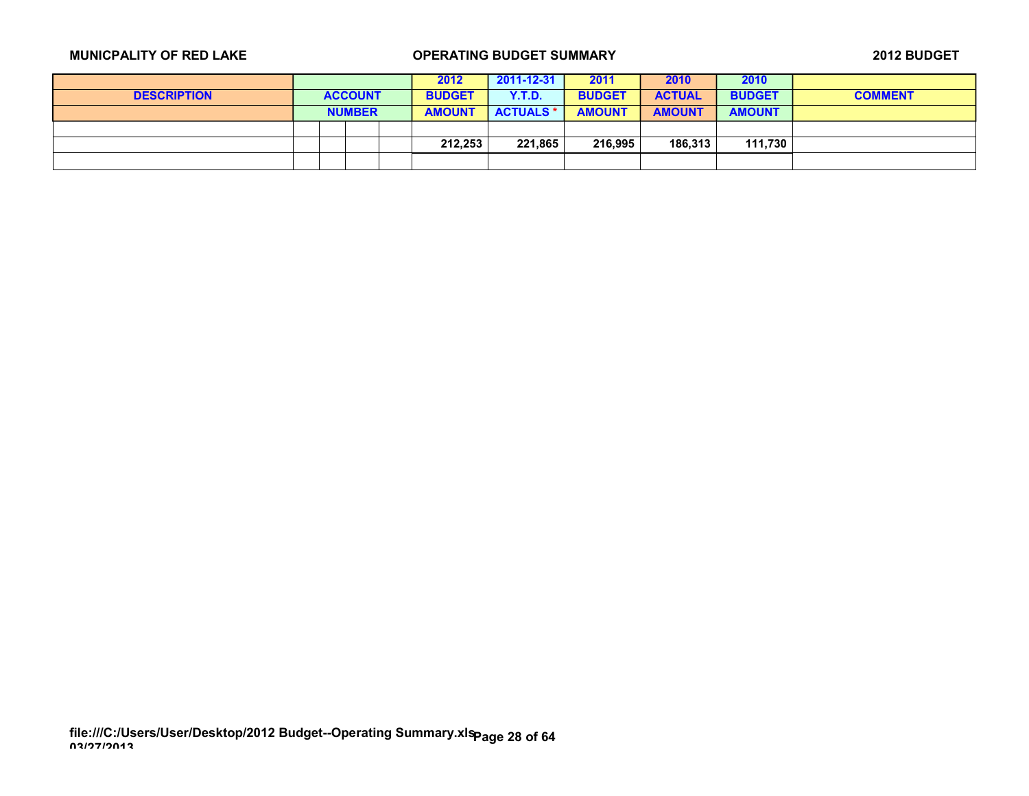**MUNICPALITY OF RED LAKE** **OPERATING BUDGET SUMMARY** **2012 BUDGET**

| DESCRIPTION | ACCOUNT NUMBER | | | | 2012 BUDGET AMOUNT | 2011-12-31 Y.T.D. ACTUALS * | 2011 BUDGET AMOUNT | 2010 ACTUAL AMOUNT | 2010 BUDGET AMOUNT | COMMENT |
|---|---|---|---|---|---|---|---|---|---|---|
| | | | | | | | | | | |
| | | | | | 212,253 | 221,865 | 216,995 | 186,313 | 111,730 | |
| | | | | | | | | | | |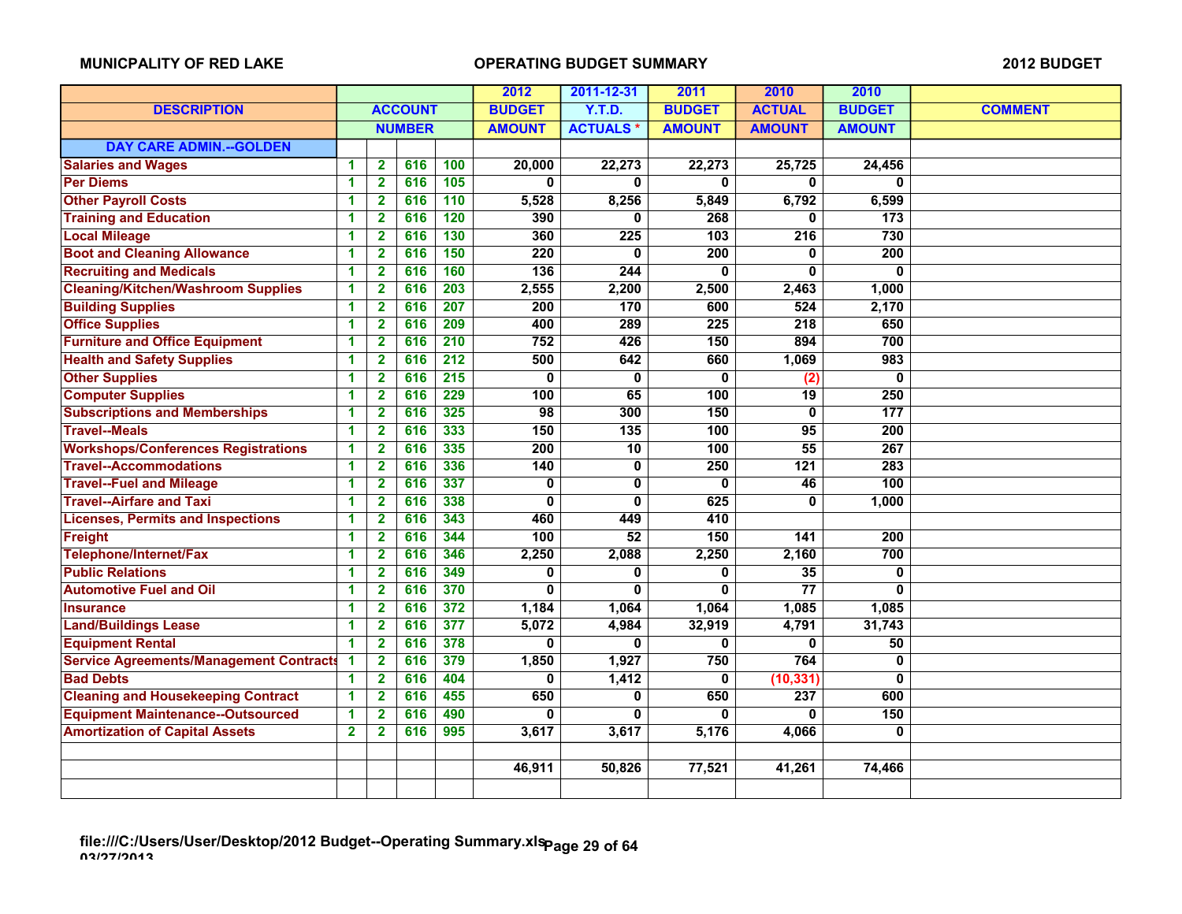MUNICPALITY OF RED LAKE — OPERATING BUDGET SUMMARY — 2012 BUDGET

| DESCRIPTION | ACCOUNT NUMBER | | | | 2012 BUDGET AMOUNT | 2011-12-31 Y.T.D. ACTUALS * | 2011 BUDGET AMOUNT | 2010 ACTUAL AMOUNT | 2010 BUDGET AMOUNT | COMMENT |
|---|---|---|---|---|---|---|---|---|---|---|
| **DAY CARE ADMIN.--GOLDEN** | | | | | | | | | | |
| Salaries and Wages | 1 | 2 | 616 | 100 | 20,000 | 22,273 | 22,273 | 25,725 | 24,456 | |
| Per Diems | 1 | 2 | 616 | 105 | 0 | 0 | 0 | 0 | 0 | |
| Other Payroll Costs | 1 | 2 | 616 | 110 | 5,528 | 8,256 | 5,849 | 6,792 | 6,599 | |
| Training and Education | 1 | 2 | 616 | 120 | 390 | 0 | 268 | 0 | 173 | |
| Local Mileage | 1 | 2 | 616 | 130 | 360 | 225 | 103 | 216 | 730 | |
| Boot and Cleaning Allowance | 1 | 2 | 616 | 150 | 220 | 0 | 200 | 0 | 200 | |
| Recruiting and Medicals | 1 | 2 | 616 | 160 | 136 | 244 | 0 | 0 | 0 | |
| Cleaning/Kitchen/Washroom Supplies | 1 | 2 | 616 | 203 | 2,555 | 2,200 | 2,500 | 2,463 | 1,000 | |
| Building Supplies | 1 | 2 | 616 | 207 | 200 | 170 | 600 | 524 | 2,170 | |
| Office Supplies | 1 | 2 | 616 | 209 | 400 | 289 | 225 | 218 | 650 | |
| Furniture and Office Equipment | 1 | 2 | 616 | 210 | 752 | 426 | 150 | 894 | 700 | |
| Health and Safety Supplies | 1 | 2 | 616 | 212 | 500 | 642 | 660 | 1,069 | 983 | |
| Other Supplies | 1 | 2 | 616 | 215 | 0 | 0 | 0 | (2) | 0 | |
| Computer Supplies | 1 | 2 | 616 | 229 | 100 | 65 | 100 | 19 | 250 | |
| Subscriptions and Memberships | 1 | 2 | 616 | 325 | 98 | 300 | 150 | 0 | 177 | |
| Travel--Meals | 1 | 2 | 616 | 333 | 150 | 135 | 100 | 95 | 200 | |
| Workshops/Conferences Registrations | 1 | 2 | 616 | 335 | 200 | 10 | 100 | 55 | 267 | |
| Travel--Accommodations | 1 | 2 | 616 | 336 | 140 | 0 | 250 | 121 | 283 | |
| Travel--Fuel and Mileage | 1 | 2 | 616 | 337 | 0 | 0 | 0 | 46 | 100 | |
| Travel--Airfare and Taxi | 1 | 2 | 616 | 338 | 0 | 0 | 625 | 0 | 1,000 | |
| Licenses, Permits and Inspections | 1 | 2 | 616 | 343 | 460 | 449 | 410 | | | |
| Freight | 1 | 2 | 616 | 344 | 100 | 52 | 150 | 141 | 200 | |
| Telephone/Internet/Fax | 1 | 2 | 616 | 346 | 2,250 | 2,088 | 2,250 | 2,160 | 700 | |
| Public Relations | 1 | 2 | 616 | 349 | 0 | 0 | 0 | 35 | 0 | |
| Automotive Fuel and Oil | 1 | 2 | 616 | 370 | 0 | 0 | 0 | 77 | 0 | |
| Insurance | 1 | 2 | 616 | 372 | 1,184 | 1,064 | 1,064 | 1,085 | 1,085 | |
| Land/Buildings Lease | 1 | 2 | 616 | 377 | 5,072 | 4,984 | 32,919 | 4,791 | 31,743 | |
| Equipment Rental | 1 | 2 | 616 | 378 | 0 | 0 | 0 | 0 | 50 | |
| Service Agreements/Management Contracts | 1 | 2 | 616 | 379 | 1,850 | 1,927 | 750 | 764 | 0 | |
| Bad Debts | 1 | 2 | 616 | 404 | 0 | 1,412 | 0 | (10,331) | 0 | |
| Cleaning and Housekeeping Contract | 1 | 2 | 616 | 455 | 650 | 0 | 650 | 237 | 600 | |
| Equipment Maintenance--Outsourced | 1 | 2 | 616 | 490 | 0 | 0 | 0 | 0 | 150 | |
| Amortization of Capital Assets | 2 | 2 | 616 | 995 | 3,617 | 3,617 | 5,176 | 4,066 | 0 | |
| | | | | | | | | | | |
| | | | | | 46,911 | 50,826 | 77,521 | 41,261 | 74,466 | |

file:///C:/Users/User/Desktop/2012 Budget--Operating Summary.xls
03/27/2013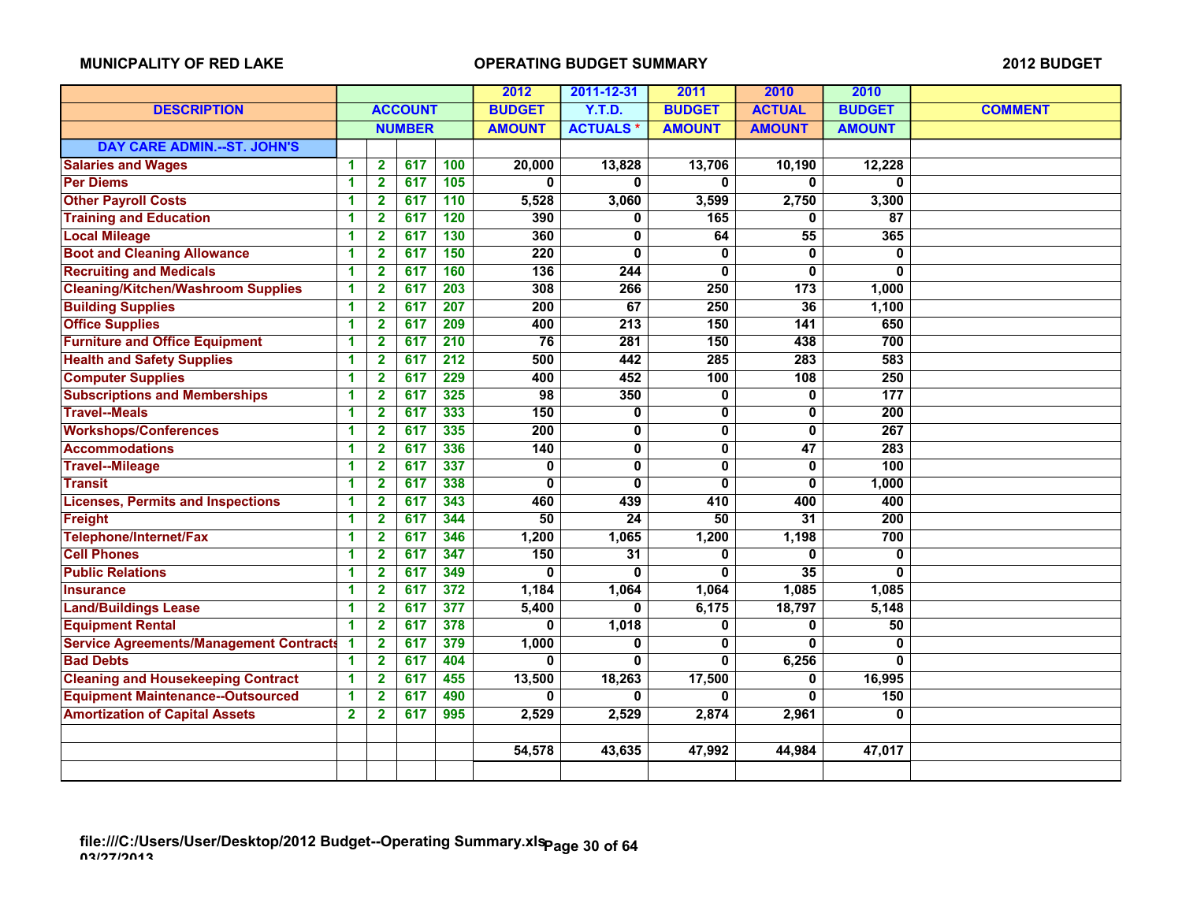MUNICPALITY OF RED LAKE | OPERATING BUDGET SUMMARY | 2012 BUDGET

| DESCRIPTION | ACCOUNT NUMBER | | | | 2012 BUDGET AMOUNT | 2011-12-31 Y.T.D. ACTUALS * | 2011 BUDGET AMOUNT | 2010 ACTUAL AMOUNT | 2010 BUDGET AMOUNT | COMMENT |
|---|---|---|---|---|---|---|---|---|---|---|
| **DAY CARE ADMIN.--ST. JOHN'S** | | | | | | | | | | |
| Salaries and Wages | 1 | 2 | 617 | 100 | 20,000 | 13,828 | 13,706 | 10,190 | 12,228 | |
| Per Diems | 1 | 2 | 617 | 105 | 0 | 0 | 0 | 0 | 0 | |
| Other Payroll Costs | 1 | 2 | 617 | 110 | 5,528 | 3,060 | 3,599 | 2,750 | 3,300 | |
| Training and Education | 1 | 2 | 617 | 120 | 390 | 0 | 165 | 0 | 87 | |
| Local Mileage | 1 | 2 | 617 | 130 | 360 | 0 | 64 | 55 | 365 | |
| Boot and Cleaning Allowance | 1 | 2 | 617 | 150 | 220 | 0 | 0 | 0 | 0 | |
| Recruiting and Medicals | 1 | 2 | 617 | 160 | 136 | 244 | 0 | 0 | 0 | |
| Cleaning/Kitchen/Washroom Supplies | 1 | 2 | 617 | 203 | 308 | 266 | 250 | 173 | 1,000 | |
| Building Supplies | 1 | 2 | 617 | 207 | 200 | 67 | 250 | 36 | 1,100 | |
| Office Supplies | 1 | 2 | 617 | 209 | 400 | 213 | 150 | 141 | 650 | |
| Furniture and Office Equipment | 1 | 2 | 617 | 210 | 76 | 281 | 150 | 438 | 700 | |
| Health and Safety Supplies | 1 | 2 | 617 | 212 | 500 | 442 | 285 | 283 | 583 | |
| Computer Supplies | 1 | 2 | 617 | 229 | 400 | 452 | 100 | 108 | 250 | |
| Subscriptions and Memberships | 1 | 2 | 617 | 325 | 98 | 350 | 0 | 0 | 177 | |
| Travel--Meals | 1 | 2 | 617 | 333 | 150 | 0 | 0 | 0 | 200 | |
| Workshops/Conferences | 1 | 2 | 617 | 335 | 200 | 0 | 0 | 0 | 267 | |
| Accommodations | 1 | 2 | 617 | 336 | 140 | 0 | 0 | 47 | 283 | |
| Travel--Mileage | 1 | 2 | 617 | 337 | 0 | 0 | 0 | 0 | 100 | |
| Transit | 1 | 2 | 617 | 338 | 0 | 0 | 0 | 0 | 1,000 | |
| Licenses, Permits and Inspections | 1 | 2 | 617 | 343 | 460 | 439 | 410 | 400 | 400 | |
| Freight | 1 | 2 | 617 | 344 | 50 | 24 | 50 | 31 | 200 | |
| Telephone/Internet/Fax | 1 | 2 | 617 | 346 | 1,200 | 1,065 | 1,200 | 1,198 | 700 | |
| Cell Phones | 1 | 2 | 617 | 347 | 150 | 31 | 0 | 0 | 0 | |
| Public Relations | 1 | 2 | 617 | 349 | 0 | 0 | 0 | 35 | 0 | |
| Insurance | 1 | 2 | 617 | 372 | 1,184 | 1,064 | 1,064 | 1,085 | 1,085 | |
| Land/Buildings Lease | 1 | 2 | 617 | 377 | 5,400 | 0 | 6,175 | 18,797 | 5,148 | |
| Equipment Rental | 1 | 2 | 617 | 378 | 0 | 1,018 | 0 | 0 | 50 | |
| Service Agreements/Management Contracts | 1 | 2 | 617 | 379 | 1,000 | 0 | 0 | 0 | 0 | |
| Bad Debts | 1 | 2 | 617 | 404 | 0 | 0 | 0 | 6,256 | 0 | |
| Cleaning and Housekeeping Contract | 1 | 2 | 617 | 455 | 13,500 | 18,263 | 17,500 | 0 | 16,995 | |
| Equipment Maintenance--Outsourced | 1 | 2 | 617 | 490 | 0 | 0 | 0 | 0 | 150 | |
| Amortization of Capital Assets | 2 | 2 | 617 | 995 | 2,529 | 2,529 | 2,874 | 2,961 | 0 | |
| | | | | | | | | | | |
| | | | | | 54,578 | 43,635 | 47,992 | 44,984 | 47,017 | |

file:///C:/Users/User/Desktop/2012 Budget--Operating Summary.xls
03/27/2013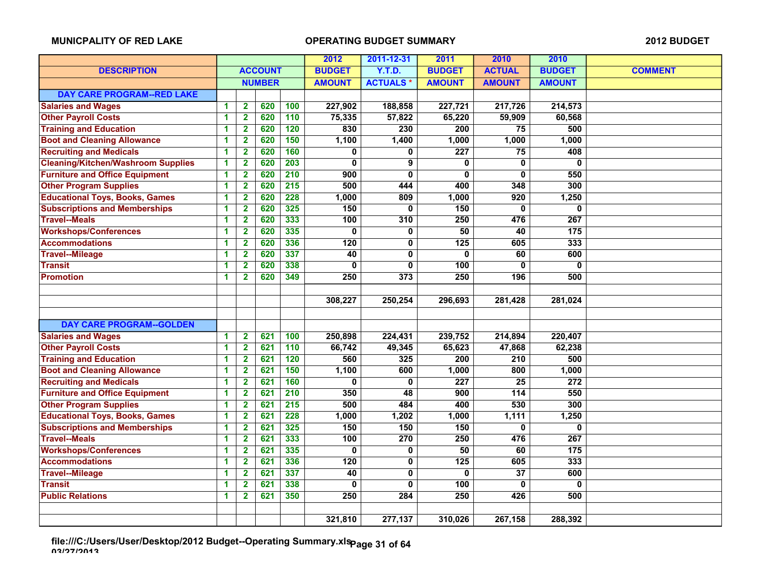MUNICPALITY OF RED LAKE — OPERATING BUDGET SUMMARY — 2012 BUDGET

| DESCRIPTION | ACCOUNT NUMBER | | | | 2012 BUDGET AMOUNT | 2011-12-31 Y.T.D. ACTUALS * | 2011 BUDGET AMOUNT | 2010 ACTUAL AMOUNT | 2010 BUDGET AMOUNT | COMMENT |
|---|---|---|---|---|---|---|---|---|---|---|
| **DAY CARE PROGRAM--RED LAKE** | | | | | | | | | | |
| Salaries and Wages | 1 | 2 | 620 | 100 | 227,902 | 188,858 | 227,721 | 217,726 | 214,573 | |
| Other Payroll Costs | 1 | 2 | 620 | 110 | 75,335 | 57,822 | 65,220 | 59,909 | 60,568 | |
| Training and Education | 1 | 2 | 620 | 120 | 830 | 230 | 200 | 75 | 500 | |
| Boot and Cleaning Allowance | 1 | 2 | 620 | 150 | 1,100 | 1,400 | 1,000 | 1,000 | 1,000 | |
| Recruiting and Medicals | 1 | 2 | 620 | 160 | 0 | 0 | 227 | 75 | 408 | |
| Cleaning/Kitchen/Washroom Supplies | 1 | 2 | 620 | 203 | 0 | 9 | 0 | 0 | 0 | |
| Furniture and Office Equipment | 1 | 2 | 620 | 210 | 900 | 0 | 0 | 0 | 550 | |
| Other Program Supplies | 1 | 2 | 620 | 215 | 500 | 444 | 400 | 348 | 300 | |
| Educational Toys, Books, Games | 1 | 2 | 620 | 228 | 1,000 | 809 | 1,000 | 920 | 1,250 | |
| Subscriptions and Memberships | 1 | 2 | 620 | 325 | 150 | 0 | 150 | 0 | 0 | |
| Travel--Meals | 1 | 2 | 620 | 333 | 100 | 310 | 250 | 476 | 267 | |
| Workshops/Conferences | 1 | 2 | 620 | 335 | 0 | 0 | 50 | 40 | 175 | |
| Accommodations | 1 | 2 | 620 | 336 | 120 | 0 | 125 | 605 | 333 | |
| Travel--Mileage | 1 | 2 | 620 | 337 | 40 | 0 | 0 | 60 | 600 | |
| Transit | 1 | 2 | 620 | 338 | 0 | 0 | 100 | 0 | 0 | |
| Promotion | 1 | 2 | 620 | 349 | 250 | 373 | 250 | 196 | 500 | |
| | | | | | 308,227 | 250,254 | 296,693 | 281,428 | 281,024 | |
| **DAY CARE PROGRAM--GOLDEN** | | | | | | | | | | |
| Salaries and Wages | 1 | 2 | 621 | 100 | 250,898 | 224,431 | 239,752 | 214,894 | 220,407 | |
| Other Payroll Costs | 1 | 2 | 621 | 110 | 66,742 | 49,345 | 65,623 | 47,868 | 62,238 | |
| Training and Education | 1 | 2 | 621 | 120 | 560 | 325 | 200 | 210 | 500 | |
| Boot and Cleaning Allowance | 1 | 2 | 621 | 150 | 1,100 | 600 | 1,000 | 800 | 1,000 | |
| Recruiting and Medicals | 1 | 2 | 621 | 160 | 0 | 0 | 227 | 25 | 272 | |
| Furniture and Office Equipment | 1 | 2 | 621 | 210 | 350 | 48 | 900 | 114 | 550 | |
| Other Program Supplies | 1 | 2 | 621 | 215 | 500 | 484 | 400 | 530 | 300 | |
| Educational Toys, Books, Games | 1 | 2 | 621 | 228 | 1,000 | 1,202 | 1,000 | 1,111 | 1,250 | |
| Subscriptions and Memberships | 1 | 2 | 621 | 325 | 150 | 150 | 150 | 0 | 0 | |
| Travel--Meals | 1 | 2 | 621 | 333 | 100 | 270 | 250 | 476 | 267 | |
| Workshops/Conferences | 1 | 2 | 621 | 335 | 0 | 0 | 50 | 60 | 175 | |
| Accommodations | 1 | 2 | 621 | 336 | 120 | 0 | 125 | 605 | 333 | |
| Travel--Mileage | 1 | 2 | 621 | 337 | 40 | 0 | 0 | 37 | 600 | |
| Transit | 1 | 2 | 621 | 338 | 0 | 0 | 100 | 0 | 0 | |
| Public Relations | 1 | 2 | 621 | 350 | 250 | 284 | 250 | 426 | 500 | |
| | | | | | 321,810 | 277,137 | 310,026 | 267,158 | 288,392 | |

file:///C:/Users/User/Desktop/2012 Budget--Operating Summary.xls
03/27/2013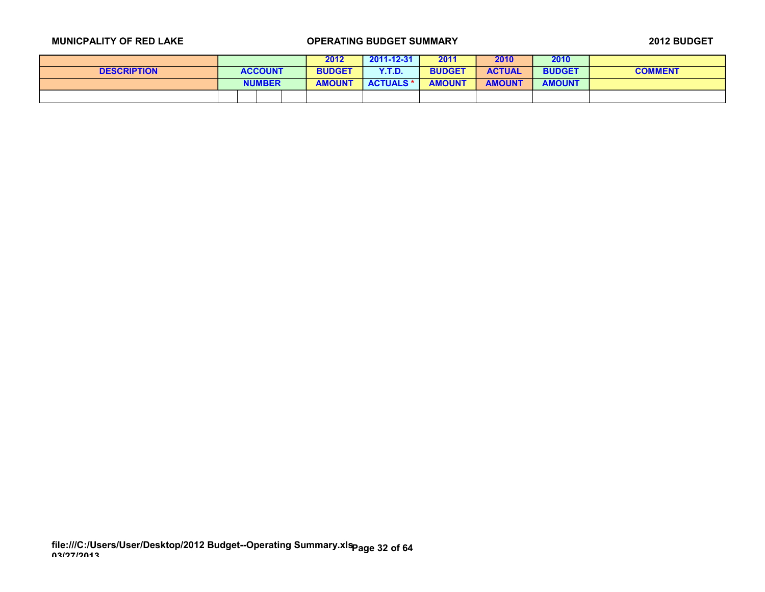MUNICPALITY OF RED LAKE — OPERATING BUDGET SUMMARY — 2012 BUDGET

| DESCRIPTION | ACCOUNT NUMBER | | | | 2012 BUDGET AMOUNT | 2011-12-31 Y.T.D. ACTUALS * | 2011 BUDGET AMOUNT | 2010 ACTUAL AMOUNT | 2010 BUDGET AMOUNT | COMMENT |
|---|---|---|---|---|---|---|---|---|---|---|
| | | | | | | | | | | |

file:///C:/Users/User/Desktop/2012 Budget--Operating Summary.xls
03/27/2013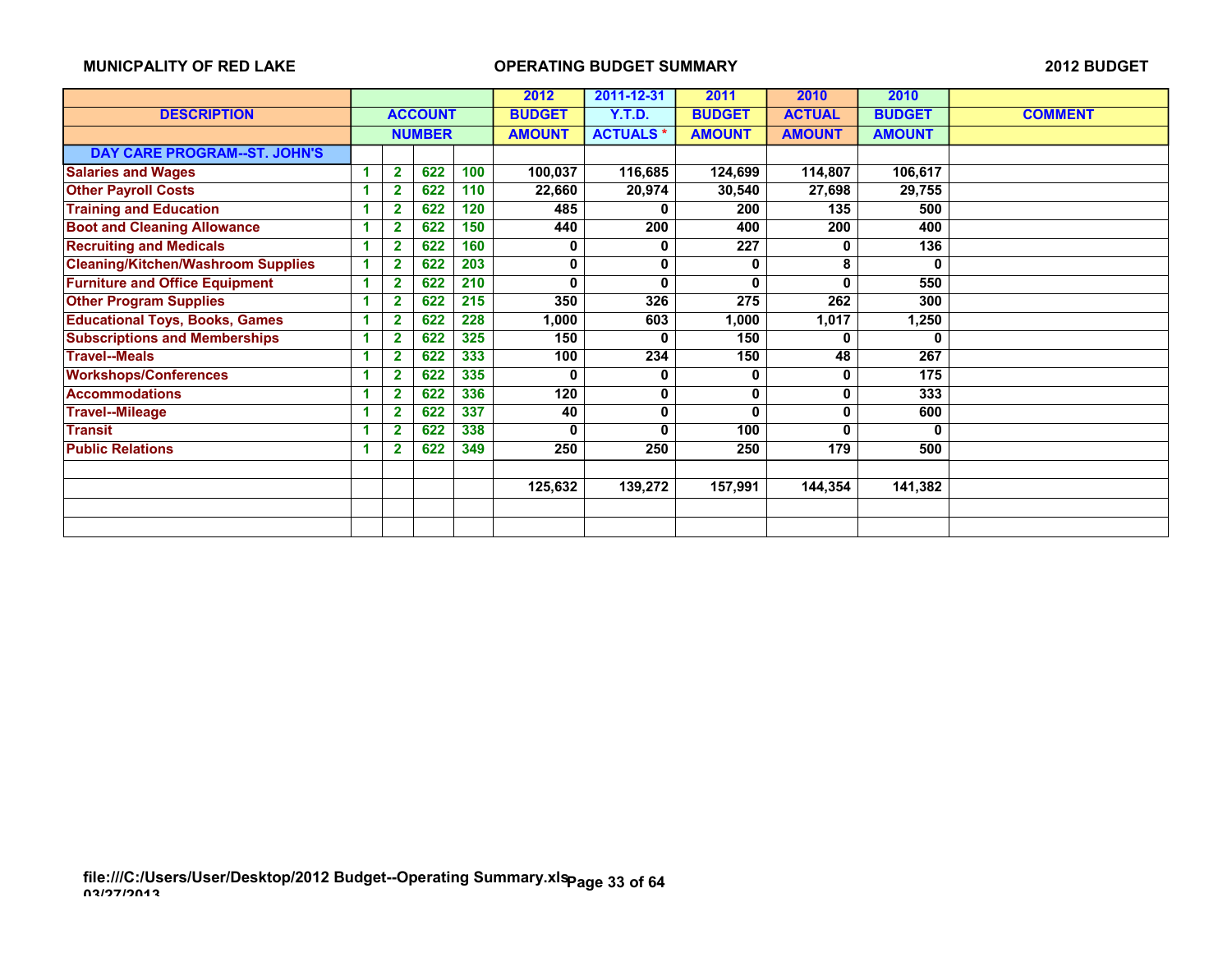**MUNICPALITY OF RED LAKE** **OPERATING BUDGET SUMMARY** **2012 BUDGET**

| DESCRIPTION | ACCOUNT NUMBER | | | | 2012 BUDGET AMOUNT | 2011-12-31 Y.T.D. ACTUALS * | 2011 BUDGET AMOUNT | 2010 ACTUAL AMOUNT | 2010 BUDGET AMOUNT | COMMENT |
|---|---|---|---|---|---|---|---|---|---|---|
| **DAY CARE PROGRAM--ST. JOHN'S** | | | | | | | | | | |
| Salaries and Wages | 1 | 2 | 622 | 100 | 100,037 | 116,685 | 124,699 | 114,807 | 106,617 | |
| Other Payroll Costs | 1 | 2 | 622 | 110 | 22,660 | 20,974 | 30,540 | 27,698 | 29,755 | |
| Training and Education | 1 | 2 | 622 | 120 | 485 | 0 | 200 | 135 | 500 | |
| Boot and Cleaning Allowance | 1 | 2 | 622 | 150 | 440 | 200 | 400 | 200 | 400 | |
| Recruiting and Medicals | 1 | 2 | 622 | 160 | 0 | 0 | 227 | 0 | 136 | |
| Cleaning/Kitchen/Washroom Supplies | 1 | 2 | 622 | 203 | 0 | 0 | 0 | 8 | 0 | |
| Furniture and Office Equipment | 1 | 2 | 622 | 210 | 0 | 0 | 0 | 0 | 550 | |
| Other Program Supplies | 1 | 2 | 622 | 215 | 350 | 326 | 275 | 262 | 300 | |
| Educational Toys, Books, Games | 1 | 2 | 622 | 228 | 1,000 | 603 | 1,000 | 1,017 | 1,250 | |
| Subscriptions and Memberships | 1 | 2 | 622 | 325 | 150 | 0 | 150 | 0 | 0 | |
| Travel--Meals | 1 | 2 | 622 | 333 | 100 | 234 | 150 | 48 | 267 | |
| Workshops/Conferences | 1 | 2 | 622 | 335 | 0 | 0 | 0 | 0 | 175 | |
| Accommodations | 1 | 2 | 622 | 336 | 120 | 0 | 0 | 0 | 333 | |
| Travel--Mileage | 1 | 2 | 622 | 337 | 40 | 0 | 0 | 0 | 600 | |
| Transit | 1 | 2 | 622 | 338 | 0 | 0 | 100 | 0 | 0 | |
| Public Relations | 1 | 2 | 622 | 349 | 250 | 250 | 250 | 179 | 500 | |
| | | | | | | | | | | |
| | | | | | 125,632 | 139,272 | 157,991 | 144,354 | 141,382 | |

file:///C:/Users/User/Desktop/2012 Budget--Operating Summary.xls
03/27/2013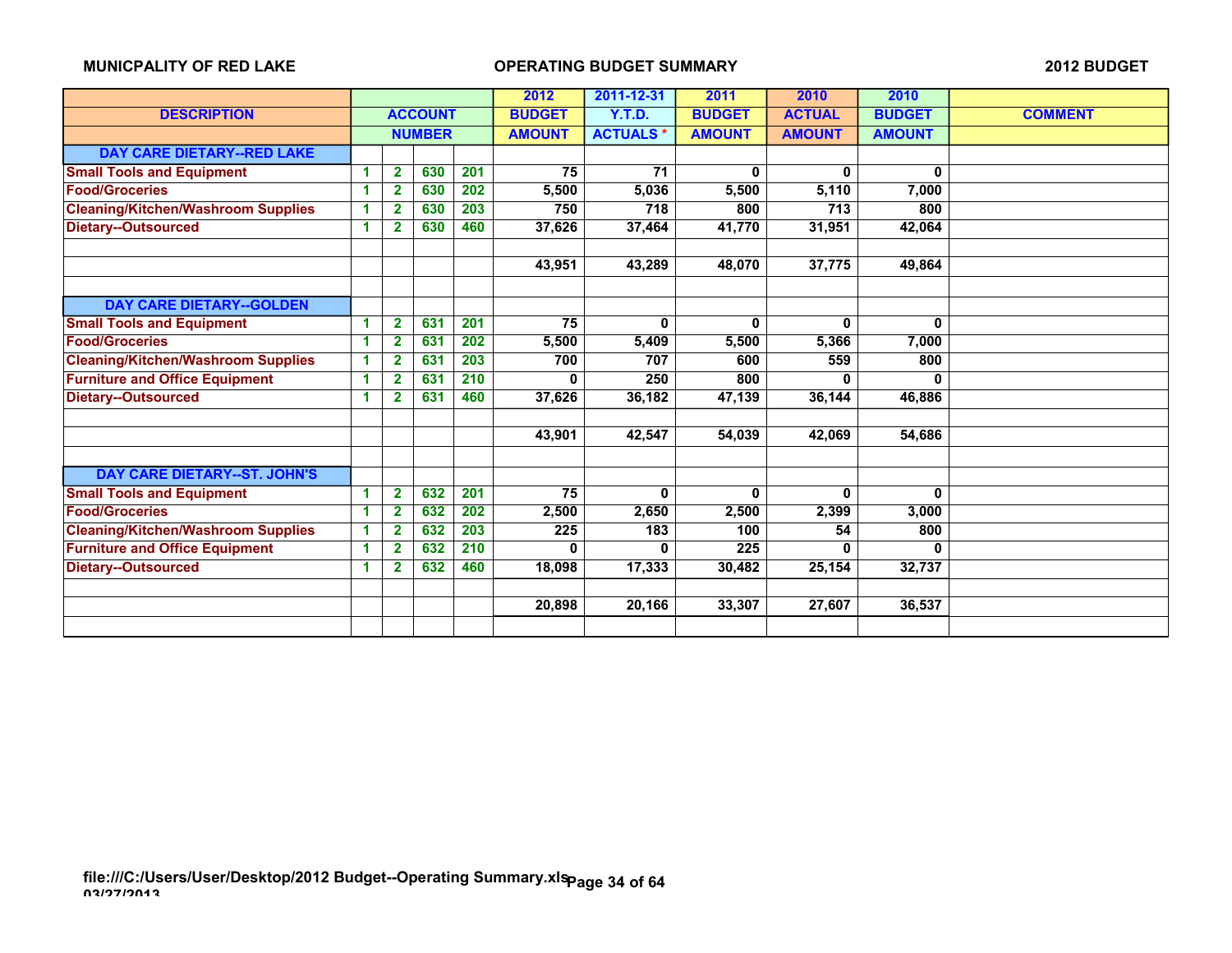**MUNICPALITY OF RED LAKE** **OPERATING BUDGET SUMMARY** **2012 BUDGET**

| DESCRIPTION | ACCOUNT NUMBER | | | | 2012 BUDGET AMOUNT | 2011-12-31 Y.T.D. ACTUALS * | 2011 BUDGET AMOUNT | 2010 ACTUAL AMOUNT | 2010 BUDGET AMOUNT | COMMENT |
|---|---|---|---|---|---|---|---|---|---|---|
| **DAY CARE DIETARY--RED LAKE** | | | | | | | | | | |
| Small Tools and Equipment | 1 | 2 | 630 | 201 | 75 | 71 | 0 | 0 | 0 | |
| Food/Groceries | 1 | 2 | 630 | 202 | 5,500 | 5,036 | 5,500 | 5,110 | 7,000 | |
| Cleaning/Kitchen/Washroom Supplies | 1 | 2 | 630 | 203 | 750 | 718 | 800 | 713 | 800 | |
| Dietary--Outsourced | 1 | 2 | 630 | 460 | 37,626 | 37,464 | 41,770 | 31,951 | 42,064 | |
| | | | | | | | | | | |
| | | | | | 43,951 | 43,289 | 48,070 | 37,775 | 49,864 | |
| | | | | | | | | | | |
| **DAY CARE DIETARY--GOLDEN** | | | | | | | | | | |
| Small Tools and Equipment | 1 | 2 | 631 | 201 | 75 | 0 | 0 | 0 | 0 | |
| Food/Groceries | 1 | 2 | 631 | 202 | 5,500 | 5,409 | 5,500 | 5,366 | 7,000 | |
| Cleaning/Kitchen/Washroom Supplies | 1 | 2 | 631 | 203 | 700 | 707 | 600 | 559 | 800 | |
| Furniture and Office Equipment | 1 | 2 | 631 | 210 | 0 | 250 | 800 | 0 | 0 | |
| Dietary--Outsourced | 1 | 2 | 631 | 460 | 37,626 | 36,182 | 47,139 | 36,144 | 46,886 | |
| | | | | | | | | | | |
| | | | | | 43,901 | 42,547 | 54,039 | 42,069 | 54,686 | |
| | | | | | | | | | | |
| **DAY CARE DIETARY--ST. JOHN'S** | | | | | | | | | | |
| Small Tools and Equipment | 1 | 2 | 632 | 201 | 75 | 0 | 0 | 0 | 0 | |
| Food/Groceries | 1 | 2 | 632 | 202 | 2,500 | 2,650 | 2,500 | 2,399 | 3,000 | |
| Cleaning/Kitchen/Washroom Supplies | 1 | 2 | 632 | 203 | 225 | 183 | 100 | 54 | 800 | |
| Furniture and Office Equipment | 1 | 2 | 632 | 210 | 0 | 0 | 225 | 0 | 0 | |
| Dietary--Outsourced | 1 | 2 | 632 | 460 | 18,098 | 17,333 | 30,482 | 25,154 | 32,737 | |
| | | | | | | | | | | |
| | | | | | 20,898 | 20,166 | 33,307 | 27,607 | 36,537 | |
| | | | | | | | | | | |

file:///C:/Users/User/Desktop/2012 Budget--Operating Summary.xls
03/27/2013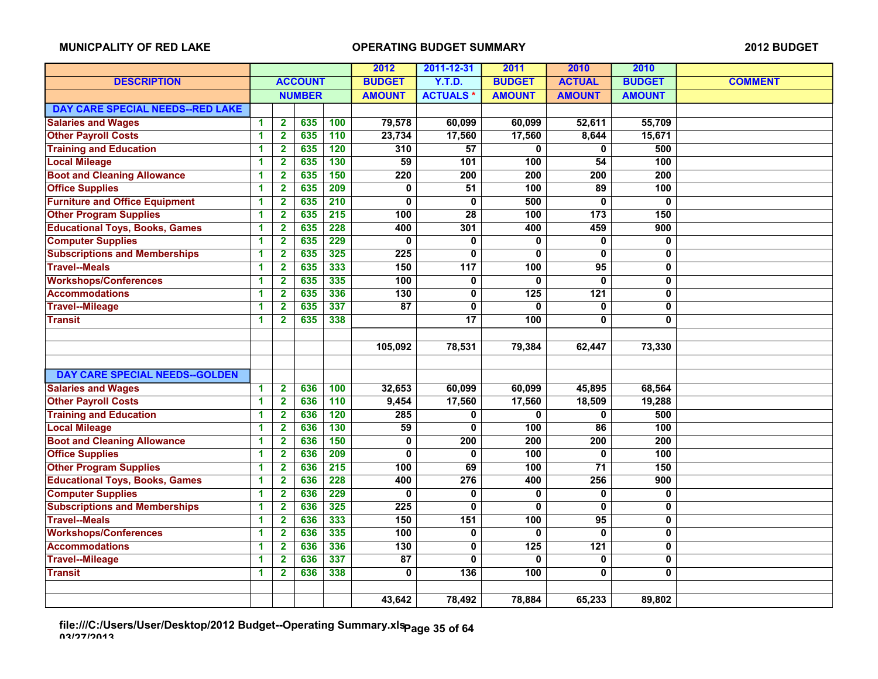MUNICPALITY OF RED LAKE — OPERATING BUDGET SUMMARY — 2012 BUDGET

| DESCRIPTION | ACCOUNT NUMBER | | | | 2012 BUDGET AMOUNT | 2011-12-31 Y.T.D. ACTUALS * | 2011 BUDGET AMOUNT | 2010 ACTUAL AMOUNT | 2010 BUDGET AMOUNT | COMMENT |
|---|---|---|---|---|---|---|---|---|---|---|
| **DAY CARE SPECIAL NEEDS--RED LAKE** | | | | | | | | | | |
| Salaries and Wages | 1 | 2 | 635 | 100 | 79,578 | 60,099 | 60,099 | 52,611 | 55,709 | |
| Other Payroll Costs | 1 | 2 | 635 | 110 | 23,734 | 17,560 | 17,560 | 8,644 | 15,671 | |
| Training and Education | 1 | 2 | 635 | 120 | 310 | 57 | 0 | 0 | 500 | |
| Local Mileage | 1 | 2 | 635 | 130 | 59 | 101 | 100 | 54 | 100 | |
| Boot and Cleaning Allowance | 1 | 2 | 635 | 150 | 220 | 200 | 200 | 200 | 200 | |
| Office Supplies | 1 | 2 | 635 | 209 | 0 | 51 | 100 | 89 | 100 | |
| Furniture and Office Equipment | 1 | 2 | 635 | 210 | 0 | 0 | 500 | 0 | 0 | |
| Other Program Supplies | 1 | 2 | 635 | 215 | 100 | 28 | 100 | 173 | 150 | |
| Educational Toys, Books, Games | 1 | 2 | 635 | 228 | 400 | 301 | 400 | 459 | 900 | |
| Computer Supplies | 1 | 2 | 635 | 229 | 0 | 0 | 0 | 0 | 0 | |
| Subscriptions and Memberships | 1 | 2 | 635 | 325 | 225 | 0 | 0 | 0 | 0 | |
| Travel--Meals | 1 | 2 | 635 | 333 | 150 | 117 | 100 | 95 | 0 | |
| Workshops/Conferences | 1 | 2 | 635 | 335 | 100 | 0 | 0 | 0 | 0 | |
| Accommodations | 1 | 2 | 635 | 336 | 130 | 0 | 125 | 121 | 0 | |
| Travel--Mileage | 1 | 2 | 635 | 337 | 87 | 0 | 0 | 0 | 0 | |
| Transit | 1 | 2 | 635 | 338 | | 17 | 100 | 0 | 0 | |
| | | | | | | | | | | |
| | | | | | 105,092 | 78,531 | 79,384 | 62,447 | 73,330 | |
| | | | | | | | | | | |
| **DAY CARE SPECIAL NEEDS--GOLDEN** | | | | | | | | | | |
| Salaries and Wages | 1 | 2 | 636 | 100 | 32,653 | 60,099 | 60,099 | 45,895 | 68,564 | |
| Other Payroll Costs | 1 | 2 | 636 | 110 | 9,454 | 17,560 | 17,560 | 18,509 | 19,288 | |
| Training and Education | 1 | 2 | 636 | 120 | 285 | 0 | 0 | 0 | 500 | |
| Local Mileage | 1 | 2 | 636 | 130 | 59 | 0 | 100 | 86 | 100 | |
| Boot and Cleaning Allowance | 1 | 2 | 636 | 150 | 0 | 200 | 200 | 200 | 200 | |
| Office Supplies | 1 | 2 | 636 | 209 | 0 | 0 | 100 | 0 | 100 | |
| Other Program Supplies | 1 | 2 | 636 | 215 | 100 | 69 | 100 | 71 | 150 | |
| Educational Toys, Books, Games | 1 | 2 | 636 | 228 | 400 | 276 | 400 | 256 | 900 | |
| Computer Supplies | 1 | 2 | 636 | 229 | 0 | 0 | 0 | 0 | 0 | |
| Subscriptions and Memberships | 1 | 2 | 636 | 325 | 225 | 0 | 0 | 0 | 0 | |
| Travel--Meals | 1 | 2 | 636 | 333 | 150 | 151 | 100 | 95 | 0 | |
| Workshops/Conferences | 1 | 2 | 636 | 335 | 100 | 0 | 0 | 0 | 0 | |
| Accommodations | 1 | 2 | 636 | 336 | 130 | 0 | 125 | 121 | 0 | |
| Travel--Mileage | 1 | 2 | 636 | 337 | 87 | 0 | 0 | 0 | 0 | |
| Transit | 1 | 2 | 636 | 338 | 0 | 136 | 100 | 0 | 0 | |
| | | | | | | | | | | |
| | | | | | 43,642 | 78,492 | 78,884 | 65,233 | 89,802 | |

file:///C:/Users/User/Desktop/2012 Budget--Operating Summary.xls
03/27/2013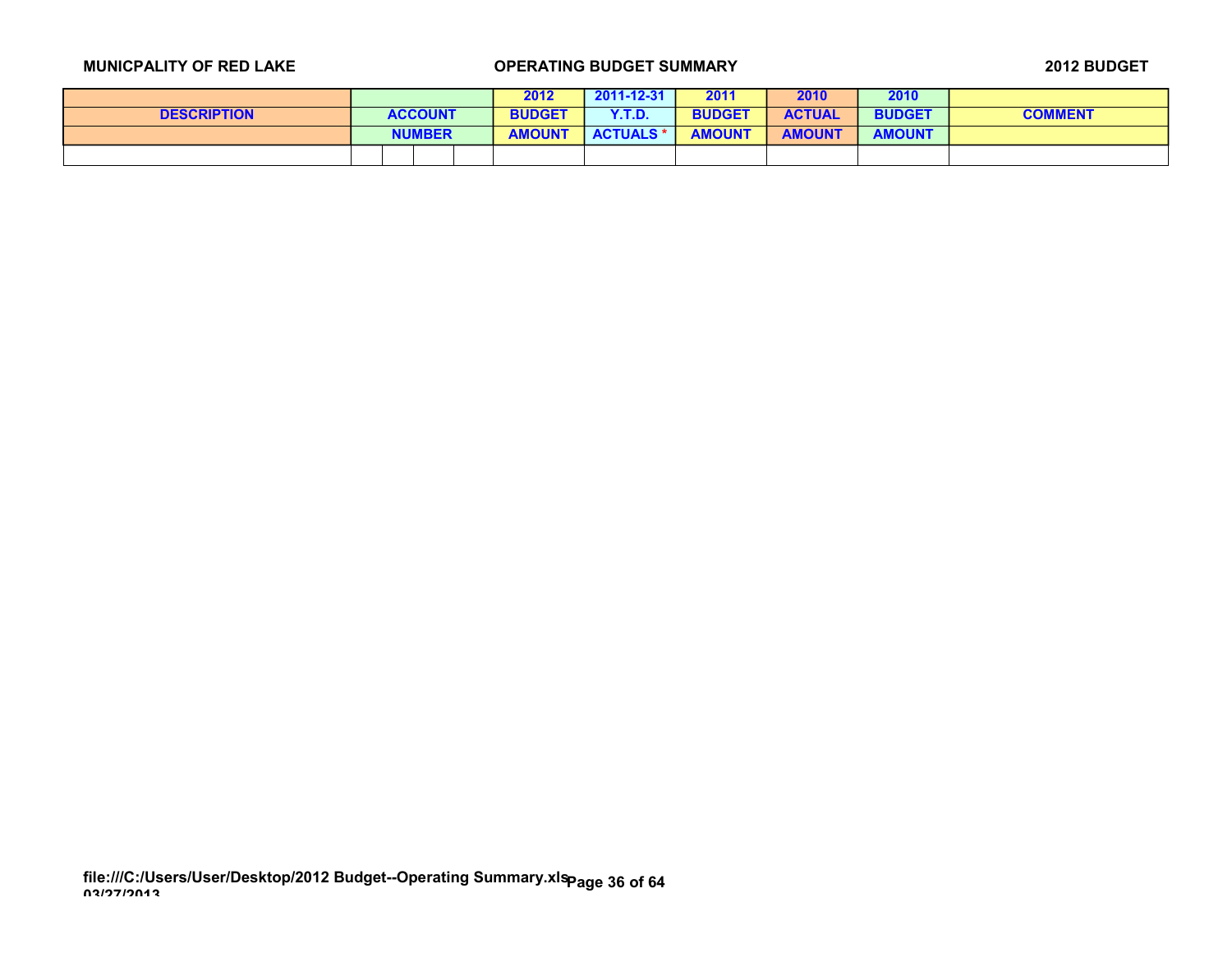**MUNICPALITY OF RED LAKE** **OPERATING BUDGET SUMMARY** **2012 BUDGET**

| DESCRIPTION | ACCOUNT NUMBER | | | | 2012 BUDGET AMOUNT | 2011-12-31 Y.T.D. ACTUALS * | 2011 BUDGET AMOUNT | 2010 ACTUAL AMOUNT | 2010 BUDGET AMOUNT | COMMENT |
|---|---|---|---|---|---|---|---|---|---|---|
| | | | | | | | | | | |

file:///C:/Users/User/Desktop/2012 Budget--Operating Summary.xls
03/27/2013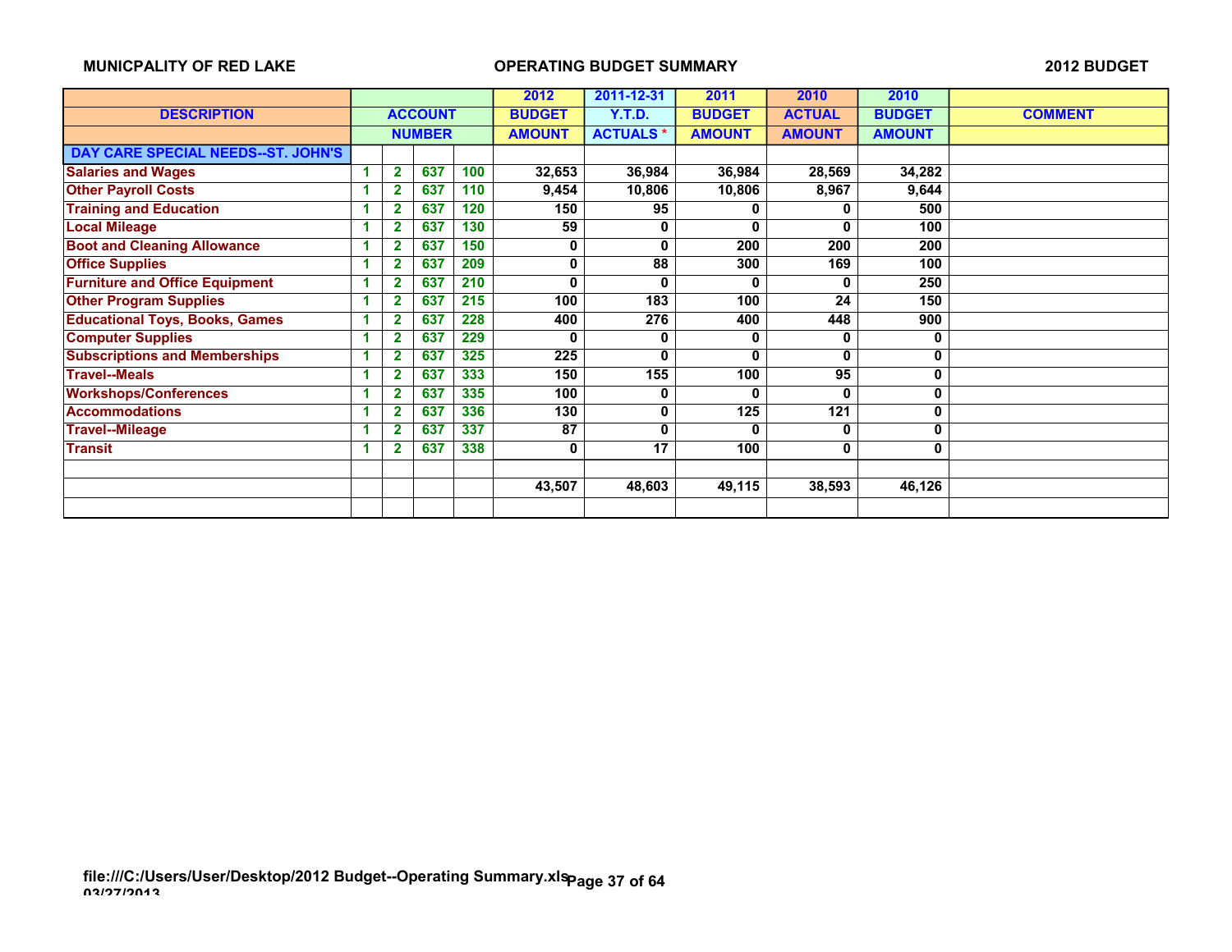MUNICPALITY OF RED LAKE — OPERATING BUDGET SUMMARY — 2012 BUDGET

| DESCRIPTION | ACCOUNT NUMBER | | | | 2012 BUDGET AMOUNT | 2011-12-31 Y.T.D. ACTUALS * | 2011 BUDGET AMOUNT | 2010 ACTUAL AMOUNT | 2010 BUDGET AMOUNT | COMMENT |
|---|---|---|---|---|---|---|---|---|---|---|
| **DAY CARE SPECIAL NEEDS--ST. JOHN'S** | | | | | | | | | | |
| Salaries and Wages | 1 | 2 | 637 | 100 | 32,653 | 36,984 | 36,984 | 28,569 | 34,282 | |
| Other Payroll Costs | 1 | 2 | 637 | 110 | 9,454 | 10,806 | 10,806 | 8,967 | 9,644 | |
| Training and Education | 1 | 2 | 637 | 120 | 150 | 95 | 0 | 0 | 500 | |
| Local Mileage | 1 | 2 | 637 | 130 | 59 | 0 | 0 | 0 | 100 | |
| Boot and Cleaning Allowance | 1 | 2 | 637 | 150 | 0 | 0 | 200 | 200 | 200 | |
| Office Supplies | 1 | 2 | 637 | 209 | 0 | 88 | 300 | 169 | 100 | |
| Furniture and Office Equipment | 1 | 2 | 637 | 210 | 0 | 0 | 0 | 0 | 250 | |
| Other Program Supplies | 1 | 2 | 637 | 215 | 100 | 183 | 100 | 24 | 150 | |
| Educational Toys, Books, Games | 1 | 2 | 637 | 228 | 400 | 276 | 400 | 448 | 900 | |
| Computer Supplies | 1 | 2 | 637 | 229 | 0 | 0 | 0 | 0 | 0 | |
| Subscriptions and Memberships | 1 | 2 | 637 | 325 | 225 | 0 | 0 | 0 | 0 | |
| Travel--Meals | 1 | 2 | 637 | 333 | 150 | 155 | 100 | 95 | 0 | |
| Workshops/Conferences | 1 | 2 | 637 | 335 | 100 | 0 | 0 | 0 | 0 | |
| Accommodations | 1 | 2 | 637 | 336 | 130 | 0 | 125 | 121 | 0 | |
| Travel--Mileage | 1 | 2 | 637 | 337 | 87 | 0 | 0 | 0 | 0 | |
| Transit | 1 | 2 | 637 | 338 | 0 | 17 | 100 | 0 | 0 | |
| | | | | | | | | | | |
| | | | | | 43,507 | 48,603 | 49,115 | 38,593 | 46,126 | |

file:///C:/Users/User/Desktop/2012 Budget--Operating Summary.xls
03/27/2013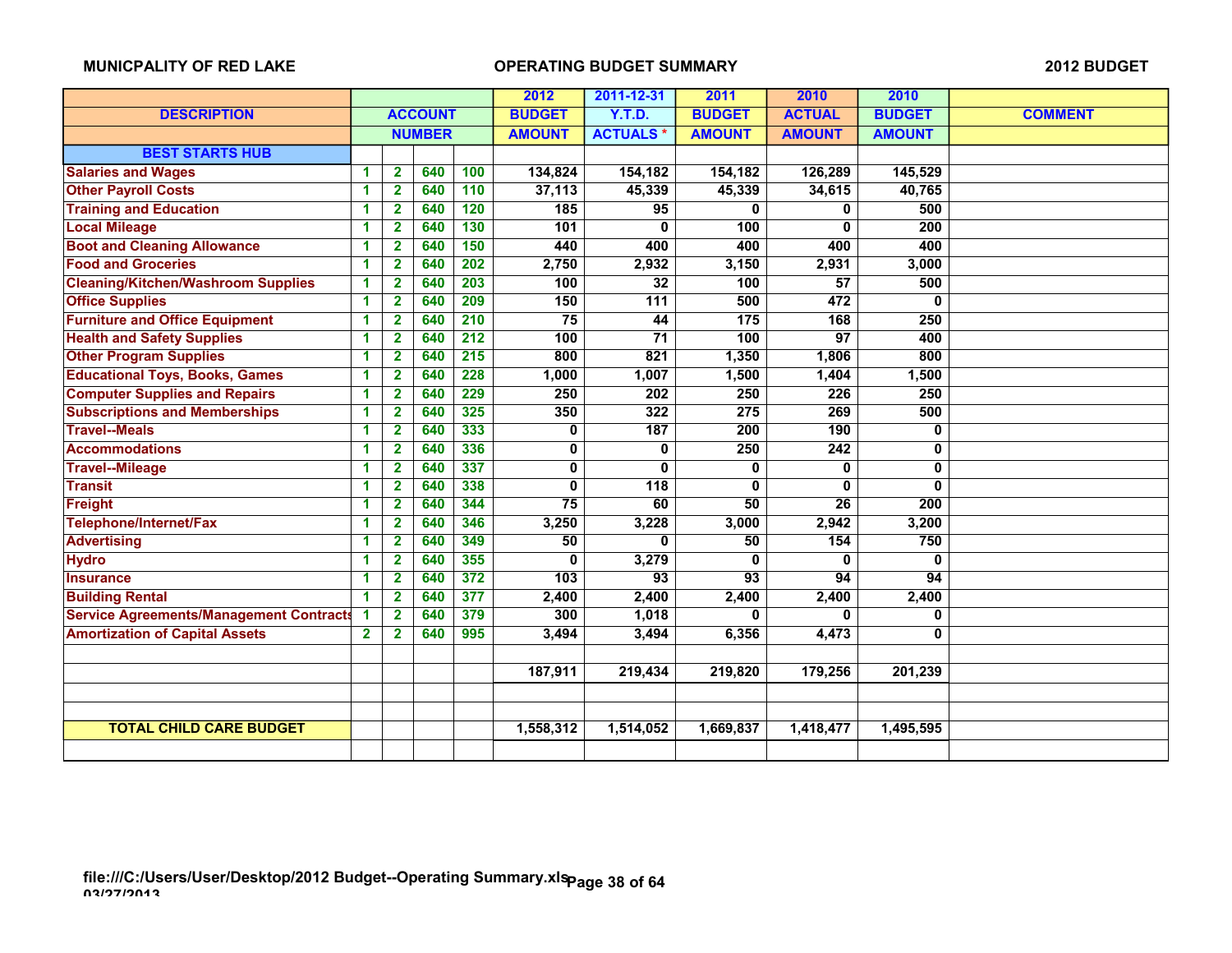MUNICPALITY OF RED LAKE | OPERATING BUDGET SUMMARY | 2012 BUDGET

| DESCRIPTION | ACCOUNT NUMBER | | | | 2012 BUDGET AMOUNT | 2011-12-31 Y.T.D. ACTUALS * | 2011 BUDGET AMOUNT | 2010 ACTUAL AMOUNT | 2010 BUDGET AMOUNT | COMMENT |
|---|---|---|---|---|---|---|---|---|---|---|
| **BEST STARTS HUB** | | | | | | | | | | |
| Salaries and Wages | 1 | 2 | 640 | 100 | 134,824 | 154,182 | 154,182 | 126,289 | 145,529 | |
| Other Payroll Costs | 1 | 2 | 640 | 110 | 37,113 | 45,339 | 45,339 | 34,615 | 40,765 | |
| Training and Education | 1 | 2 | 640 | 120 | 185 | 95 | 0 | 0 | 500 | |
| Local Mileage | 1 | 2 | 640 | 130 | 101 | 0 | 100 | 0 | 200 | |
| Boot and Cleaning Allowance | 1 | 2 | 640 | 150 | 440 | 400 | 400 | 400 | 400 | |
| Food and Groceries | 1 | 2 | 640 | 202 | 2,750 | 2,932 | 3,150 | 2,931 | 3,000 | |
| Cleaning/Kitchen/Washroom Supplies | 1 | 2 | 640 | 203 | 100 | 32 | 100 | 57 | 500 | |
| Office Supplies | 1 | 2 | 640 | 209 | 150 | 111 | 500 | 472 | 0 | |
| Furniture and Office Equipment | 1 | 2 | 640 | 210 | 75 | 44 | 175 | 168 | 250 | |
| Health and Safety Supplies | 1 | 2 | 640 | 212 | 100 | 71 | 100 | 97 | 400 | |
| Other Program Supplies | 1 | 2 | 640 | 215 | 800 | 821 | 1,350 | 1,806 | 800 | |
| Educational Toys, Books, Games | 1 | 2 | 640 | 228 | 1,000 | 1,007 | 1,500 | 1,404 | 1,500 | |
| Computer Supplies and Repairs | 1 | 2 | 640 | 229 | 250 | 202 | 250 | 226 | 250 | |
| Subscriptions and Memberships | 1 | 2 | 640 | 325 | 350 | 322 | 275 | 269 | 500 | |
| Travel--Meals | 1 | 2 | 640 | 333 | 0 | 187 | 200 | 190 | 0 | |
| Accommodations | 1 | 2 | 640 | 336 | 0 | 0 | 250 | 242 | 0 | |
| Travel--Mileage | 1 | 2 | 640 | 337 | 0 | 0 | 0 | 0 | 0 | |
| Transit | 1 | 2 | 640 | 338 | 0 | 118 | 0 | 0 | 0 | |
| Freight | 1 | 2 | 640 | 344 | 75 | 60 | 50 | 26 | 200 | |
| Telephone/Internet/Fax | 1 | 2 | 640 | 346 | 3,250 | 3,228 | 3,000 | 2,942 | 3,200 | |
| Advertising | 1 | 2 | 640 | 349 | 50 | 0 | 50 | 154 | 750 | |
| Hydro | 1 | 2 | 640 | 355 | 0 | 3,279 | 0 | 0 | 0 | |
| Insurance | 1 | 2 | 640 | 372 | 103 | 93 | 93 | 94 | 94 | |
| Building Rental | 1 | 2 | 640 | 377 | 2,400 | 2,400 | 2,400 | 2,400 | 2,400 | |
| Service Agreements/Management Contracts | 1 | 2 | 640 | 379 | 300 | 1,018 | 0 | 0 | 0 | |
| Amortization of Capital Assets | 2 | 2 | 640 | 995 | 3,494 | 3,494 | 6,356 | 4,473 | 0 | |
| | | | | | | | | | | |
| | | | | | 187,911 | 219,434 | 219,820 | 179,256 | 201,239 | |
| | | | | | | | | | | |
| | | | | | | | | | | |
| **TOTAL CHILD CARE BUDGET** | | | | | 1,558,312 | 1,514,052 | 1,669,837 | 1,418,477 | 1,495,595 | |

file:///C:/Users/User/Desktop/2012 Budget--Operating Summary.xls
03/27/2013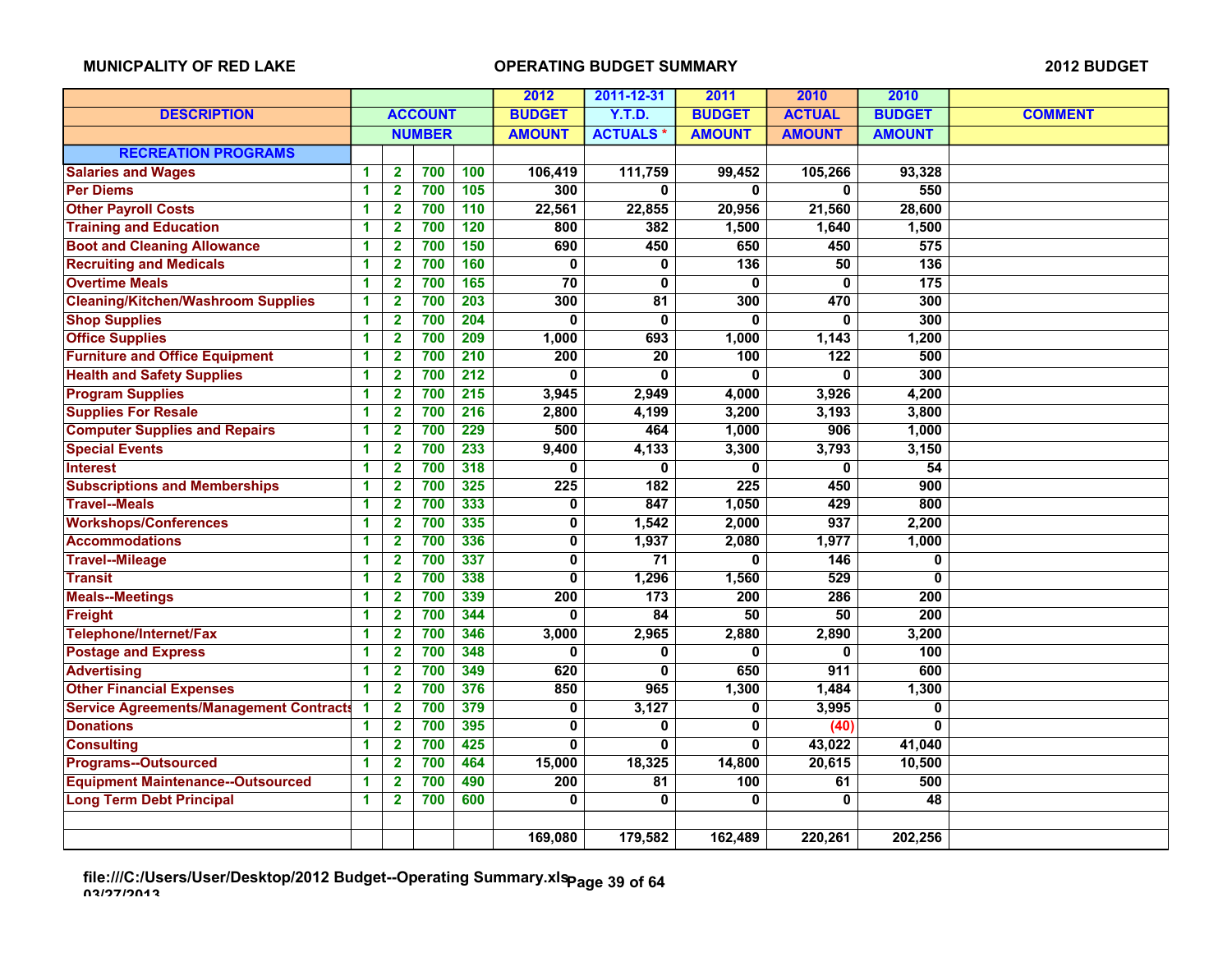**MUNICPALITY OF RED LAKE** | **OPERATING BUDGET SUMMARY** | **2012 BUDGET**

| DESCRIPTION | ACCOUNT NUMBER | | | | 2012 BUDGET AMOUNT | 2011-12-31 Y.T.D. ACTUALS * | 2011 BUDGET AMOUNT | 2010 ACTUAL AMOUNT | 2010 BUDGET AMOUNT | COMMENT |
|---|---|---|---|---|---|---|---|---|---|---|
| **RECREATION PROGRAMS** | | | | | | | | | | |
| Salaries and Wages | 1 | 2 | 700 | 100 | 106,419 | 111,759 | 99,452 | 105,266 | 93,328 | |
| Per Diems | 1 | 2 | 700 | 105 | 300 | 0 | 0 | 0 | 550 | |
| Other Payroll Costs | 1 | 2 | 700 | 110 | 22,561 | 22,855 | 20,956 | 21,560 | 28,600 | |
| Training and Education | 1 | 2 | 700 | 120 | 800 | 382 | 1,500 | 1,640 | 1,500 | |
| Boot and Cleaning Allowance | 1 | 2 | 700 | 150 | 690 | 450 | 650 | 450 | 575 | |
| Recruiting and Medicals | 1 | 2 | 700 | 160 | 0 | 0 | 136 | 50 | 136 | |
| Overtime Meals | 1 | 2 | 700 | 165 | 70 | 0 | 0 | 0 | 175 | |
| Cleaning/Kitchen/Washroom Supplies | 1 | 2 | 700 | 203 | 300 | 81 | 300 | 470 | 300 | |
| Shop Supplies | 1 | 2 | 700 | 204 | 0 | 0 | 0 | 0 | 300 | |
| Office Supplies | 1 | 2 | 700 | 209 | 1,000 | 693 | 1,000 | 1,143 | 1,200 | |
| Furniture and Office Equipment | 1 | 2 | 700 | 210 | 200 | 20 | 100 | 122 | 500 | |
| Health and Safety Supplies | 1 | 2 | 700 | 212 | 0 | 0 | 0 | 0 | 300 | |
| Program Supplies | 1 | 2 | 700 | 215 | 3,945 | 2,949 | 4,000 | 3,926 | 4,200 | |
| Supplies For Resale | 1 | 2 | 700 | 216 | 2,800 | 4,199 | 3,200 | 3,193 | 3,800 | |
| Computer Supplies and Repairs | 1 | 2 | 700 | 229 | 500 | 464 | 1,000 | 906 | 1,000 | |
| Special Events | 1 | 2 | 700 | 233 | 9,400 | 4,133 | 3,300 | 3,793 | 3,150 | |
| Interest | 1 | 2 | 700 | 318 | 0 | 0 | 0 | 0 | 54 | |
| Subscriptions and Memberships | 1 | 2 | 700 | 325 | 225 | 182 | 225 | 450 | 900 | |
| Travel--Meals | 1 | 2 | 700 | 333 | 0 | 847 | 1,050 | 429 | 800 | |
| Workshops/Conferences | 1 | 2 | 700 | 335 | 0 | 1,542 | 2,000 | 937 | 2,200 | |
| Accommodations | 1 | 2 | 700 | 336 | 0 | 1,937 | 2,080 | 1,977 | 1,000 | |
| Travel--Mileage | 1 | 2 | 700 | 337 | 0 | 71 | 0 | 146 | 0 | |
| Transit | 1 | 2 | 700 | 338 | 0 | 1,296 | 1,560 | 529 | 0 | |
| Meals--Meetings | 1 | 2 | 700 | 339 | 200 | 173 | 200 | 286 | 200 | |
| Freight | 1 | 2 | 700 | 344 | 0 | 84 | 50 | 50 | 200 | |
| Telephone/Internet/Fax | 1 | 2 | 700 | 346 | 3,000 | 2,965 | 2,880 | 2,890 | 3,200 | |
| Postage and Express | 1 | 2 | 700 | 348 | 0 | 0 | 0 | 0 | 100 | |
| Advertising | 1 | 2 | 700 | 349 | 620 | 0 | 650 | 911 | 600 | |
| Other Financial Expenses | 1 | 2 | 700 | 376 | 850 | 965 | 1,300 | 1,484 | 1,300 | |
| Service Agreements/Management Contracts | 1 | 2 | 700 | 379 | 0 | 3,127 | 0 | 3,995 | 0 | |
| Donations | 1 | 2 | 700 | 395 | 0 | 0 | 0 | (40) | 0 | |
| Consulting | 1 | 2 | 700 | 425 | 0 | 0 | 0 | 43,022 | 41,040 | |
| Programs--Outsourced | 1 | 2 | 700 | 464 | 15,000 | 18,325 | 14,800 | 20,615 | 10,500 | |
| Equipment Maintenance--Outsourced | 1 | 2 | 700 | 490 | 200 | 81 | 100 | 61 | 500 | |
| Long Term Debt Principal | 1 | 2 | 700 | 600 | 0 | 0 | 0 | 0 | 48 | |
| | | | | | | | | | | |
| | | | | | 169,080 | 179,582 | 162,489 | 220,261 | 202,256 | |

file:///C:/Users/User/Desktop/2012 Budget--Operating Summary.xls
03/27/2013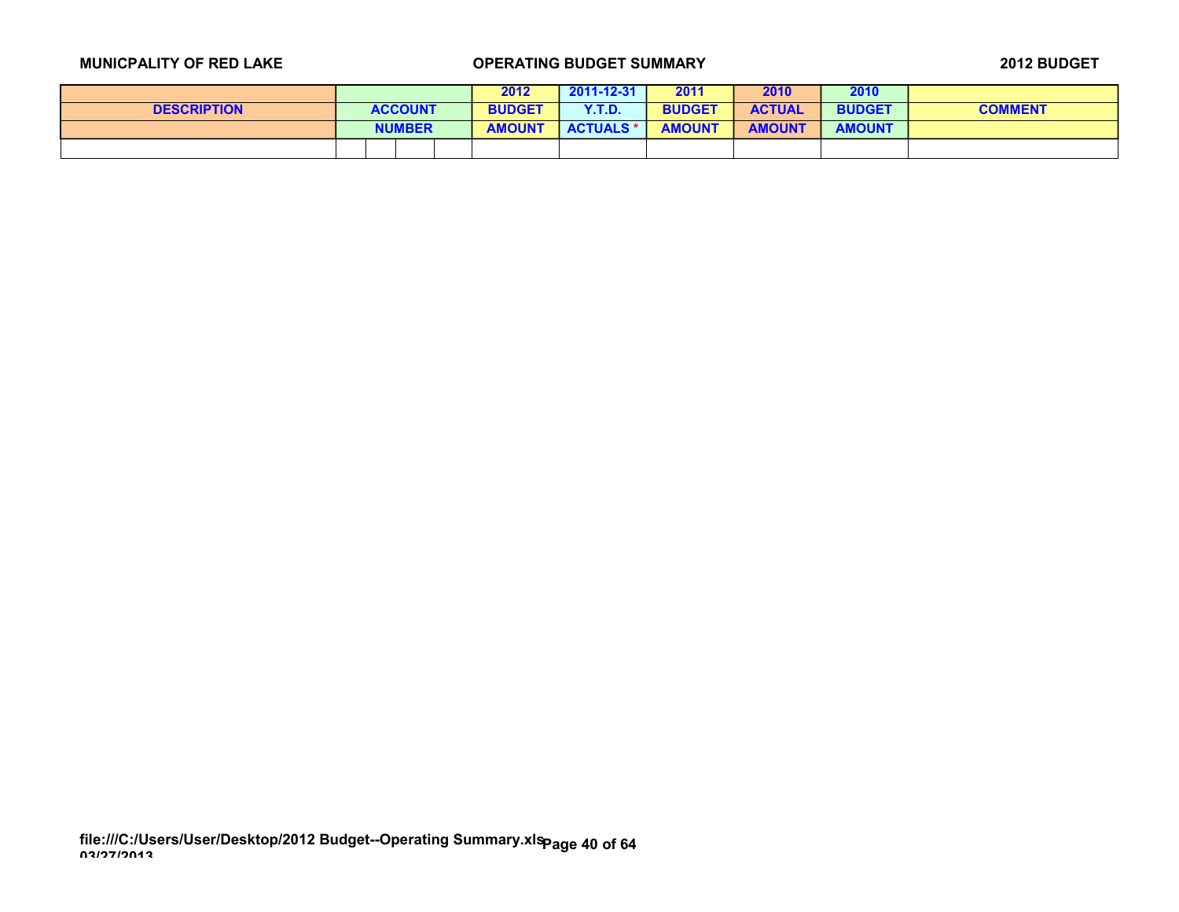MUNICPALITY OF RED LAKE — OPERATING BUDGET SUMMARY — 2012 BUDGET

| DESCRIPTION | ACCOUNT NUMBER | | | | 2012 BUDGET AMOUNT | 2011-12-31 Y.T.D. ACTUALS * | 2011 BUDGET AMOUNT | 2010 ACTUAL AMOUNT | 2010 BUDGET AMOUNT | COMMENT |
|---|---|---|---|---|---|---|---|---|---|---|
| | | | | | | | | | | |

file:///C:/Users/User/Desktop/2012 Budget--Operating Summary.xls
03/27/2013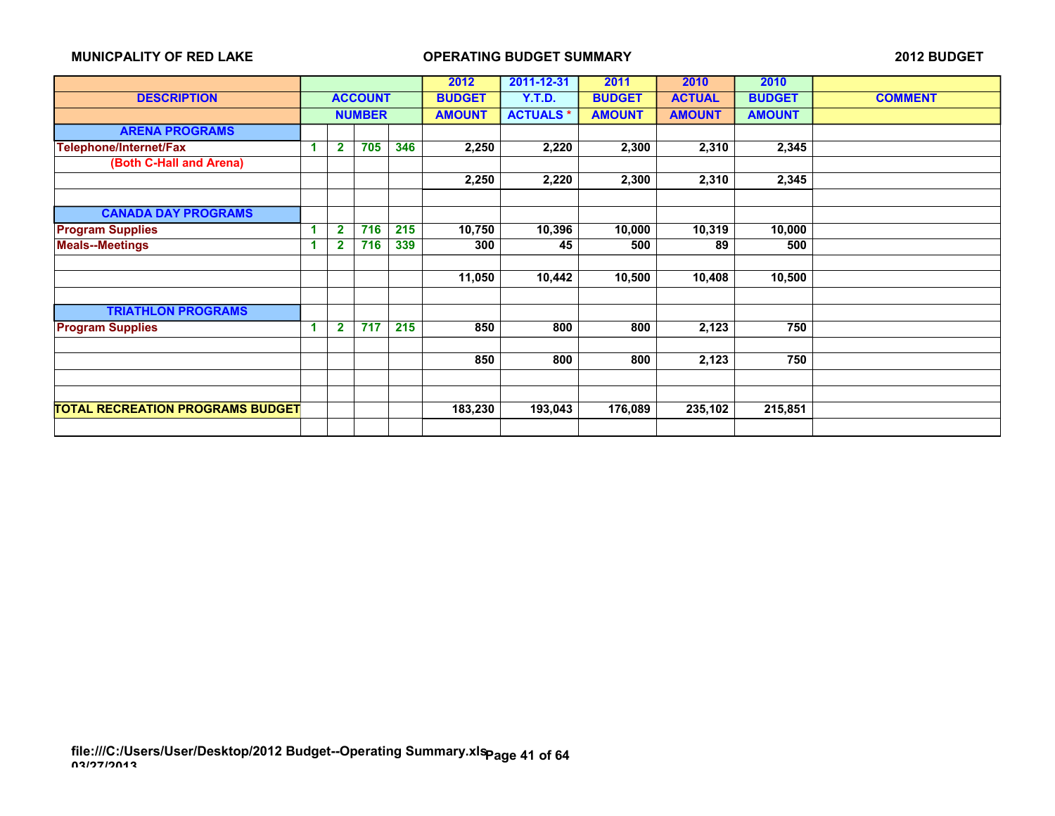MUNICPALITY OF RED LAKE — OPERATING BUDGET SUMMARY — 2012 BUDGET

| DESCRIPTION | ACCOUNT NUMBER | | | | 2012 BUDGET AMOUNT | 2011-12-31 Y.T.D. ACTUALS * | 2011 BUDGET AMOUNT | 2010 ACTUAL AMOUNT | 2010 BUDGET AMOUNT | COMMENT |
|---|---|---|---|---|---|---|---|---|---|---|
| **ARENA PROGRAMS** | | | | | | | | | | |
| Telephone/Internet/Fax | 1 | 2 | 705 | 346 | 2,250 | 2,220 | 2,300 | 2,310 | 2,345 | |
| (Both C-Hall and Arena) | | | | | | | | | | |
| | | | | | 2,250 | 2,220 | 2,300 | 2,310 | 2,345 | |
| | | | | | | | | | | |
| **CANADA DAY PROGRAMS** | | | | | | | | | | |
| Program Supplies | 1 | 2 | 716 | 215 | 10,750 | 10,396 | 10,000 | 10,319 | 10,000 | |
| Meals--Meetings | 1 | 2 | 716 | 339 | 300 | 45 | 500 | 89 | 500 | |
| | | | | | | | | | | |
| | | | | | 11,050 | 10,442 | 10,500 | 10,408 | 10,500 | |
| | | | | | | | | | | |
| **TRIATHLON PROGRAMS** | | | | | | | | | | |
| Program Supplies | 1 | 2 | 717 | 215 | 850 | 800 | 800 | 2,123 | 750 | |
| | | | | | | | | | | |
| | | | | | 850 | 800 | 800 | 2,123 | 750 | |
| | | | | | | | | | | |
| | | | | | | | | | | |
| **TOTAL RECREATION PROGRAMS BUDGET** | | | | | 183,230 | 193,043 | 176,089 | 235,102 | 215,851 | |

file:///C:/Users/User/Desktop/2012 Budget--Operating Summary.xls
03/27/2013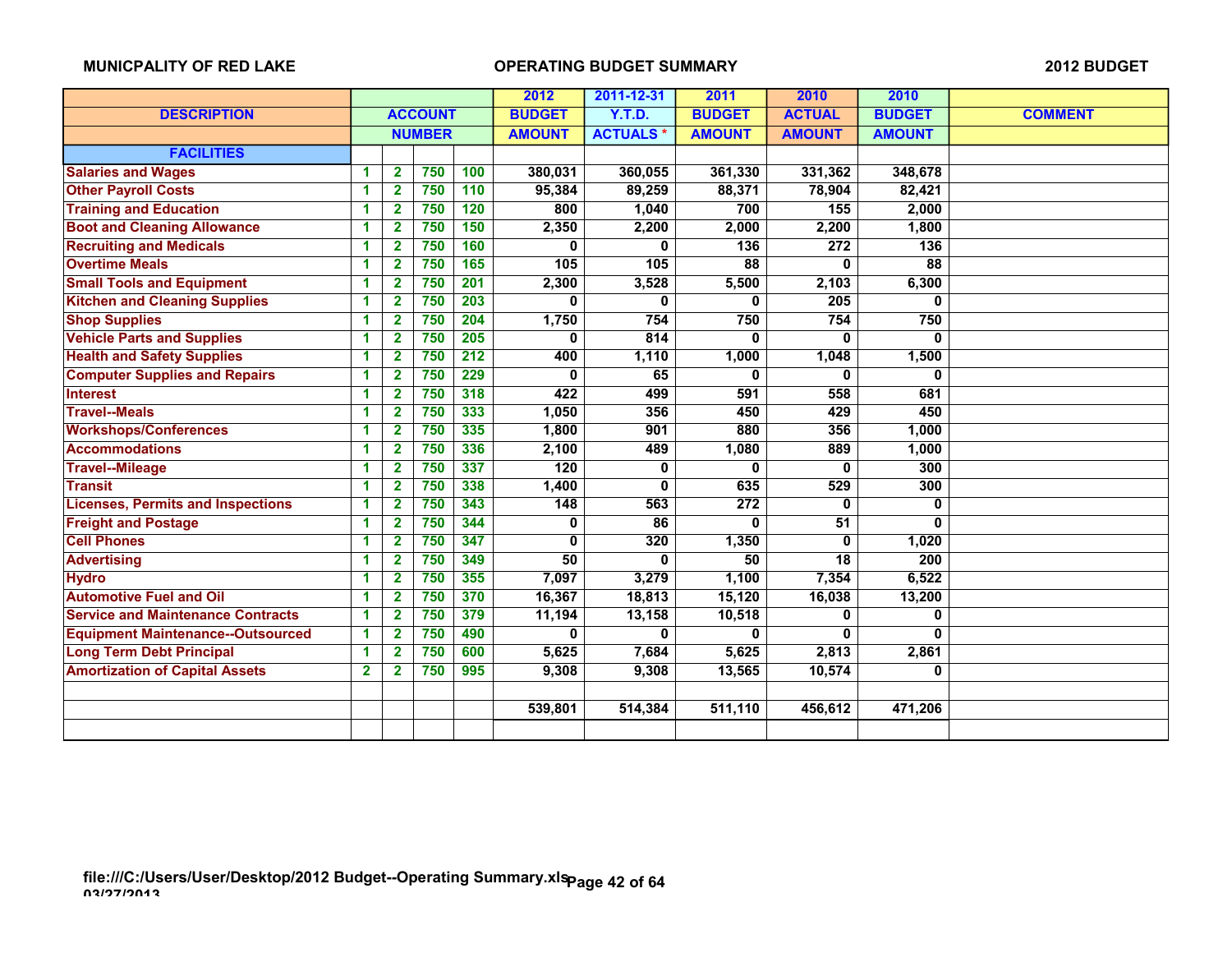**MUNICPALITY OF RED LAKE** **OPERATING BUDGET SUMMARY** **2012 BUDGET**

| DESCRIPTION | ACCOUNT NUMBER | | | | 2012 BUDGET AMOUNT | 2011-12-31 Y.T.D. ACTUALS * | 2011 BUDGET AMOUNT | 2010 ACTUAL AMOUNT | 2010 BUDGET AMOUNT | COMMENT |
|---|---|---|---|---|---|---|---|---|---|---|
| **FACILITIES** | | | | | | | | | | |
| Salaries and Wages | 1 | 2 | 750 | 100 | 380,031 | 360,055 | 361,330 | 331,362 | 348,678 | |
| Other Payroll Costs | 1 | 2 | 750 | 110 | 95,384 | 89,259 | 88,371 | 78,904 | 82,421 | |
| Training and Education | 1 | 2 | 750 | 120 | 800 | 1,040 | 700 | 155 | 2,000 | |
| Boot and Cleaning Allowance | 1 | 2 | 750 | 150 | 2,350 | 2,200 | 2,000 | 2,200 | 1,800 | |
| Recruiting and Medicals | 1 | 2 | 750 | 160 | 0 | 0 | 136 | 272 | 136 | |
| Overtime Meals | 1 | 2 | 750 | 165 | 105 | 105 | 88 | 0 | 88 | |
| Small Tools and Equipment | 1 | 2 | 750 | 201 | 2,300 | 3,528 | 5,500 | 2,103 | 6,300 | |
| Kitchen and Cleaning Supplies | 1 | 2 | 750 | 203 | 0 | 0 | 0 | 205 | 0 | |
| Shop Supplies | 1 | 2 | 750 | 204 | 1,750 | 754 | 750 | 754 | 750 | |
| Vehicle Parts and Supplies | 1 | 2 | 750 | 205 | 0 | 814 | 0 | 0 | 0 | |
| Health and Safety Supplies | 1 | 2 | 750 | 212 | 400 | 1,110 | 1,000 | 1,048 | 1,500 | |
| Computer Supplies and Repairs | 1 | 2 | 750 | 229 | 0 | 65 | 0 | 0 | 0 | |
| Interest | 1 | 2 | 750 | 318 | 422 | 499 | 591 | 558 | 681 | |
| Travel--Meals | 1 | 2 | 750 | 333 | 1,050 | 356 | 450 | 429 | 450 | |
| Workshops/Conferences | 1 | 2 | 750 | 335 | 1,800 | 901 | 880 | 356 | 1,000 | |
| Accommodations | 1 | 2 | 750 | 336 | 2,100 | 489 | 1,080 | 889 | 1,000 | |
| Travel--Mileage | 1 | 2 | 750 | 337 | 120 | 0 | 0 | 0 | 300 | |
| Transit | 1 | 2 | 750 | 338 | 1,400 | 0 | 635 | 529 | 300 | |
| Licenses, Permits and Inspections | 1 | 2 | 750 | 343 | 148 | 563 | 272 | 0 | 0 | |
| Freight and Postage | 1 | 2 | 750 | 344 | 0 | 86 | 0 | 51 | 0 | |
| Cell Phones | 1 | 2 | 750 | 347 | 0 | 320 | 1,350 | 0 | 1,020 | |
| Advertising | 1 | 2 | 750 | 349 | 50 | 0 | 50 | 18 | 200 | |
| Hydro | 1 | 2 | 750 | 355 | 7,097 | 3,279 | 1,100 | 7,354 | 6,522 | |
| Automotive Fuel and Oil | 1 | 2 | 750 | 370 | 16,367 | 18,813 | 15,120 | 16,038 | 13,200 | |
| Service and Maintenance Contracts | 1 | 2 | 750 | 379 | 11,194 | 13,158 | 10,518 | 0 | 0 | |
| Equipment Maintenance--Outsourced | 1 | 2 | 750 | 490 | 0 | 0 | 0 | 0 | 0 | |
| Long Term Debt Principal | 1 | 2 | 750 | 600 | 5,625 | 7,684 | 5,625 | 2,813 | 2,861 | |
| Amortization of Capital Assets | 2 | 2 | 750 | 995 | 9,308 | 9,308 | 13,565 | 10,574 | 0 | |
| | | | | | | | | | | |
| | | | | | 539,801 | 514,384 | 511,110 | 456,612 | 471,206 | |

file:///C:/Users/User/Desktop/2012 Budget--Operating Summary.xls
03/27/2013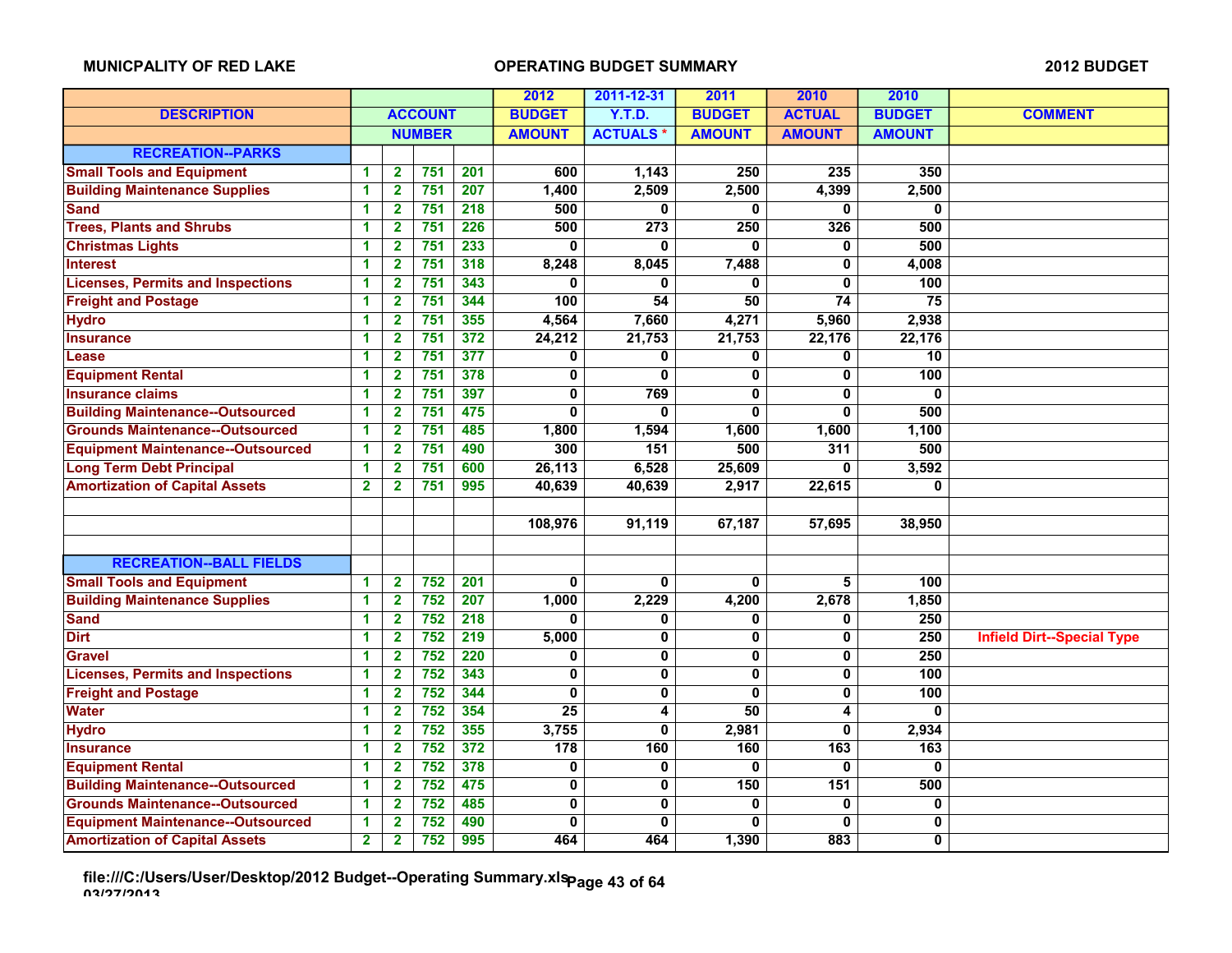MUNICPALITY OF RED LAKE — OPERATING BUDGET SUMMARY — 2012 BUDGET

| DESCRIPTION | ACCOUNT NUMBER | | | | 2012 BUDGET AMOUNT | 2011-12-31 Y.T.D. ACTUALS * | 2011 BUDGET AMOUNT | 2010 ACTUAL AMOUNT | 2010 BUDGET AMOUNT | COMMENT |
|---|---|---|---|---|---|---|---|---|---|---|
| **RECREATION--PARKS** | | | | | | | | | | |
| Small Tools and Equipment | 1 | 2 | 751 | 201 | 600 | 1,143 | 250 | 235 | 350 | |
| Building Maintenance Supplies | 1 | 2 | 751 | 207 | 1,400 | 2,509 | 2,500 | 4,399 | 2,500 | |
| Sand | 1 | 2 | 751 | 218 | 500 | 0 | 0 | 0 | 0 | |
| Trees, Plants and Shrubs | 1 | 2 | 751 | 226 | 500 | 273 | 250 | 326 | 500 | |
| Christmas Lights | 1 | 2 | 751 | 233 | 0 | 0 | 0 | 0 | 500 | |
| Interest | 1 | 2 | 751 | 318 | 8,248 | 8,045 | 7,488 | 0 | 4,008 | |
| Licenses, Permits and Inspections | 1 | 2 | 751 | 343 | 0 | 0 | 0 | 0 | 100 | |
| Freight and Postage | 1 | 2 | 751 | 344 | 100 | 54 | 50 | 74 | 75 | |
| Hydro | 1 | 2 | 751 | 355 | 4,564 | 7,660 | 4,271 | 5,960 | 2,938 | |
| Insurance | 1 | 2 | 751 | 372 | 24,212 | 21,753 | 21,753 | 22,176 | 22,176 | |
| Lease | 1 | 2 | 751 | 377 | 0 | 0 | 0 | 0 | 10 | |
| Equipment Rental | 1 | 2 | 751 | 378 | 0 | 0 | 0 | 0 | 100 | |
| Insurance claims | 1 | 2 | 751 | 397 | 0 | 769 | 0 | 0 | 0 | |
| Building Maintenance--Outsourced | 1 | 2 | 751 | 475 | 0 | 0 | 0 | 0 | 500 | |
| Grounds Maintenance--Outsourced | 1 | 2 | 751 | 485 | 1,800 | 1,594 | 1,600 | 1,600 | 1,100 | |
| Equipment Maintenance--Outsourced | 1 | 2 | 751 | 490 | 300 | 151 | 500 | 311 | 500 | |
| Long Term Debt Principal | 1 | 2 | 751 | 600 | 26,113 | 6,528 | 25,609 | 0 | 3,592 | |
| Amortization of Capital Assets | 2 | 2 | 751 | 995 | 40,639 | 40,639 | 2,917 | 22,615 | 0 | |
| | | | | | | | | | | |
| | | | | | 108,976 | 91,119 | 67,187 | 57,695 | 38,950 | |
| | | | | | | | | | | |
| **RECREATION--BALL FIELDS** | | | | | | | | | | |
| Small Tools and Equipment | 1 | 2 | 752 | 201 | 0 | 0 | 0 | 5 | 100 | |
| Building Maintenance Supplies | 1 | 2 | 752 | 207 | 1,000 | 2,229 | 4,200 | 2,678 | 1,850 | |
| Sand | 1 | 2 | 752 | 218 | 0 | 0 | 0 | 0 | 250 | |
| Dirt | 1 | 2 | 752 | 219 | 5,000 | 0 | 0 | 0 | 250 | Infield Dirt--Special Type |
| Gravel | 1 | 2 | 752 | 220 | 0 | 0 | 0 | 0 | 250 | |
| Licenses, Permits and Inspections | 1 | 2 | 752 | 343 | 0 | 0 | 0 | 0 | 100 | |
| Freight and Postage | 1 | 2 | 752 | 344 | 0 | 0 | 0 | 0 | 100 | |
| Water | 1 | 2 | 752 | 354 | 25 | 4 | 50 | 4 | 0 | |
| Hydro | 1 | 2 | 752 | 355 | 3,755 | 0 | 2,981 | 0 | 2,934 | |
| Insurance | 1 | 2 | 752 | 372 | 178 | 160 | 160 | 163 | 163 | |
| Equipment Rental | 1 | 2 | 752 | 378 | 0 | 0 | 0 | 0 | 0 | |
| Building Maintenance--Outsourced | 1 | 2 | 752 | 475 | 0 | 0 | 150 | 151 | 500 | |
| Grounds Maintenance--Outsourced | 1 | 2 | 752 | 485 | 0 | 0 | 0 | 0 | 0 | |
| Equipment Maintenance--Outsourced | 1 | 2 | 752 | 490 | 0 | 0 | 0 | 0 | 0 | |
| Amortization of Capital Assets | 2 | 2 | 752 | 995 | 464 | 464 | 1,390 | 883 | 0 | |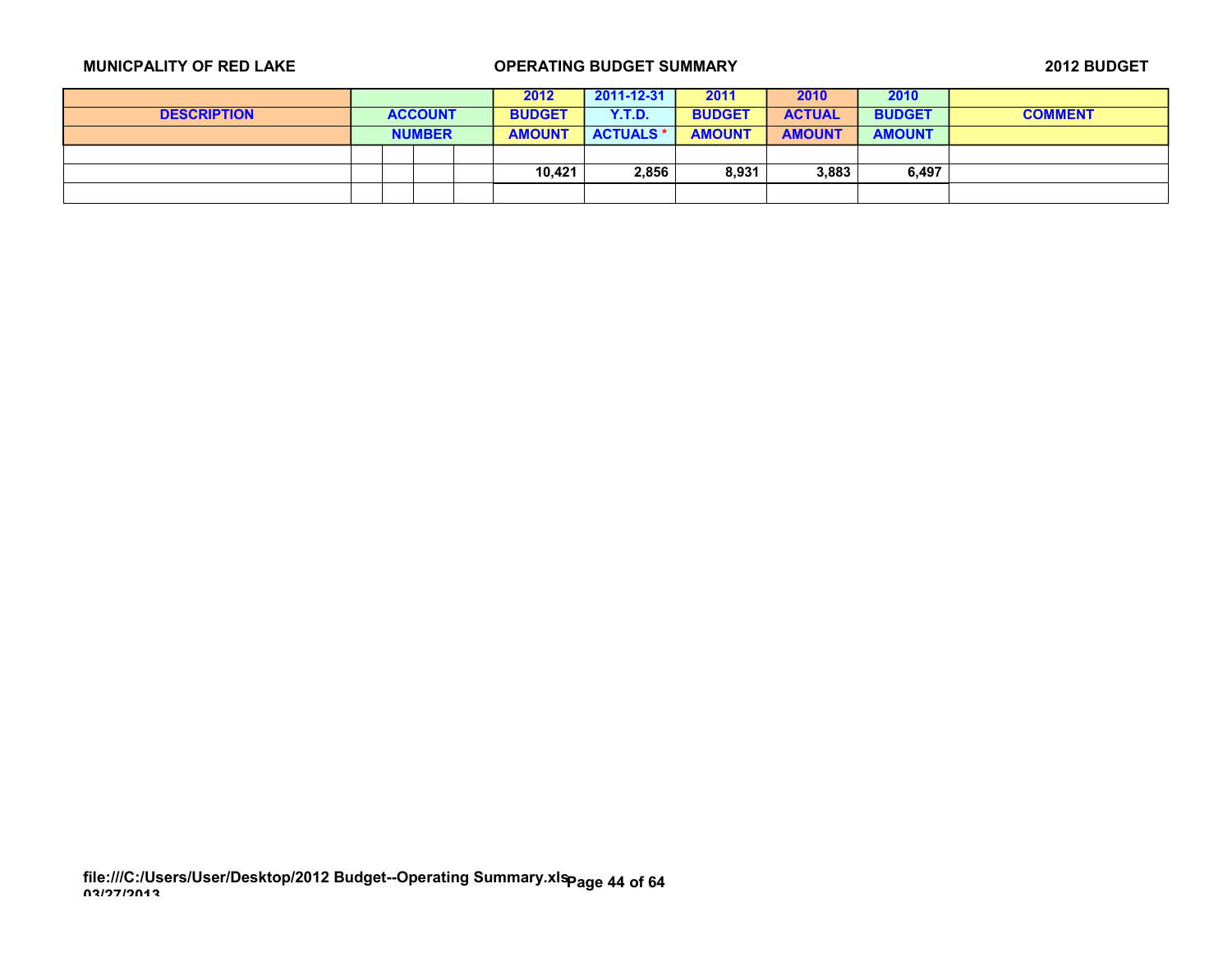MUNICPALITY OF RED LAKE | OPERATING BUDGET SUMMARY | 2012 BUDGET

| DESCRIPTION | ACCOUNT NUMBER | | | | 2012 BUDGET AMOUNT | 2011-12-31 Y.T.D. ACTUALS * | 2011 BUDGET AMOUNT | 2010 ACTUAL AMOUNT | 2010 BUDGET AMOUNT | COMMENT |
|---|---|---|---|---|---|---|---|---|---|---|
| | | | | | | | | | | |
| | | | | | **10,421** | **2,856** | **8,931** | **3,883** | **6,497** | |
| | | | | | | | | | | |

file:///C:/Users/User/Desktop/2012 Budget--Operating Summary.xls
03/27/2013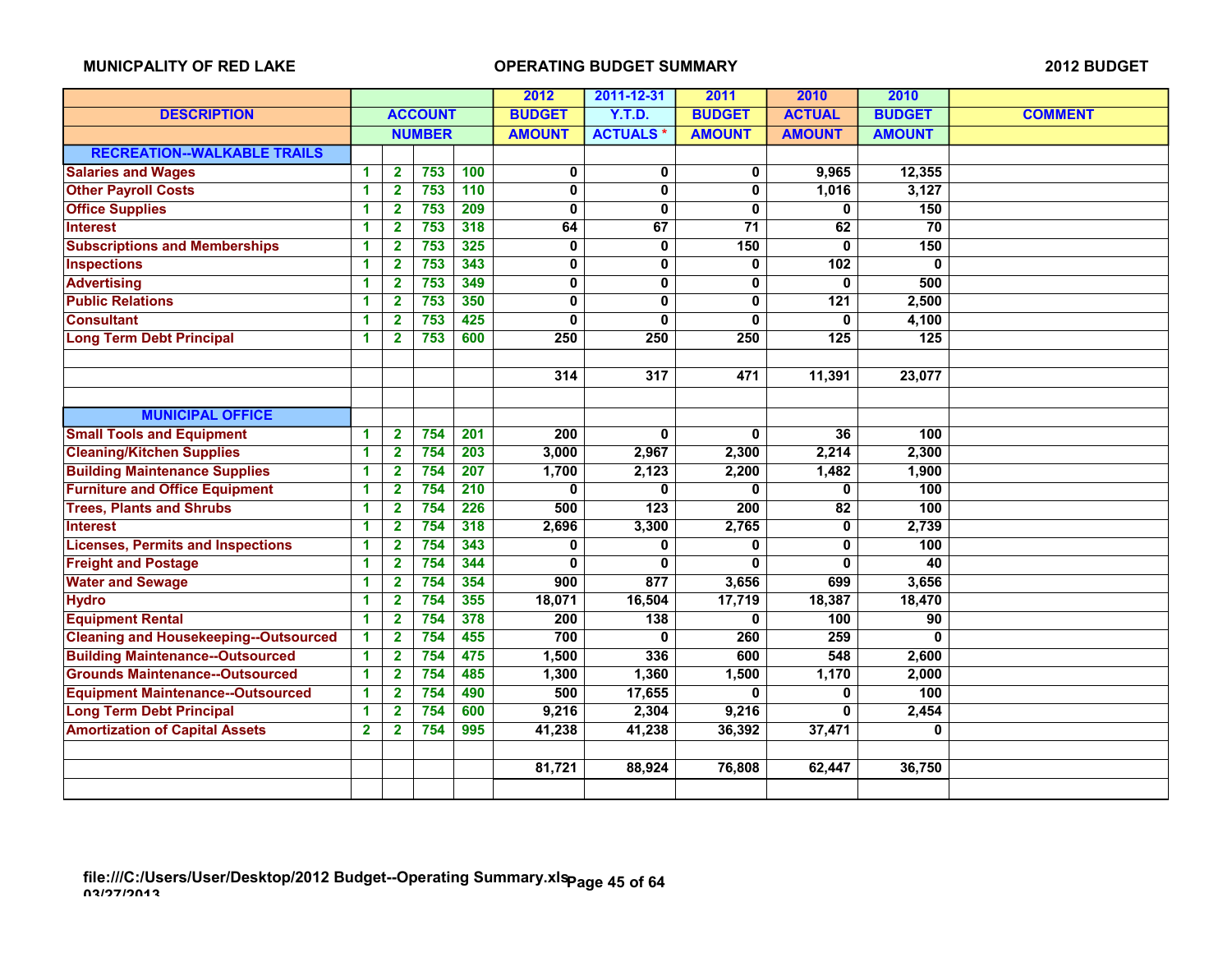MUNICPALITY OF RED LAKE — OPERATING BUDGET SUMMARY — 2012 BUDGET

| DESCRIPTION | ACCOUNT NUMBER | | | | 2012 BUDGET AMOUNT | 2011-12-31 Y.T.D. ACTUALS * | 2011 BUDGET AMOUNT | 2010 ACTUAL AMOUNT | 2010 BUDGET AMOUNT | COMMENT |
|---|---|---|---|---|---|---|---|---|---|---|
| **RECREATION--WALKABLE TRAILS** | | | | | | | | | | |
| Salaries and Wages | 1 | 2 | 753 | 100 | 0 | 0 | 0 | 9,965 | 12,355 | |
| Other Payroll Costs | 1 | 2 | 753 | 110 | 0 | 0 | 0 | 1,016 | 3,127 | |
| Office Supplies | 1 | 2 | 753 | 209 | 0 | 0 | 0 | 0 | 150 | |
| Interest | 1 | 2 | 753 | 318 | 64 | 67 | 71 | 62 | 70 | |
| Subscriptions and Memberships | 1 | 2 | 753 | 325 | 0 | 0 | 150 | 0 | 150 | |
| Inspections | 1 | 2 | 753 | 343 | 0 | 0 | 0 | 102 | 0 | |
| Advertising | 1 | 2 | 753 | 349 | 0 | 0 | 0 | 0 | 500 | |
| Public Relations | 1 | 2 | 753 | 350 | 0 | 0 | 0 | 121 | 2,500 | |
| Consultant | 1 | 2 | 753 | 425 | 0 | 0 | 0 | 0 | 4,100 | |
| Long Term Debt Principal | 1 | 2 | 753 | 600 | 250 | 250 | 250 | 125 | 125 | |
| | | | | | | | | | | |
| | | | | | 314 | 317 | 471 | 11,391 | 23,077 | |
| | | | | | | | | | | |
| **MUNICIPAL OFFICE** | | | | | | | | | | |
| Small Tools and Equipment | 1 | 2 | 754 | 201 | 200 | 0 | 0 | 36 | 100 | |
| Cleaning/Kitchen Supplies | 1 | 2 | 754 | 203 | 3,000 | 2,967 | 2,300 | 2,214 | 2,300 | |
| Building Maintenance Supplies | 1 | 2 | 754 | 207 | 1,700 | 2,123 | 2,200 | 1,482 | 1,900 | |
| Furniture and Office Equipment | 1 | 2 | 754 | 210 | 0 | 0 | 0 | 0 | 100 | |
| Trees, Plants and Shrubs | 1 | 2 | 754 | 226 | 500 | 123 | 200 | 82 | 100 | |
| Interest | 1 | 2 | 754 | 318 | 2,696 | 3,300 | 2,765 | 0 | 2,739 | |
| Licenses, Permits and Inspections | 1 | 2 | 754 | 343 | 0 | 0 | 0 | 0 | 100 | |
| Freight and Postage | 1 | 2 | 754 | 344 | 0 | 0 | 0 | 0 | 40 | |
| Water and Sewage | 1 | 2 | 754 | 354 | 900 | 877 | 3,656 | 699 | 3,656 | |
| Hydro | 1 | 2 | 754 | 355 | 18,071 | 16,504 | 17,719 | 18,387 | 18,470 | |
| Equipment Rental | 1 | 2 | 754 | 378 | 200 | 138 | 0 | 100 | 90 | |
| Cleaning and Housekeeping--Outsourced | 1 | 2 | 754 | 455 | 700 | 0 | 260 | 259 | 0 | |
| Building Maintenance--Outsourced | 1 | 2 | 754 | 475 | 1,500 | 336 | 600 | 548 | 2,600 | |
| Grounds Maintenance--Outsourced | 1 | 2 | 754 | 485 | 1,300 | 1,360 | 1,500 | 1,170 | 2,000 | |
| Equipment Maintenance--Outsourced | 1 | 2 | 754 | 490 | 500 | 17,655 | 0 | 0 | 100 | |
| Long Term Debt Principal | 1 | 2 | 754 | 600 | 9,216 | 2,304 | 9,216 | 0 | 2,454 | |
| Amortization of Capital Assets | 2 | 2 | 754 | 995 | 41,238 | 41,238 | 36,392 | 37,471 | 0 | |
| | | | | | | | | | | |
| | | | | | 81,721 | 88,924 | 76,808 | 62,447 | 36,750 | |

file:///C:/Users/User/Desktop/2012 Budget--Operating Summary.xls
03/27/2013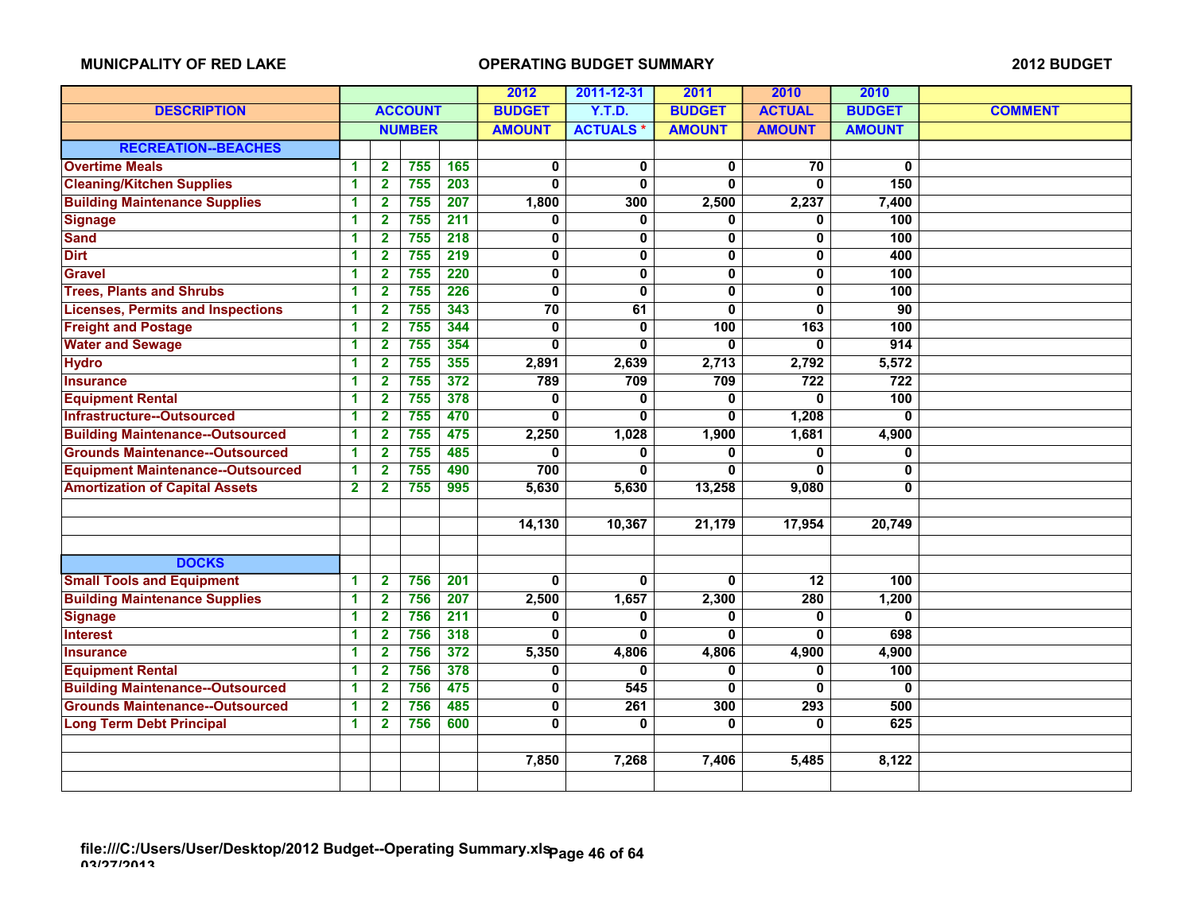**MUNICPALITY OF RED LAKE** | **OPERATING BUDGET SUMMARY** | **2012 BUDGET**

| DESCRIPTION | ACCOUNT | | | | 2012 | 2011-12-31 | 2011 | 2010 | 2010 | COMMENT |
|---|---|---|---|---|---|---|---|---|---|---|
| | NUMBER | | | | BUDGET AMOUNT | Y.T.D. ACTUALS * | BUDGET AMOUNT | ACTUAL AMOUNT | BUDGET AMOUNT | |
| **RECREATION--BEACHES** | | | | | | | | | | |
| Overtime Meals | 1 | 2 | 755 | 165 | 0 | 0 | 0 | 70 | 0 | |
| Cleaning/Kitchen Supplies | 1 | 2 | 755 | 203 | 0 | 0 | 0 | 0 | 150 | |
| Building Maintenance Supplies | 1 | 2 | 755 | 207 | 1,800 | 300 | 2,500 | 2,237 | 7,400 | |
| Signage | 1 | 2 | 755 | 211 | 0 | 0 | 0 | 0 | 100 | |
| Sand | 1 | 2 | 755 | 218 | 0 | 0 | 0 | 0 | 100 | |
| Dirt | 1 | 2 | 755 | 219 | 0 | 0 | 0 | 0 | 400 | |
| Gravel | 1 | 2 | 755 | 220 | 0 | 0 | 0 | 0 | 100 | |
| Trees, Plants and Shrubs | 1 | 2 | 755 | 226 | 0 | 0 | 0 | 0 | 100 | |
| Licenses, Permits and Inspections | 1 | 2 | 755 | 343 | 70 | 61 | 0 | 0 | 90 | |
| Freight and Postage | 1 | 2 | 755 | 344 | 0 | 0 | 100 | 163 | 100 | |
| Water and Sewage | 1 | 2 | 755 | 354 | 0 | 0 | 0 | 0 | 914 | |
| Hydro | 1 | 2 | 755 | 355 | 2,891 | 2,639 | 2,713 | 2,792 | 5,572 | |
| Insurance | 1 | 2 | 755 | 372 | 789 | 709 | 709 | 722 | 722 | |
| Equipment Rental | 1 | 2 | 755 | 378 | 0 | 0 | 0 | 0 | 100 | |
| Infrastructure--Outsourced | 1 | 2 | 755 | 470 | 0 | 0 | 0 | 1,208 | 0 | |
| Building Maintenance--Outsourced | 1 | 2 | 755 | 475 | 2,250 | 1,028 | 1,900 | 1,681 | 4,900 | |
| Grounds Maintenance--Outsourced | 1 | 2 | 755 | 485 | 0 | 0 | 0 | 0 | 0 | |
| Equipment Maintenance--Outsourced | 1 | 2 | 755 | 490 | 700 | 0 | 0 | 0 | 0 | |
| Amortization of Capital Assets | 2 | 2 | 755 | 995 | 5,630 | 5,630 | 13,258 | 9,080 | 0 | |
| | | | | | | | | | | |
| | | | | | 14,130 | 10,367 | 21,179 | 17,954 | 20,749 | |
| | | | | | | | | | | |
| **DOCKS** | | | | | | | | | | |
| Small Tools and Equipment | 1 | 2 | 756 | 201 | 0 | 0 | 0 | 12 | 100 | |
| Building Maintenance Supplies | 1 | 2 | 756 | 207 | 2,500 | 1,657 | 2,300 | 280 | 1,200 | |
| Signage | 1 | 2 | 756 | 211 | 0 | 0 | 0 | 0 | 0 | |
| Interest | 1 | 2 | 756 | 318 | 0 | 0 | 0 | 0 | 698 | |
| Insurance | 1 | 2 | 756 | 372 | 5,350 | 4,806 | 4,806 | 4,900 | 4,900 | |
| Equipment Rental | 1 | 2 | 756 | 378 | 0 | 0 | 0 | 0 | 100 | |
| Building Maintenance--Outsourced | 1 | 2 | 756 | 475 | 0 | 545 | 0 | 0 | 0 | |
| Grounds Maintenance--Outsourced | 1 | 2 | 756 | 485 | 0 | 261 | 300 | 293 | 500 | |
| Long Term Debt Principal | 1 | 2 | 756 | 600 | 0 | 0 | 0 | 0 | 625 | |
| | | | | | | | | | | |
| | | | | | 7,850 | 7,268 | 7,406 | 5,485 | 8,122 | |

file:///C:/Users/User/Desktop/2012 Budget--Operating Summary.xls
03/27/2013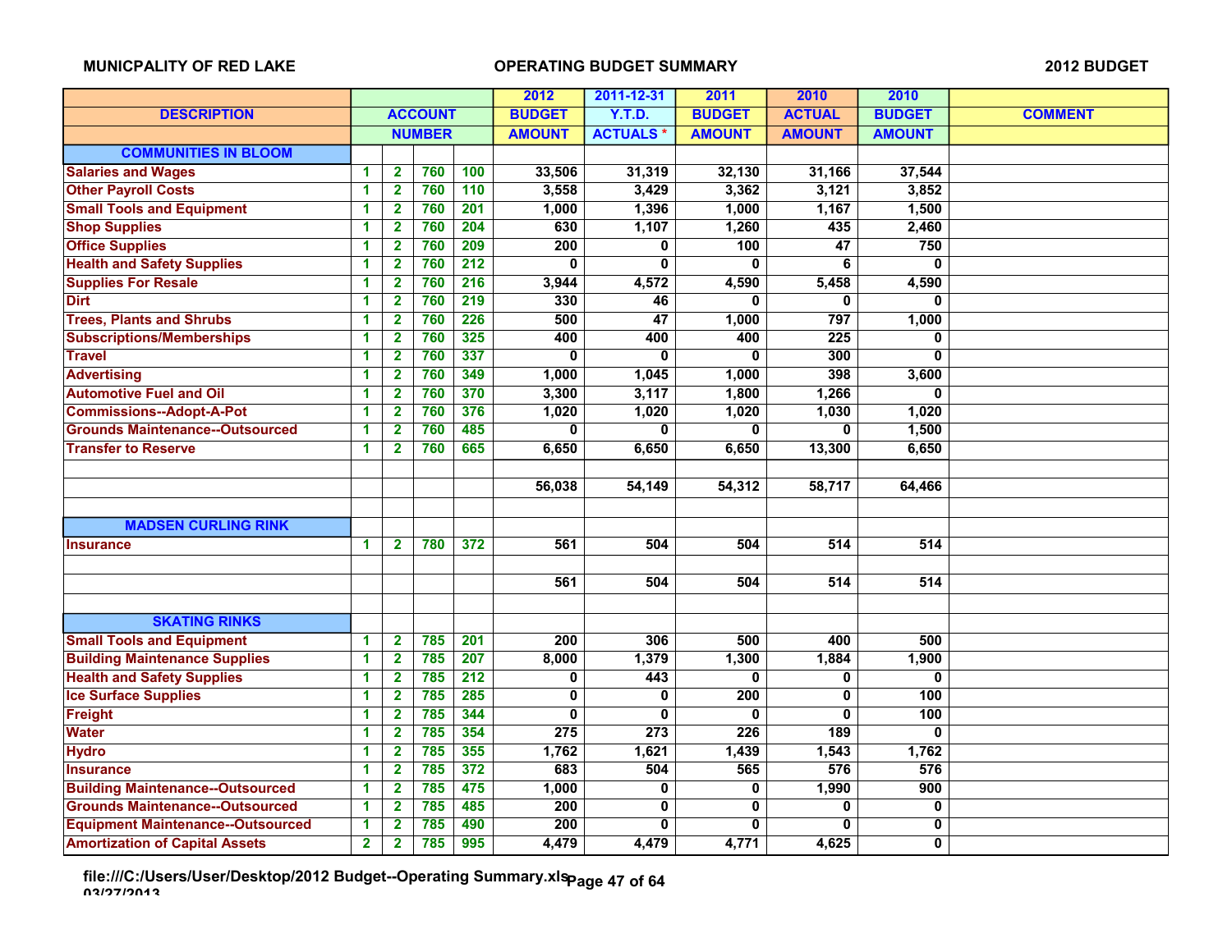MUNICPALITY OF RED LAKE — OPERATING BUDGET SUMMARY — 2012 BUDGET

| DESCRIPTION | ACCOUNT NUMBER | | | | 2012 BUDGET AMOUNT | 2011-12-31 Y.T.D. ACTUALS * | 2011 BUDGET AMOUNT | 2010 ACTUAL AMOUNT | 2010 BUDGET AMOUNT | COMMENT |
|---|---|---|---|---|---|---|---|---|---|---|
| **COMMUNITIES IN BLOOM** | | | | | | | | | | |
| Salaries and Wages | 1 | 2 | 760 | 100 | 33,506 | 31,319 | 32,130 | 31,166 | 37,544 | |
| Other Payroll Costs | 1 | 2 | 760 | 110 | 3,558 | 3,429 | 3,362 | 3,121 | 3,852 | |
| Small Tools and Equipment | 1 | 2 | 760 | 201 | 1,000 | 1,396 | 1,000 | 1,167 | 1,500 | |
| Shop Supplies | 1 | 2 | 760 | 204 | 630 | 1,107 | 1,260 | 435 | 2,460 | |
| Office Supplies | 1 | 2 | 760 | 209 | 200 | 0 | 100 | 47 | 750 | |
| Health and Safety Supplies | 1 | 2 | 760 | 212 | 0 | 0 | 0 | 6 | 0 | |
| Supplies For Resale | 1 | 2 | 760 | 216 | 3,944 | 4,572 | 4,590 | 5,458 | 4,590 | |
| Dirt | 1 | 2 | 760 | 219 | 330 | 46 | 0 | 0 | 0 | |
| Trees, Plants and Shrubs | 1 | 2 | 760 | 226 | 500 | 47 | 1,000 | 797 | 1,000 | |
| Subscriptions/Memberships | 1 | 2 | 760 | 325 | 400 | 400 | 400 | 225 | 0 | |
| Travel | 1 | 2 | 760 | 337 | 0 | 0 | 0 | 300 | 0 | |
| Advertising | 1 | 2 | 760 | 349 | 1,000 | 1,045 | 1,000 | 398 | 3,600 | |
| Automotive Fuel and Oil | 1 | 2 | 760 | 370 | 3,300 | 3,117 | 1,800 | 1,266 | 0 | |
| Commissions--Adopt-A-Pot | 1 | 2 | 760 | 376 | 1,020 | 1,020 | 1,020 | 1,030 | 1,020 | |
| Grounds Maintenance--Outsourced | 1 | 2 | 760 | 485 | 0 | 0 | 0 | 0 | 1,500 | |
| Transfer to Reserve | 1 | 2 | 760 | 665 | 6,650 | 6,650 | 6,650 | 13,300 | 6,650 | |
| | | | | | | | | | | |
| | | | | | 56,038 | 54,149 | 54,312 | 58,717 | 64,466 | |
| | | | | | | | | | | |
| **MADSEN CURLING RINK** | | | | | | | | | | |
| Insurance | 1 | 2 | 780 | 372 | 561 | 504 | 504 | 514 | 514 | |
| | | | | | | | | | | |
| | | | | | 561 | 504 | 504 | 514 | 514 | |
| | | | | | | | | | | |
| **SKATING RINKS** | | | | | | | | | | |
| Small Tools and Equipment | 1 | 2 | 785 | 201 | 200 | 306 | 500 | 400 | 500 | |
| Building Maintenance Supplies | 1 | 2 | 785 | 207 | 8,000 | 1,379 | 1,300 | 1,884 | 1,900 | |
| Health and Safety Supplies | 1 | 2 | 785 | 212 | 0 | 443 | 0 | 0 | 0 | |
| Ice Surface Supplies | 1 | 2 | 785 | 285 | 0 | 0 | 200 | 0 | 100 | |
| Freight | 1 | 2 | 785 | 344 | 0 | 0 | 0 | 0 | 100 | |
| Water | 1 | 2 | 785 | 354 | 275 | 273 | 226 | 189 | 0 | |
| Hydro | 1 | 2 | 785 | 355 | 1,762 | 1,621 | 1,439 | 1,543 | 1,762 | |
| Insurance | 1 | 2 | 785 | 372 | 683 | 504 | 565 | 576 | 576 | |
| Building Maintenance--Outsourced | 1 | 2 | 785 | 475 | 1,000 | 0 | 0 | 1,990 | 900 | |
| Grounds Maintenance--Outsourced | 1 | 2 | 785 | 485 | 200 | 0 | 0 | 0 | 0 | |
| Equipment Maintenance--Outsourced | 1 | 2 | 785 | 490 | 200 | 0 | 0 | 0 | 0 | |
| Amortization of Capital Assets | 2 | 2 | 785 | 995 | 4,479 | 4,479 | 4,771 | 4,625 | 0 | |

file:///C:/Users/User/Desktop/2012 Budget--Operating Summary.xls
03/27/2013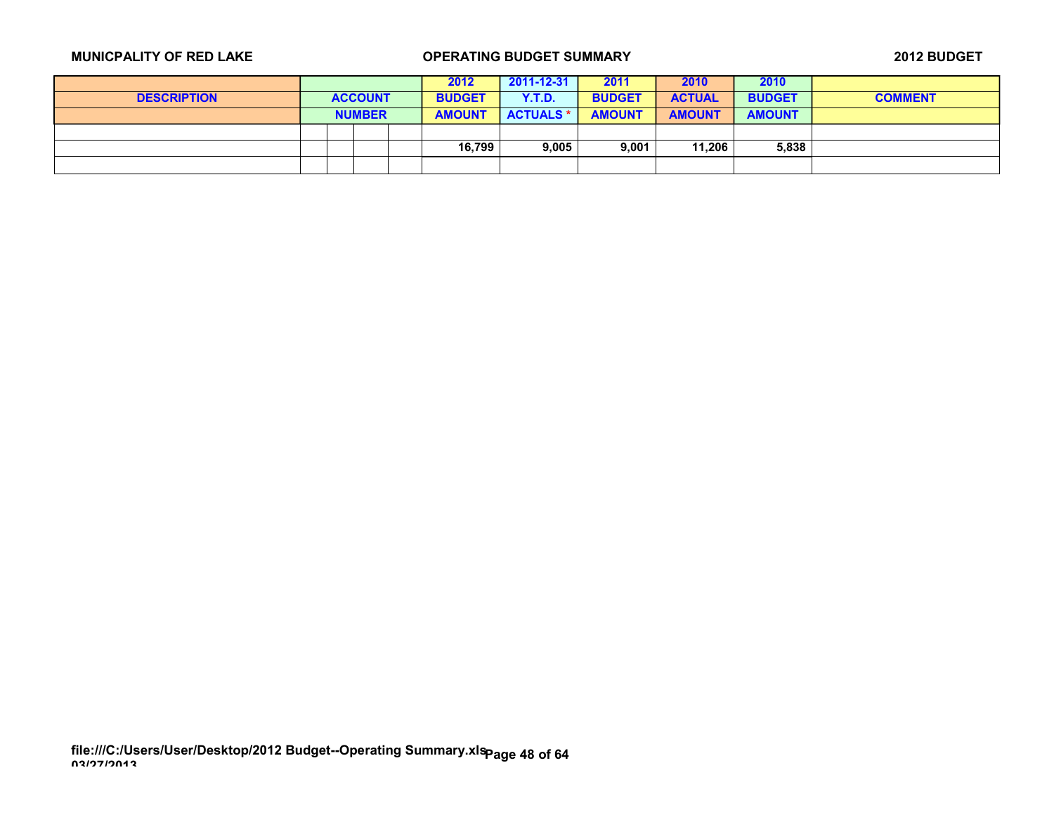**MUNICPALITY OF RED LAKE** **OPERATING BUDGET SUMMARY** **2012 BUDGET**

| DESCRIPTION | ACCOUNT NUMBER | | | | 2012 BUDGET AMOUNT | 2011-12-31 Y.T.D. ACTUALS * | 2011 BUDGET AMOUNT | 2010 ACTUAL AMOUNT | 2010 BUDGET AMOUNT | COMMENT |
|---|---|---|---|---|---|---|---|---|---|---|
| | | | | | | | | | | |
| | | | | | 16,799 | 9,005 | 9,001 | 11,206 | 5,838 | |
| | | | | | | | | | | |

file:///C:/Users/User/Desktop/2012 Budget--Operating Summary.xls
03/27/2013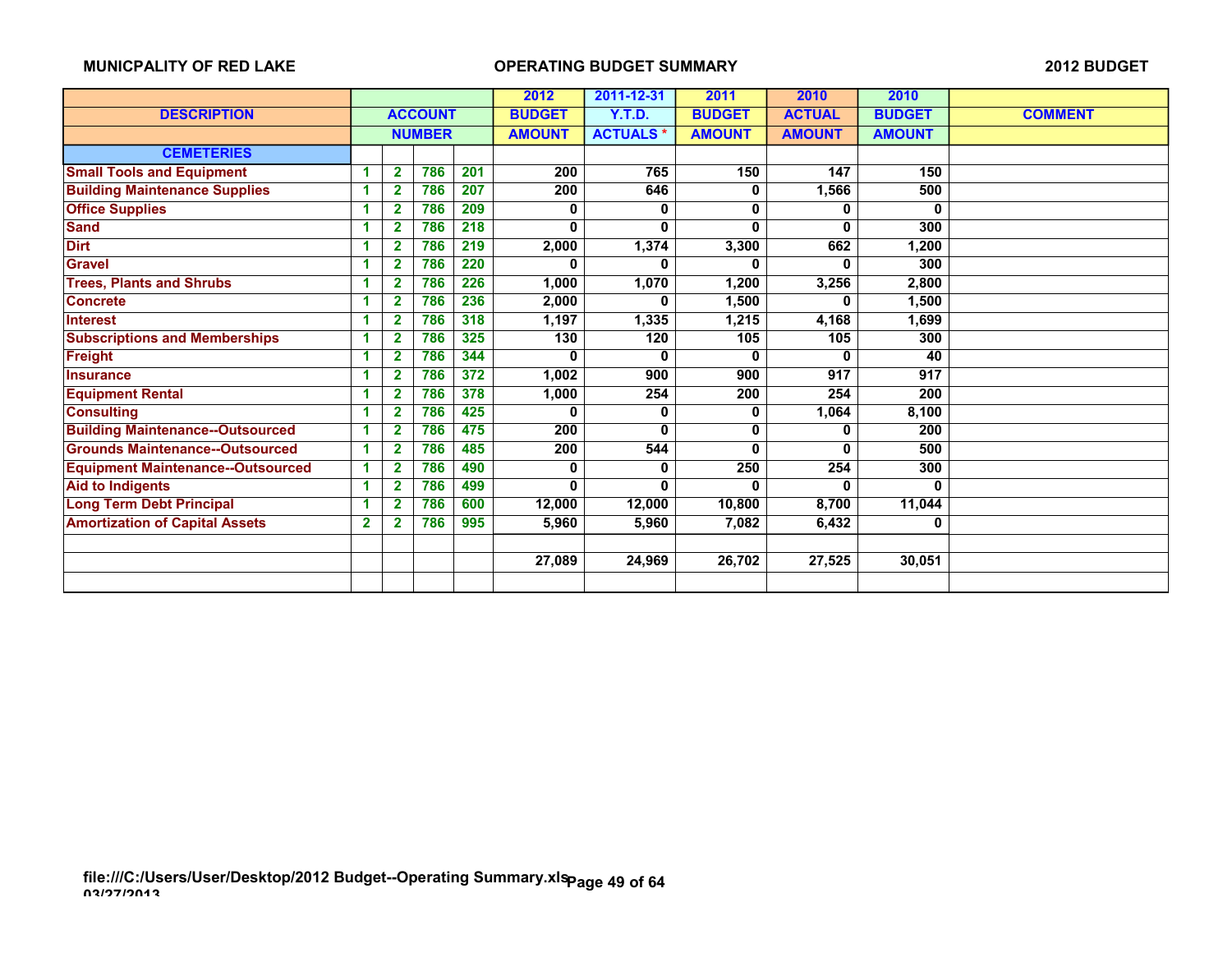MUNICPALITY OF RED LAKE — OPERATING BUDGET SUMMARY — 2012 BUDGET

| DESCRIPTION | ACCOUNT NUMBER | | | | 2012 BUDGET AMOUNT | 2011-12-31 Y.T.D. ACTUALS * | 2011 BUDGET AMOUNT | 2010 ACTUAL AMOUNT | 2010 BUDGET AMOUNT | COMMENT |
|---|---|---|---|---|---|---|---|---|---|---|
| **CEMETERIES** | | | | | | | | | | |
| Small Tools and Equipment | 1 | 2 | 786 | 201 | 200 | 765 | 150 | 147 | 150 | |
| Building Maintenance Supplies | 1 | 2 | 786 | 207 | 200 | 646 | 0 | 1,566 | 500 | |
| Office Supplies | 1 | 2 | 786 | 209 | 0 | 0 | 0 | 0 | 0 | |
| Sand | 1 | 2 | 786 | 218 | 0 | 0 | 0 | 0 | 300 | |
| Dirt | 1 | 2 | 786 | 219 | 2,000 | 1,374 | 3,300 | 662 | 1,200 | |
| Gravel | 1 | 2 | 786 | 220 | 0 | 0 | 0 | 0 | 300 | |
| Trees, Plants and Shrubs | 1 | 2 | 786 | 226 | 1,000 | 1,070 | 1,200 | 3,256 | 2,800 | |
| Concrete | 1 | 2 | 786 | 236 | 2,000 | 0 | 1,500 | 0 | 1,500 | |
| Interest | 1 | 2 | 786 | 318 | 1,197 | 1,335 | 1,215 | 4,168 | 1,699 | |
| Subscriptions and Memberships | 1 | 2 | 786 | 325 | 130 | 120 | 105 | 105 | 300 | |
| Freight | 1 | 2 | 786 | 344 | 0 | 0 | 0 | 0 | 40 | |
| Insurance | 1 | 2 | 786 | 372 | 1,002 | 900 | 900 | 917 | 917 | |
| Equipment Rental | 1 | 2 | 786 | 378 | 1,000 | 254 | 200 | 254 | 200 | |
| Consulting | 1 | 2 | 786 | 425 | 0 | 0 | 0 | 1,064 | 8,100 | |
| Building Maintenance--Outsourced | 1 | 2 | 786 | 475 | 200 | 0 | 0 | 0 | 200 | |
| Grounds Maintenance--Outsourced | 1 | 2 | 786 | 485 | 200 | 544 | 0 | 0 | 500 | |
| Equipment Maintenance--Outsourced | 1 | 2 | 786 | 490 | 0 | 0 | 250 | 254 | 300 | |
| Aid to Indigents | 1 | 2 | 786 | 499 | 0 | 0 | 0 | 0 | 0 | |
| Long Term Debt Principal | 1 | 2 | 786 | 600 | 12,000 | 12,000 | 10,800 | 8,700 | 11,044 | |
| Amortization of Capital Assets | 2 | 2 | 786 | 995 | 5,960 | 5,960 | 7,082 | 6,432 | 0 | |
| | | | | | | | | | | |
| | | | | | 27,089 | 24,969 | 26,702 | 27,525 | 30,051 | |

file:///C:/Users/User/Desktop/2012 Budget--Operating Summary.xls
03/27/2013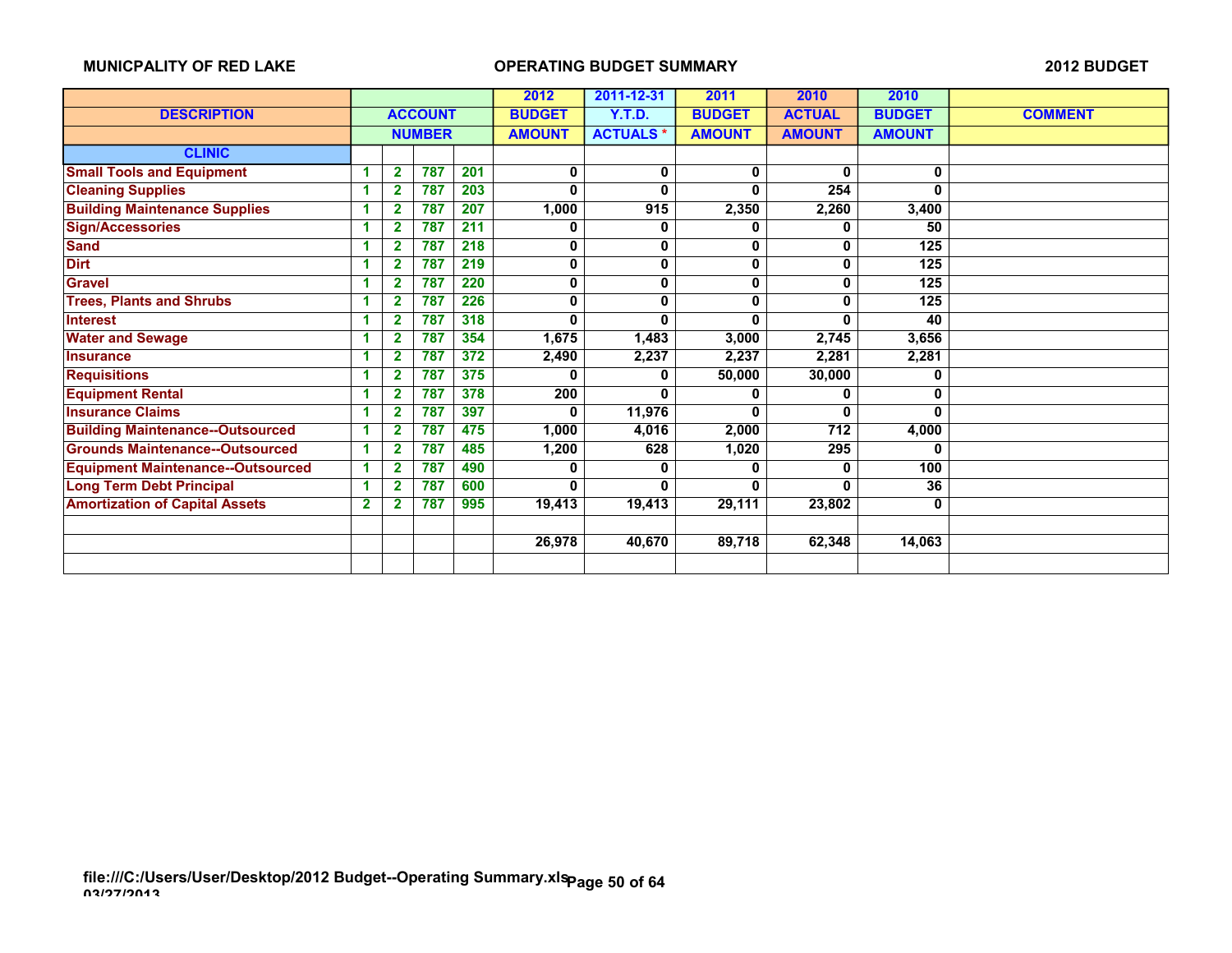**MUNICPALITY OF RED LAKE** **OPERATING BUDGET SUMMARY** **2012 BUDGET**

| DESCRIPTION | ACCOUNT NUMBER | | | | 2012 BUDGET AMOUNT | 2011-12-31 Y.T.D. ACTUALS * | 2011 BUDGET AMOUNT | 2010 ACTUAL AMOUNT | 2010 BUDGET AMOUNT | COMMENT |
|---|---|---|---|---|---|---|---|---|---|---|
| **CLINIC** | | | | | | | | | | |
| Small Tools and Equipment | 1 | 2 | 787 | 201 | 0 | 0 | 0 | 0 | 0 | |
| Cleaning Supplies | 1 | 2 | 787 | 203 | 0 | 0 | 0 | 254 | 0 | |
| Building Maintenance Supplies | 1 | 2 | 787 | 207 | 1,000 | 915 | 2,350 | 2,260 | 3,400 | |
| Sign/Accessories | 1 | 2 | 787 | 211 | 0 | 0 | 0 | 0 | 50 | |
| Sand | 1 | 2 | 787 | 218 | 0 | 0 | 0 | 0 | 125 | |
| Dirt | 1 | 2 | 787 | 219 | 0 | 0 | 0 | 0 | 125 | |
| Gravel | 1 | 2 | 787 | 220 | 0 | 0 | 0 | 0 | 125 | |
| Trees, Plants and Shrubs | 1 | 2 | 787 | 226 | 0 | 0 | 0 | 0 | 125 | |
| Interest | 1 | 2 | 787 | 318 | 0 | 0 | 0 | 0 | 40 | |
| Water and Sewage | 1 | 2 | 787 | 354 | 1,675 | 1,483 | 3,000 | 2,745 | 3,656 | |
| Insurance | 1 | 2 | 787 | 372 | 2,490 | 2,237 | 2,237 | 2,281 | 2,281 | |
| Requisitions | 1 | 2 | 787 | 375 | 0 | 0 | 50,000 | 30,000 | 0 | |
| Equipment Rental | 1 | 2 | 787 | 378 | 200 | 0 | 0 | 0 | 0 | |
| Insurance Claims | 1 | 2 | 787 | 397 | 0 | 11,976 | 0 | 0 | 0 | |
| Building Maintenance--Outsourced | 1 | 2 | 787 | 475 | 1,000 | 4,016 | 2,000 | 712 | 4,000 | |
| Grounds Maintenance--Outsourced | 1 | 2 | 787 | 485 | 1,200 | 628 | 1,020 | 295 | 0 | |
| Equipment Maintenance--Outsourced | 1 | 2 | 787 | 490 | 0 | 0 | 0 | 0 | 100 | |
| Long Term Debt Principal | 1 | 2 | 787 | 600 | 0 | 0 | 0 | 0 | 36 | |
| Amortization of Capital Assets | 2 | 2 | 787 | 995 | 19,413 | 19,413 | 29,111 | 23,802 | 0 | |
| | | | | | | | | | | |
| | | | | | 26,978 | 40,670 | 89,718 | 62,348 | 14,063 | |
| | | | | | | | | | | |

file:///C:/Users/User/Desktop/2012 Budget--Operating Summary.xls
03/27/2013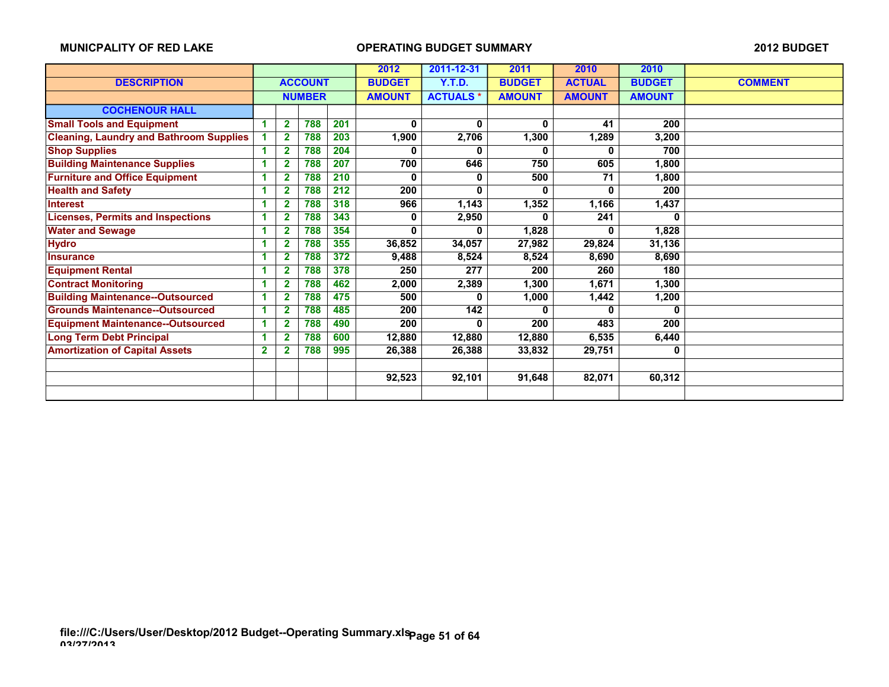MUNICPALITY OF RED LAKE — OPERATING BUDGET SUMMARY — 2012 BUDGET

| DESCRIPTION | ACCOUNT NUMBER | | | | 2012 BUDGET AMOUNT | 2011-12-31 Y.T.D. ACTUALS * | 2011 BUDGET AMOUNT | 2010 ACTUAL AMOUNT | 2010 BUDGET AMOUNT | COMMENT |
|---|---|---|---|---|---|---|---|---|---|---|
| **COCHENOUR HALL** | | | | | | | | | | |
| Small Tools and Equipment | 1 | 2 | 788 | 201 | 0 | 0 | 0 | 41 | 200 | |
| Cleaning, Laundry and Bathroom Supplies | 1 | 2 | 788 | 203 | 1,900 | 2,706 | 1,300 | 1,289 | 3,200 | |
| Shop Supplies | 1 | 2 | 788 | 204 | 0 | 0 | 0 | 0 | 700 | |
| Building Maintenance Supplies | 1 | 2 | 788 | 207 | 700 | 646 | 750 | 605 | 1,800 | |
| Furniture and Office Equipment | 1 | 2 | 788 | 210 | 0 | 0 | 500 | 71 | 1,800 | |
| Health and Safety | 1 | 2 | 788 | 212 | 200 | 0 | 0 | 0 | 200 | |
| Interest | 1 | 2 | 788 | 318 | 966 | 1,143 | 1,352 | 1,166 | 1,437 | |
| Licenses, Permits and Inspections | 1 | 2 | 788 | 343 | 0 | 2,950 | 0 | 241 | 0 | |
| Water and Sewage | 1 | 2 | 788 | 354 | 0 | 0 | 1,828 | 0 | 1,828 | |
| Hydro | 1 | 2 | 788 | 355 | 36,852 | 34,057 | 27,982 | 29,824 | 31,136 | |
| Insurance | 1 | 2 | 788 | 372 | 9,488 | 8,524 | 8,524 | 8,690 | 8,690 | |
| Equipment Rental | 1 | 2 | 788 | 378 | 250 | 277 | 200 | 260 | 180 | |
| Contract Monitoring | 1 | 2 | 788 | 462 | 2,000 | 2,389 | 1,300 | 1,671 | 1,300 | |
| Building Maintenance--Outsourced | 1 | 2 | 788 | 475 | 500 | 0 | 1,000 | 1,442 | 1,200 | |
| Grounds Maintenance--Outsourced | 1 | 2 | 788 | 485 | 200 | 142 | 0 | 0 | 0 | |
| Equipment Maintenance--Outsourced | 1 | 2 | 788 | 490 | 200 | 0 | 200 | 483 | 200 | |
| Long Term Debt Principal | 1 | 2 | 788 | 600 | 12,880 | 12,880 | 12,880 | 6,535 | 6,440 | |
| Amortization of Capital Assets | 2 | 2 | 788 | 995 | 26,388 | 26,388 | 33,832 | 29,751 | 0 | |
| | | | | | | | | | | |
| | | | | | 92,523 | 92,101 | 91,648 | 82,071 | 60,312 | |

file:///C:/Users/User/Desktop/2012 Budget--Operating Summary.xls
03/27/2013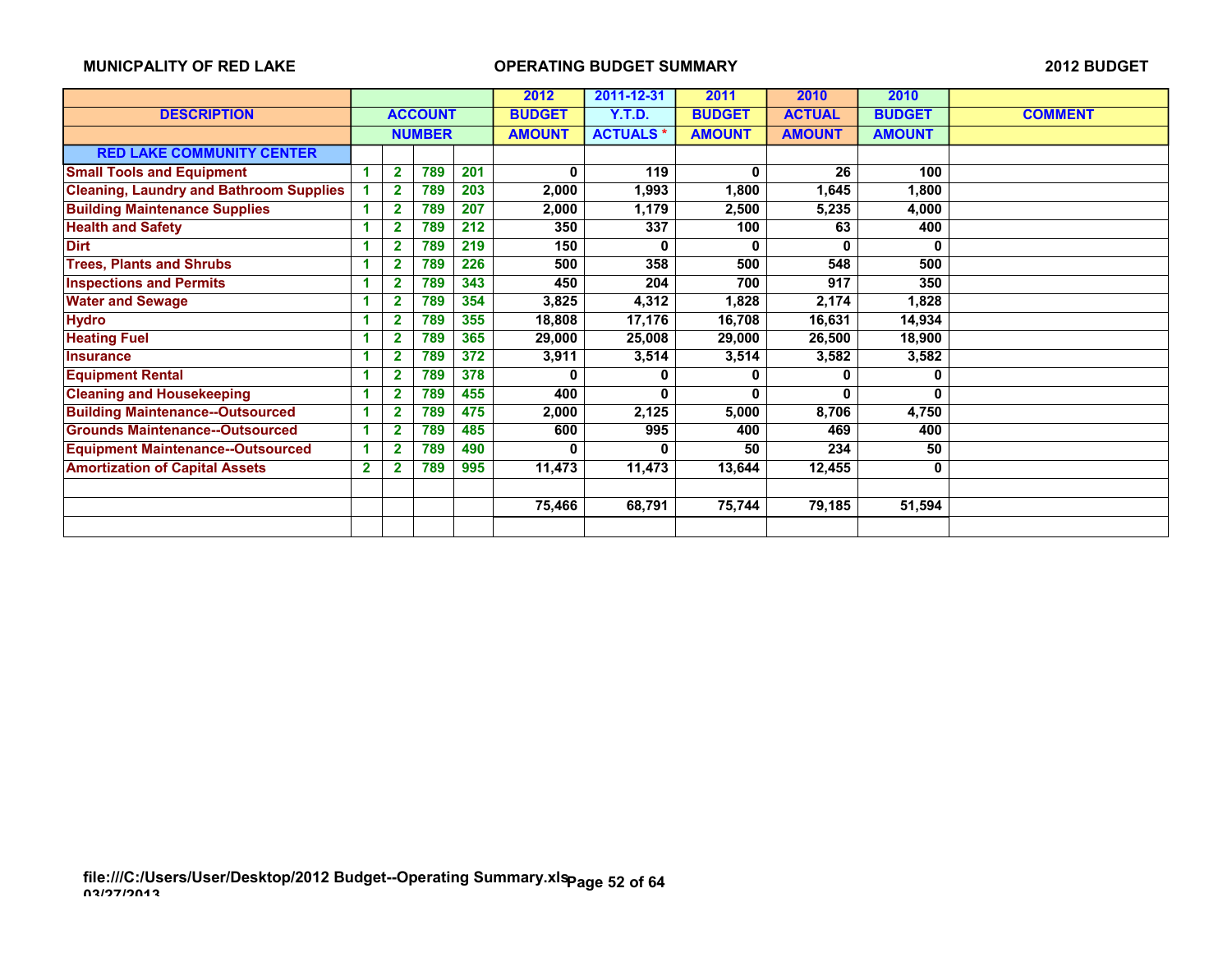**MUNICPALITY OF RED LAKE** **OPERATING BUDGET SUMMARY** **2012 BUDGET**

| DESCRIPTION | ACCOUNT NUMBER | | | | 2012 BUDGET AMOUNT | 2011-12-31 Y.T.D. ACTUALS * | 2011 BUDGET AMOUNT | 2010 ACTUAL AMOUNT | 2010 BUDGET AMOUNT | COMMENT |
|---|---|---|---|---|---|---|---|---|---|---|
| **RED LAKE COMMUNITY CENTER** | | | | | | | | | | |
| Small Tools and Equipment | 1 | 2 | 789 | 201 | 0 | 119 | 0 | 26 | 100 | |
| Cleaning, Laundry and Bathroom Supplies | 1 | 2 | 789 | 203 | 2,000 | 1,993 | 1,800 | 1,645 | 1,800 | |
| Building Maintenance Supplies | 1 | 2 | 789 | 207 | 2,000 | 1,179 | 2,500 | 5,235 | 4,000 | |
| Health and Safety | 1 | 2 | 789 | 212 | 350 | 337 | 100 | 63 | 400 | |
| Dirt | 1 | 2 | 789 | 219 | 150 | 0 | 0 | 0 | 0 | |
| Trees, Plants and Shrubs | 1 | 2 | 789 | 226 | 500 | 358 | 500 | 548 | 500 | |
| Inspections and Permits | 1 | 2 | 789 | 343 | 450 | 204 | 700 | 917 | 350 | |
| Water and Sewage | 1 | 2 | 789 | 354 | 3,825 | 4,312 | 1,828 | 2,174 | 1,828 | |
| Hydro | 1 | 2 | 789 | 355 | 18,808 | 17,176 | 16,708 | 16,631 | 14,934 | |
| Heating Fuel | 1 | 2 | 789 | 365 | 29,000 | 25,008 | 29,000 | 26,500 | 18,900 | |
| Insurance | 1 | 2 | 789 | 372 | 3,911 | 3,514 | 3,514 | 3,582 | 3,582 | |
| Equipment Rental | 1 | 2 | 789 | 378 | 0 | 0 | 0 | 0 | 0 | |
| Cleaning and Housekeeping | 1 | 2 | 789 | 455 | 400 | 0 | 0 | 0 | 0 | |
| Building Maintenance--Outsourced | 1 | 2 | 789 | 475 | 2,000 | 2,125 | 5,000 | 8,706 | 4,750 | |
| Grounds Maintenance--Outsourced | 1 | 2 | 789 | 485 | 600 | 995 | 400 | 469 | 400 | |
| Equipment Maintenance--Outsourced | 1 | 2 | 789 | 490 | 0 | 0 | 50 | 234 | 50 | |
| Amortization of Capital Assets | 2 | 2 | 789 | 995 | 11,473 | 11,473 | 13,644 | 12,455 | 0 | |
| | | | | | | | | | | |
| | | | | | 75,466 | 68,791 | 75,744 | 79,185 | 51,594 | |

file:///C:/Users/User/Desktop/2012 Budget--Operating Summary.xls
03/27/2013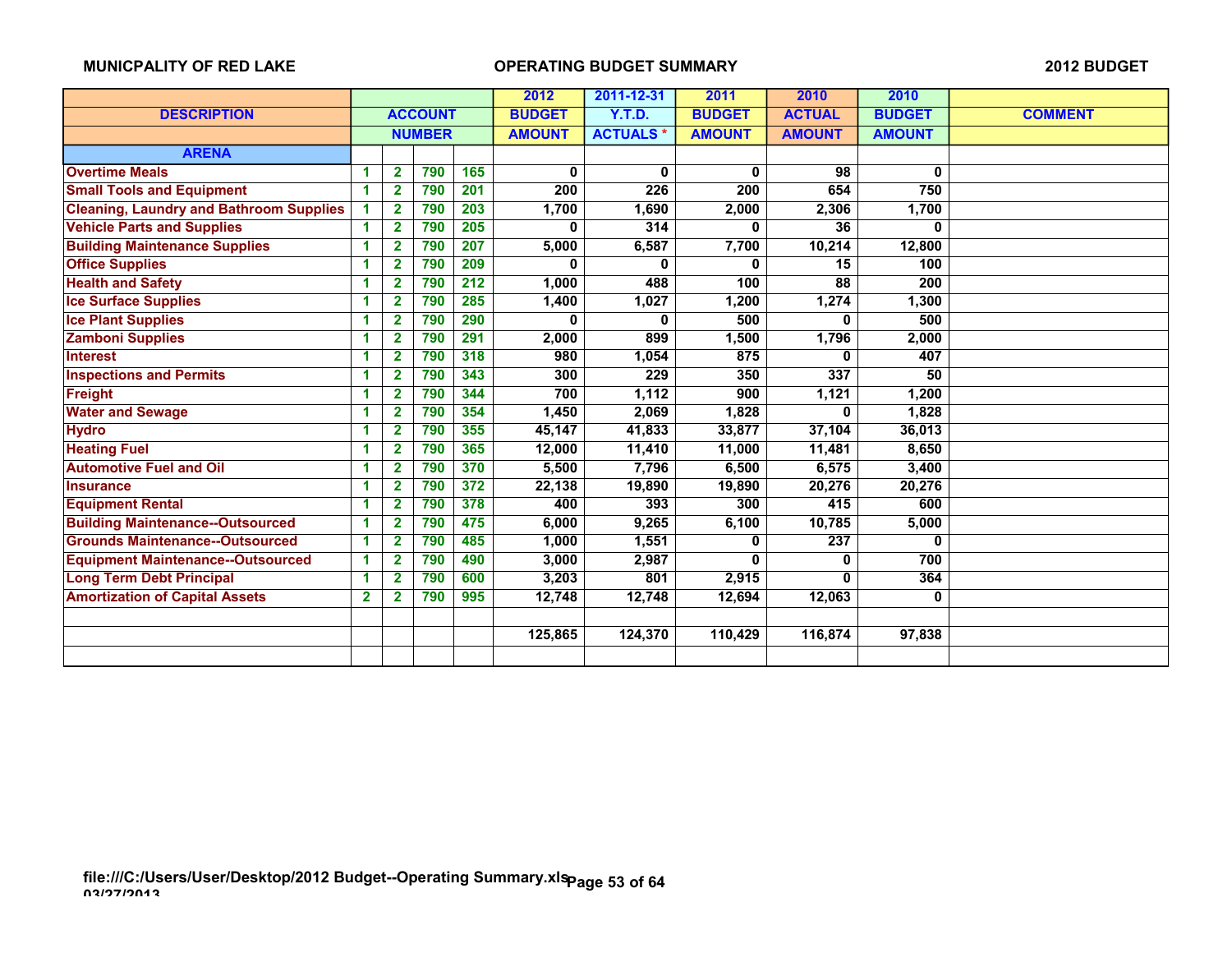MUNICPALITY OF RED LAKE — OPERATING BUDGET SUMMARY — 2012 BUDGET

| DESCRIPTION | ACCOUNT NUMBER | | | | 2012 BUDGET AMOUNT | 2011-12-31 Y.T.D. ACTUALS * | 2011 BUDGET AMOUNT | 2010 ACTUAL AMOUNT | 2010 BUDGET AMOUNT | COMMENT |
|---|---|---|---|---|---|---|---|---|---|---|
| **ARENA** | | | | | | | | | | |
| Overtime Meals | 1 | 2 | 790 | 165 | 0 | 0 | 0 | 98 | 0 | |
| Small Tools and Equipment | 1 | 2 | 790 | 201 | 200 | 226 | 200 | 654 | 750 | |
| Cleaning, Laundry and Bathroom Supplies | 1 | 2 | 790 | 203 | 1,700 | 1,690 | 2,000 | 2,306 | 1,700 | |
| Vehicle Parts and Supplies | 1 | 2 | 790 | 205 | 0 | 314 | 0 | 36 | 0 | |
| Building Maintenance Supplies | 1 | 2 | 790 | 207 | 5,000 | 6,587 | 7,700 | 10,214 | 12,800 | |
| Office Supplies | 1 | 2 | 790 | 209 | 0 | 0 | 0 | 15 | 100 | |
| Health and Safety | 1 | 2 | 790 | 212 | 1,000 | 488 | 100 | 88 | 200 | |
| Ice Surface Supplies | 1 | 2 | 790 | 285 | 1,400 | 1,027 | 1,200 | 1,274 | 1,300 | |
| Ice Plant Supplies | 1 | 2 | 790 | 290 | 0 | 0 | 500 | 0 | 500 | |
| Zamboni Supplies | 1 | 2 | 790 | 291 | 2,000 | 899 | 1,500 | 1,796 | 2,000 | |
| Interest | 1 | 2 | 790 | 318 | 980 | 1,054 | 875 | 0 | 407 | |
| Inspections and Permits | 1 | 2 | 790 | 343 | 300 | 229 | 350 | 337 | 50 | |
| Freight | 1 | 2 | 790 | 344 | 700 | 1,112 | 900 | 1,121 | 1,200 | |
| Water and Sewage | 1 | 2 | 790 | 354 | 1,450 | 2,069 | 1,828 | 0 | 1,828 | |
| Hydro | 1 | 2 | 790 | 355 | 45,147 | 41,833 | 33,877 | 37,104 | 36,013 | |
| Heating Fuel | 1 | 2 | 790 | 365 | 12,000 | 11,410 | 11,000 | 11,481 | 8,650 | |
| Automotive Fuel and Oil | 1 | 2 | 790 | 370 | 5,500 | 7,796 | 6,500 | 6,575 | 3,400 | |
| Insurance | 1 | 2 | 790 | 372 | 22,138 | 19,890 | 19,890 | 20,276 | 20,276 | |
| Equipment Rental | 1 | 2 | 790 | 378 | 400 | 393 | 300 | 415 | 600 | |
| Building Maintenance--Outsourced | 1 | 2 | 790 | 475 | 6,000 | 9,265 | 6,100 | 10,785 | 5,000 | |
| Grounds Maintenance--Outsourced | 1 | 2 | 790 | 485 | 1,000 | 1,551 | 0 | 237 | 0 | |
| Equipment Maintenance--Outsourced | 1 | 2 | 790 | 490 | 3,000 | 2,987 | 0 | 0 | 700 | |
| Long Term Debt Principal | 1 | 2 | 790 | 600 | 3,203 | 801 | 2,915 | 0 | 364 | |
| Amortization of Capital Assets | 2 | 2 | 790 | 995 | 12,748 | 12,748 | 12,694 | 12,063 | 0 | |
| | | | | | | | | | | |
| | | | | | 125,865 | 124,370 | 110,429 | 116,874 | 97,838 | |
| | | | | | | | | | | |

file:///C:/Users/User/Desktop/2012 Budget--Operating Summary.xls
03/27/2013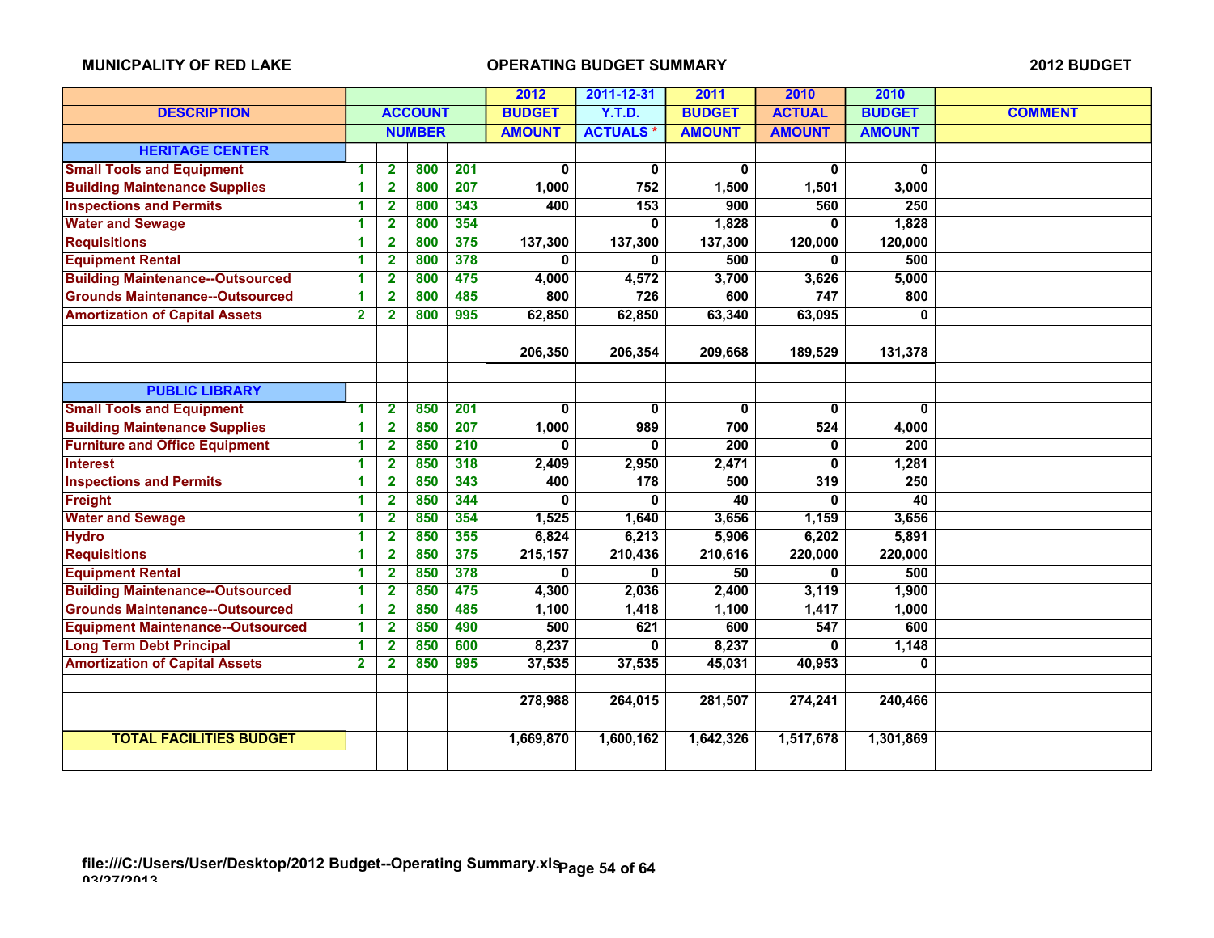MUNICPALITY OF RED LAKE | OPERATING BUDGET SUMMARY | 2012 BUDGET

| DESCRIPTION | ACCOUNT NUMBER | | | | 2012 BUDGET AMOUNT | 2011-12-31 Y.T.D. ACTUALS * | 2011 BUDGET AMOUNT | 2010 ACTUAL AMOUNT | 2010 BUDGET AMOUNT | COMMENT |
|---|---|---|---|---|---|---|---|---|---|---|
| **HERITAGE CENTER** | | | | | | | | | | |
| Small Tools and Equipment | 1 | 2 | 800 | 201 | 0 | 0 | 0 | 0 | 0 | |
| Building Maintenance Supplies | 1 | 2 | 800 | 207 | 1,000 | 752 | 1,500 | 1,501 | 3,000 | |
| Inspections and Permits | 1 | 2 | 800 | 343 | 400 | 153 | 900 | 560 | 250 | |
| Water and Sewage | 1 | 2 | 800 | 354 | | 0 | 1,828 | 0 | 1,828 | |
| Requisitions | 1 | 2 | 800 | 375 | 137,300 | 137,300 | 137,300 | 120,000 | 120,000 | |
| Equipment Rental | 1 | 2 | 800 | 378 | 0 | 0 | 500 | 0 | 500 | |
| Building Maintenance--Outsourced | 1 | 2 | 800 | 475 | 4,000 | 4,572 | 3,700 | 3,626 | 5,000 | |
| Grounds Maintenance--Outsourced | 1 | 2 | 800 | 485 | 800 | 726 | 600 | 747 | 800 | |
| Amortization of Capital Assets | 2 | 2 | 800 | 995 | 62,850 | 62,850 | 63,340 | 63,095 | 0 | |
| | | | | | | | | | | |
| | | | | | 206,350 | 206,354 | 209,668 | 189,529 | 131,378 | |
| | | | | | | | | | | |
| **PUBLIC LIBRARY** | | | | | | | | | | |
| Small Tools and Equipment | 1 | 2 | 850 | 201 | 0 | 0 | 0 | 0 | 0 | |
| Building Maintenance Supplies | 1 | 2 | 850 | 207 | 1,000 | 989 | 700 | 524 | 4,000 | |
| Furniture and Office Equipment | 1 | 2 | 850 | 210 | 0 | 0 | 200 | 0 | 200 | |
| Interest | 1 | 2 | 850 | 318 | 2,409 | 2,950 | 2,471 | 0 | 1,281 | |
| Inspections and Permits | 1 | 2 | 850 | 343 | 400 | 178 | 500 | 319 | 250 | |
| Freight | 1 | 2 | 850 | 344 | 0 | 0 | 40 | 0 | 40 | |
| Water and Sewage | 1 | 2 | 850 | 354 | 1,525 | 1,640 | 3,656 | 1,159 | 3,656 | |
| Hydro | 1 | 2 | 850 | 355 | 6,824 | 6,213 | 5,906 | 6,202 | 5,891 | |
| Requisitions | 1 | 2 | 850 | 375 | 215,157 | 210,436 | 210,616 | 220,000 | 220,000 | |
| Equipment Rental | 1 | 2 | 850 | 378 | 0 | 0 | 50 | 0 | 500 | |
| Building Maintenance--Outsourced | 1 | 2 | 850 | 475 | 4,300 | 2,036 | 2,400 | 3,119 | 1,900 | |
| Grounds Maintenance--Outsourced | 1 | 2 | 850 | 485 | 1,100 | 1,418 | 1,100 | 1,417 | 1,000 | |
| Equipment Maintenance--Outsourced | 1 | 2 | 850 | 490 | 500 | 621 | 600 | 547 | 600 | |
| Long Term Debt Principal | 1 | 2 | 850 | 600 | 8,237 | 0 | 8,237 | 0 | 1,148 | |
| Amortization of Capital Assets | 2 | 2 | 850 | 995 | 37,535 | 37,535 | 45,031 | 40,953 | 0 | |
| | | | | | | | | | | |
| | | | | | 278,988 | 264,015 | 281,507 | 274,241 | 240,466 | |
| | | | | | | | | | | |
| **TOTAL FACILITIES BUDGET** | | | | | 1,669,870 | 1,600,162 | 1,642,326 | 1,517,678 | 1,301,869 | |

file:///C:/Users/User/Desktop/2012 Budget--Operating Summary.xls
03/27/2013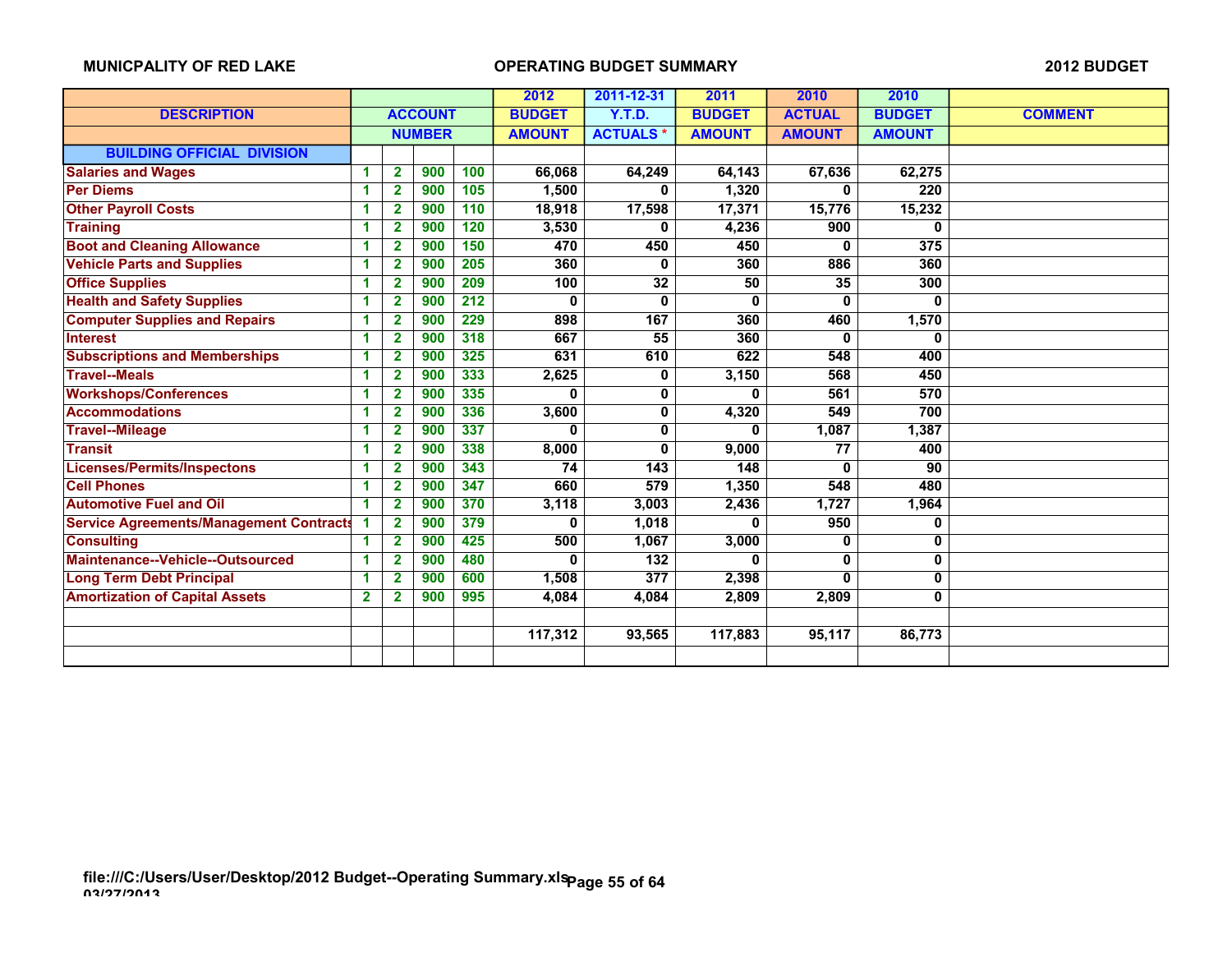MUNICPALITY OF RED LAKE | OPERATING BUDGET SUMMARY | 2012 BUDGET

| DESCRIPTION | ACCOUNT NUMBER | | | | 2012 BUDGET AMOUNT | 2011-12-31 Y.T.D. ACTUALS * | 2011 BUDGET AMOUNT | 2010 ACTUAL AMOUNT | 2010 BUDGET AMOUNT | COMMENT |
|---|---|---|---|---|---|---|---|---|---|---|
| **BUILDING OFFICIAL DIVISION** | | | | | | | | | | |
| Salaries and Wages | 1 | 2 | 900 | 100 | 66,068 | 64,249 | 64,143 | 67,636 | 62,275 | |
| Per Diems | 1 | 2 | 900 | 105 | 1,500 | 0 | 1,320 | 0 | 220 | |
| Other Payroll Costs | 1 | 2 | 900 | 110 | 18,918 | 17,598 | 17,371 | 15,776 | 15,232 | |
| Training | 1 | 2 | 900 | 120 | 3,530 | 0 | 4,236 | 900 | 0 | |
| Boot and Cleaning Allowance | 1 | 2 | 900 | 150 | 470 | 450 | 450 | 0 | 375 | |
| Vehicle Parts and Supplies | 1 | 2 | 900 | 205 | 360 | 0 | 360 | 886 | 360 | |
| Office Supplies | 1 | 2 | 900 | 209 | 100 | 32 | 50 | 35 | 300 | |
| Health and Safety Supplies | 1 | 2 | 900 | 212 | 0 | 0 | 0 | 0 | 0 | |
| Computer Supplies and Repairs | 1 | 2 | 900 | 229 | 898 | 167 | 360 | 460 | 1,570 | |
| Interest | 1 | 2 | 900 | 318 | 667 | 55 | 360 | 0 | 0 | |
| Subscriptions and Memberships | 1 | 2 | 900 | 325 | 631 | 610 | 622 | 548 | 400 | |
| Travel--Meals | 1 | 2 | 900 | 333 | 2,625 | 0 | 3,150 | 568 | 450 | |
| Workshops/Conferences | 1 | 2 | 900 | 335 | 0 | 0 | 0 | 561 | 570 | |
| Accommodations | 1 | 2 | 900 | 336 | 3,600 | 0 | 4,320 | 549 | 700 | |
| Travel--Mileage | 1 | 2 | 900 | 337 | 0 | 0 | 0 | 1,087 | 1,387 | |
| Transit | 1 | 2 | 900 | 338 | 8,000 | 0 | 9,000 | 77 | 400 | |
| Licenses/Permits/Inspectons | 1 | 2 | 900 | 343 | 74 | 143 | 148 | 0 | 90 | |
| Cell Phones | 1 | 2 | 900 | 347 | 660 | 579 | 1,350 | 548 | 480 | |
| Automotive Fuel and Oil | 1 | 2 | 900 | 370 | 3,118 | 3,003 | 2,436 | 1,727 | 1,964 | |
| Service Agreements/Management Contracts | 1 | 2 | 900 | 379 | 0 | 1,018 | 0 | 950 | 0 | |
| Consulting | 1 | 2 | 900 | 425 | 500 | 1,067 | 3,000 | 0 | 0 | |
| Maintenance--Vehicle--Outsourced | 1 | 2 | 900 | 480 | 0 | 132 | 0 | 0 | 0 | |
| Long Term Debt Principal | 1 | 2 | 900 | 600 | 1,508 | 377 | 2,398 | 0 | 0 | |
| Amortization of Capital Assets | 2 | 2 | 900 | 995 | 4,084 | 4,084 | 2,809 | 2,809 | 0 | |
| | | | | | | | | | | |
| | | | | | 117,312 | 93,565 | 117,883 | 95,117 | 86,773 | |

file:///C:/Users/User/Desktop/2012 Budget--Operating Summary.xls
03/27/2013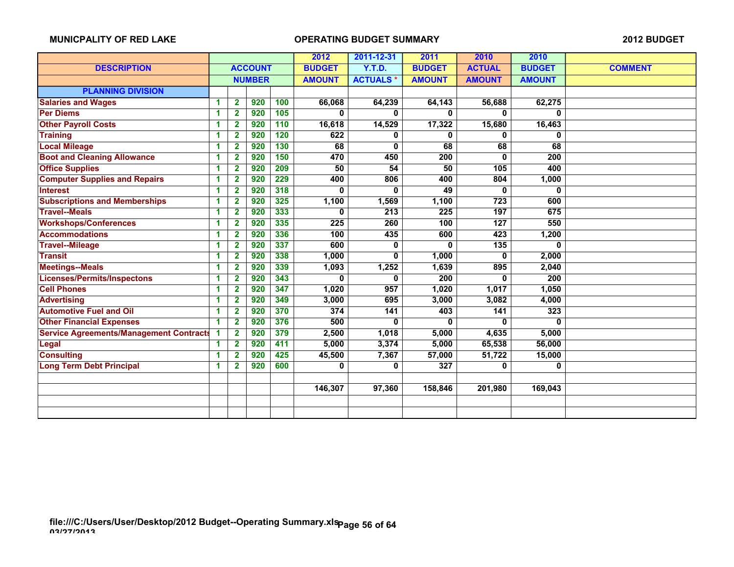**MUNICPALITY OF RED LAKE** | **OPERATING BUDGET SUMMARY** | **2012 BUDGET**

| DESCRIPTION | ACCOUNT NUMBER | | | | 2012 BUDGET AMOUNT | 2011-12-31 Y.T.D. ACTUALS * | 2011 BUDGET AMOUNT | 2010 ACTUAL AMOUNT | 2010 BUDGET AMOUNT | COMMENT |
|---|---|---|---|---|---|---|---|---|---|---|
| **PLANNING DIVISION** | | | | | | | | | | |
| Salaries and Wages | 1 | 2 | 920 | 100 | 66,068 | 64,239 | 64,143 | 56,688 | 62,275 | |
| Per Diems | 1 | 2 | 920 | 105 | 0 | 0 | 0 | 0 | 0 | |
| Other Payroll Costs | 1 | 2 | 920 | 110 | 16,618 | 14,529 | 17,322 | 15,680 | 16,463 | |
| Training | 1 | 2 | 920 | 120 | 622 | 0 | 0 | 0 | 0 | |
| Local Mileage | 1 | 2 | 920 | 130 | 68 | 0 | 68 | 68 | 68 | |
| Boot and Cleaning Allowance | 1 | 2 | 920 | 150 | 470 | 450 | 200 | 0 | 200 | |
| Office Supplies | 1 | 2 | 920 | 209 | 50 | 54 | 50 | 105 | 400 | |
| Computer Supplies and Repairs | 1 | 2 | 920 | 229 | 400 | 806 | 400 | 804 | 1,000 | |
| Interest | 1 | 2 | 920 | 318 | 0 | 0 | 49 | 0 | 0 | |
| Subscriptions and Memberships | 1 | 2 | 920 | 325 | 1,100 | 1,569 | 1,100 | 723 | 600 | |
| Travel--Meals | 1 | 2 | 920 | 333 | 0 | 213 | 225 | 197 | 675 | |
| Workshops/Conferences | 1 | 2 | 920 | 335 | 225 | 260 | 100 | 127 | 550 | |
| Accommodations | 1 | 2 | 920 | 336 | 100 | 435 | 600 | 423 | 1,200 | |
| Travel--Mileage | 1 | 2 | 920 | 337 | 600 | 0 | 0 | 135 | 0 | |
| Transit | 1 | 2 | 920 | 338 | 1,000 | 0 | 1,000 | 0 | 2,000 | |
| Meetings--Meals | 1 | 2 | 920 | 339 | 1,093 | 1,252 | 1,639 | 895 | 2,040 | |
| Licenses/Permits/Inspectons | 1 | 2 | 920 | 343 | 0 | 0 | 200 | 0 | 200 | |
| Cell Phones | 1 | 2 | 920 | 347 | 1,020 | 957 | 1,020 | 1,017 | 1,050 | |
| Advertising | 1 | 2 | 920 | 349 | 3,000 | 695 | 3,000 | 3,082 | 4,000 | |
| Automotive Fuel and Oil | 1 | 2 | 920 | 370 | 374 | 141 | 403 | 141 | 323 | |
| Other Financial Expenses | 1 | 2 | 920 | 376 | 500 | 0 | 0 | 0 | 0 | |
| Service Agreements/Management Contracts | 1 | 2 | 920 | 379 | 2,500 | 1,018 | 5,000 | 4,635 | 5,000 | |
| Legal | 1 | 2 | 920 | 411 | 5,000 | 3,374 | 5,000 | 65,538 | 56,000 | |
| Consulting | 1 | 2 | 920 | 425 | 45,500 | 7,367 | 57,000 | 51,722 | 15,000 | |
| Long Term Debt Principal | 1 | 2 | 920 | 600 | 0 | 0 | 327 | 0 | 0 | |
| | | | | | | | | | | |
| | | | | | 146,307 | 97,360 | 158,846 | 201,980 | 169,043 | |

file:///C:/Users/User/Desktop/2012 Budget--Operating Summary.xls
03/27/2013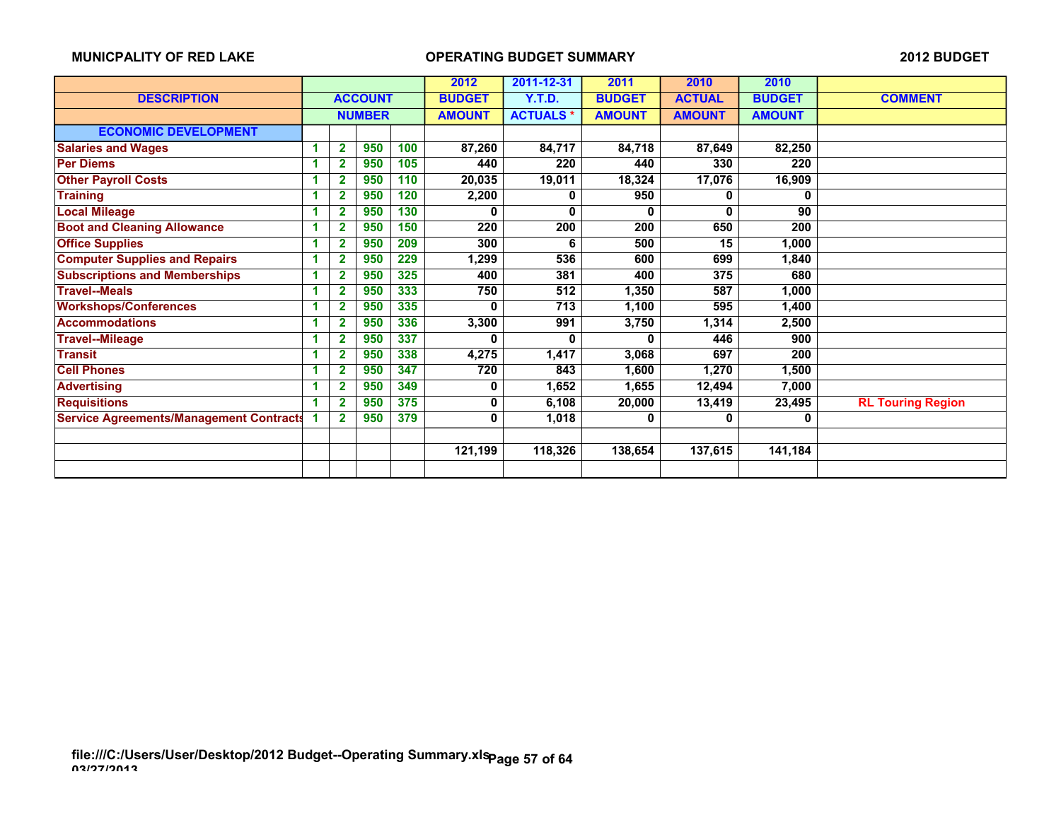**MUNICPALITY OF RED LAKE** **OPERATING BUDGET SUMMARY** **2012 BUDGET**

| DESCRIPTION | ACCOUNT NUMBER | | | | 2012 BUDGET AMOUNT | 2011-12-31 Y.T.D. ACTUALS * | 2011 BUDGET AMOUNT | 2010 ACTUAL AMOUNT | 2010 BUDGET AMOUNT | COMMENT |
|---|---|---|---|---|---|---|---|---|---|---|
| **ECONOMIC DEVELOPMENT** | | | | | | | | | | |
| Salaries and Wages | 1 | 2 | 950 | 100 | 87,260 | 84,717 | 84,718 | 87,649 | 82,250 | |
| Per Diems | 1 | 2 | 950 | 105 | 440 | 220 | 440 | 330 | 220 | |
| Other Payroll Costs | 1 | 2 | 950 | 110 | 20,035 | 19,011 | 18,324 | 17,076 | 16,909 | |
| Training | 1 | 2 | 950 | 120 | 2,200 | 0 | 950 | 0 | 0 | |
| Local Mileage | 1 | 2 | 950 | 130 | 0 | 0 | 0 | 0 | 90 | |
| Boot and Cleaning Allowance | 1 | 2 | 950 | 150 | 220 | 200 | 200 | 650 | 200 | |
| Office Supplies | 1 | 2 | 950 | 209 | 300 | 6 | 500 | 15 | 1,000 | |
| Computer Supplies and Repairs | 1 | 2 | 950 | 229 | 1,299 | 536 | 600 | 699 | 1,840 | |
| Subscriptions and Memberships | 1 | 2 | 950 | 325 | 400 | 381 | 400 | 375 | 680 | |
| Travel--Meals | 1 | 2 | 950 | 333 | 750 | 512 | 1,350 | 587 | 1,000 | |
| Workshops/Conferences | 1 | 2 | 950 | 335 | 0 | 713 | 1,100 | 595 | 1,400 | |
| Accommodations | 1 | 2 | 950 | 336 | 3,300 | 991 | 3,750 | 1,314 | 2,500 | |
| Travel--Mileage | 1 | 2 | 950 | 337 | 0 | 0 | 0 | 446 | 900 | |
| Transit | 1 | 2 | 950 | 338 | 4,275 | 1,417 | 3,068 | 697 | 200 | |
| Cell Phones | 1 | 2 | 950 | 347 | 720 | 843 | 1,600 | 1,270 | 1,500 | |
| Advertising | 1 | 2 | 950 | 349 | 0 | 1,652 | 1,655 | 12,494 | 7,000 | |
| Requisitions | 1 | 2 | 950 | 375 | 0 | 6,108 | 20,000 | 13,419 | 23,495 | RL Touring Region |
| Service Agreements/Management Contracts | 1 | 2 | 950 | 379 | 0 | 1,018 | 0 | 0 | 0 | |
| | | | | | | | | | | |
| | | | | | 121,199 | 118,326 | 138,654 | 137,615 | 141,184 | |

file:///C:/Users/User/Desktop/2012 Budget--Operating Summary.xls
03/27/2013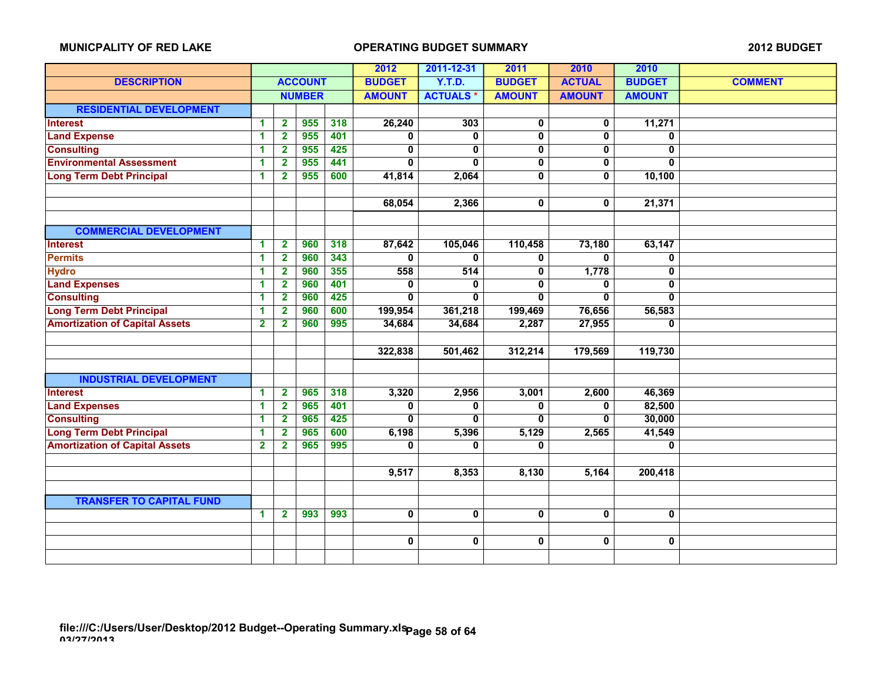**MUNICPALITY OF RED LAKE** **OPERATING BUDGET SUMMARY** **2012 BUDGET**

| DESCRIPTION | ACCOUNT NUMBER | | | | 2012 BUDGET AMOUNT | 2011-12-31 Y.T.D. ACTUALS * | 2011 BUDGET AMOUNT | 2010 ACTUAL AMOUNT | 2010 BUDGET AMOUNT | COMMENT |
|---|---|---|---|---|---|---|---|---|---|---|
| **RESIDENTIAL DEVELOPMENT** | | | | | | | | | | |
| Interest | 1 | 2 | 955 | 318 | 26,240 | 303 | 0 | 0 | 11,271 | |
| Land Expense | 1 | 2 | 955 | 401 | 0 | 0 | 0 | 0 | 0 | |
| Consulting | 1 | 2 | 955 | 425 | 0 | 0 | 0 | 0 | 0 | |
| Environmental Assessment | 1 | 2 | 955 | 441 | 0 | 0 | 0 | 0 | 0 | |
| Long Term Debt Principal | 1 | 2 | 955 | 600 | 41,814 | 2,064 | 0 | 0 | 10,100 | |
| | | | | | | | | | | |
| | | | | | 68,054 | 2,366 | 0 | 0 | 21,371 | |
| | | | | | | | | | | |
| **COMMERCIAL DEVELOPMENT** | | | | | | | | | | |
| Interest | 1 | 2 | 960 | 318 | 87,642 | 105,046 | 110,458 | 73,180 | 63,147 | |
| Permits | 1 | 2 | 960 | 343 | 0 | 0 | 0 | 0 | 0 | |
| Hydro | 1 | 2 | 960 | 355 | 558 | 514 | 0 | 1,778 | 0 | |
| Land Expenses | 1 | 2 | 960 | 401 | 0 | 0 | 0 | 0 | 0 | |
| Consulting | 1 | 2 | 960 | 425 | 0 | 0 | 0 | 0 | 0 | |
| Long Term Debt Principal | 1 | 2 | 960 | 600 | 199,954 | 361,218 | 199,469 | 76,656 | 56,583 | |
| Amortization of Capital Assets | 2 | 2 | 960 | 995 | 34,684 | 34,684 | 2,287 | 27,955 | 0 | |
| | | | | | | | | | | |
| | | | | | 322,838 | 501,462 | 312,214 | 179,569 | 119,730 | |
| | | | | | | | | | | |
| **INDUSTRIAL DEVELOPMENT** | | | | | | | | | | |
| Interest | 1 | 2 | 965 | 318 | 3,320 | 2,956 | 3,001 | 2,600 | 46,369 | |
| Land Expenses | 1 | 2 | 965 | 401 | 0 | 0 | 0 | 0 | 82,500 | |
| Consulting | 1 | 2 | 965 | 425 | 0 | 0 | 0 | 0 | 30,000 | |
| Long Term Debt Principal | 1 | 2 | 965 | 600 | 6,198 | 5,396 | 5,129 | 2,565 | 41,549 | |
| Amortization of Capital Assets | 2 | 2 | 965 | 995 | 0 | 0 | 0 | | 0 | |
| | | | | | | | | | | |
| | | | | | 9,517 | 8,353 | 8,130 | 5,164 | 200,418 | |
| | | | | | | | | | | |
| **TRANSFER TO CAPITAL FUND** | | | | | | | | | | |
| | 1 | 2 | 993 | 993 | 0 | 0 | 0 | 0 | 0 | |
| | | | | | | | | | | |
| | | | | | 0 | 0 | 0 | 0 | 0 | |

file:///C:/Users/User/Desktop/2012 Budget--Operating Summary.xls
03/27/2013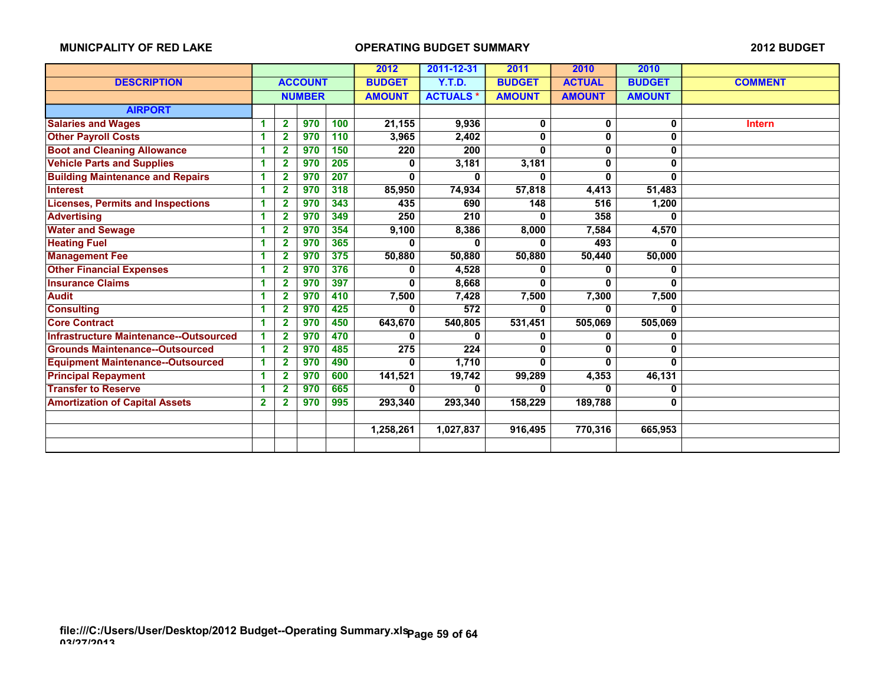MUNICPALITY OF RED LAKE — OPERATING BUDGET SUMMARY — 2012 BUDGET

| DESCRIPTION | ACCOUNT NUMBER | | | | 2012 BUDGET AMOUNT | 2011-12-31 Y.T.D. ACTUALS * | 2011 BUDGET AMOUNT | 2010 ACTUAL AMOUNT | 2010 BUDGET AMOUNT | COMMENT |
|---|---|---|---|---|---|---|---|---|---|---|
| **AIRPORT** | | | | | | | | | | |
| Salaries and Wages | 1 | 2 | 970 | 100 | 21,155 | 9,936 | 0 | 0 | 0 | Intern |
| Other Payroll Costs | 1 | 2 | 970 | 110 | 3,965 | 2,402 | 0 | 0 | 0 | |
| Boot and Cleaning Allowance | 1 | 2 | 970 | 150 | 220 | 200 | 0 | 0 | 0 | |
| Vehicle Parts and Supplies | 1 | 2 | 970 | 205 | 0 | 3,181 | 3,181 | 0 | 0 | |
| Building Maintenance and Repairs | 1 | 2 | 970 | 207 | 0 | 0 | 0 | 0 | 0 | |
| Interest | 1 | 2 | 970 | 318 | 85,950 | 74,934 | 57,818 | 4,413 | 51,483 | |
| Licenses, Permits and Inspections | 1 | 2 | 970 | 343 | 435 | 690 | 148 | 516 | 1,200 | |
| Advertising | 1 | 2 | 970 | 349 | 250 | 210 | 0 | 358 | 0 | |
| Water and Sewage | 1 | 2 | 970 | 354 | 9,100 | 8,386 | 8,000 | 7,584 | 4,570 | |
| Heating Fuel | 1 | 2 | 970 | 365 | 0 | 0 | 0 | 493 | 0 | |
| Management Fee | 1 | 2 | 970 | 375 | 50,880 | 50,880 | 50,880 | 50,440 | 50,000 | |
| Other Financial Expenses | 1 | 2 | 970 | 376 | 0 | 4,528 | 0 | 0 | 0 | |
| Insurance Claims | 1 | 2 | 970 | 397 | 0 | 8,668 | 0 | 0 | 0 | |
| Audit | 1 | 2 | 970 | 410 | 7,500 | 7,428 | 7,500 | 7,300 | 7,500 | |
| Consulting | 1 | 2 | 970 | 425 | 0 | 572 | 0 | 0 | 0 | |
| Core Contract | 1 | 2 | 970 | 450 | 643,670 | 540,805 | 531,451 | 505,069 | 505,069 | |
| Infrastructure Maintenance--Outsourced | 1 | 2 | 970 | 470 | 0 | 0 | 0 | 0 | 0 | |
| Grounds Maintenance--Outsourced | 1 | 2 | 970 | 485 | 275 | 224 | 0 | 0 | 0 | |
| Equipment Maintenance--Outsourced | 1 | 2 | 970 | 490 | 0 | 1,710 | 0 | 0 | 0 | |
| Principal Repayment | 1 | 2 | 970 | 600 | 141,521 | 19,742 | 99,289 | 4,353 | 46,131 | |
| Transfer to Reserve | 1 | 2 | 970 | 665 | 0 | 0 | 0 | 0 | 0 | |
| Amortization of Capital Assets | 2 | 2 | 970 | 995 | 293,340 | 293,340 | 158,229 | 189,788 | 0 | |
| | | | | | | | | | | |
| | | | | | 1,258,261 | 1,027,837 | 916,495 | 770,316 | 665,953 | |

file:///C:/Users/User/Desktop/2012 Budget--Operating Summary.xls
03/27/2013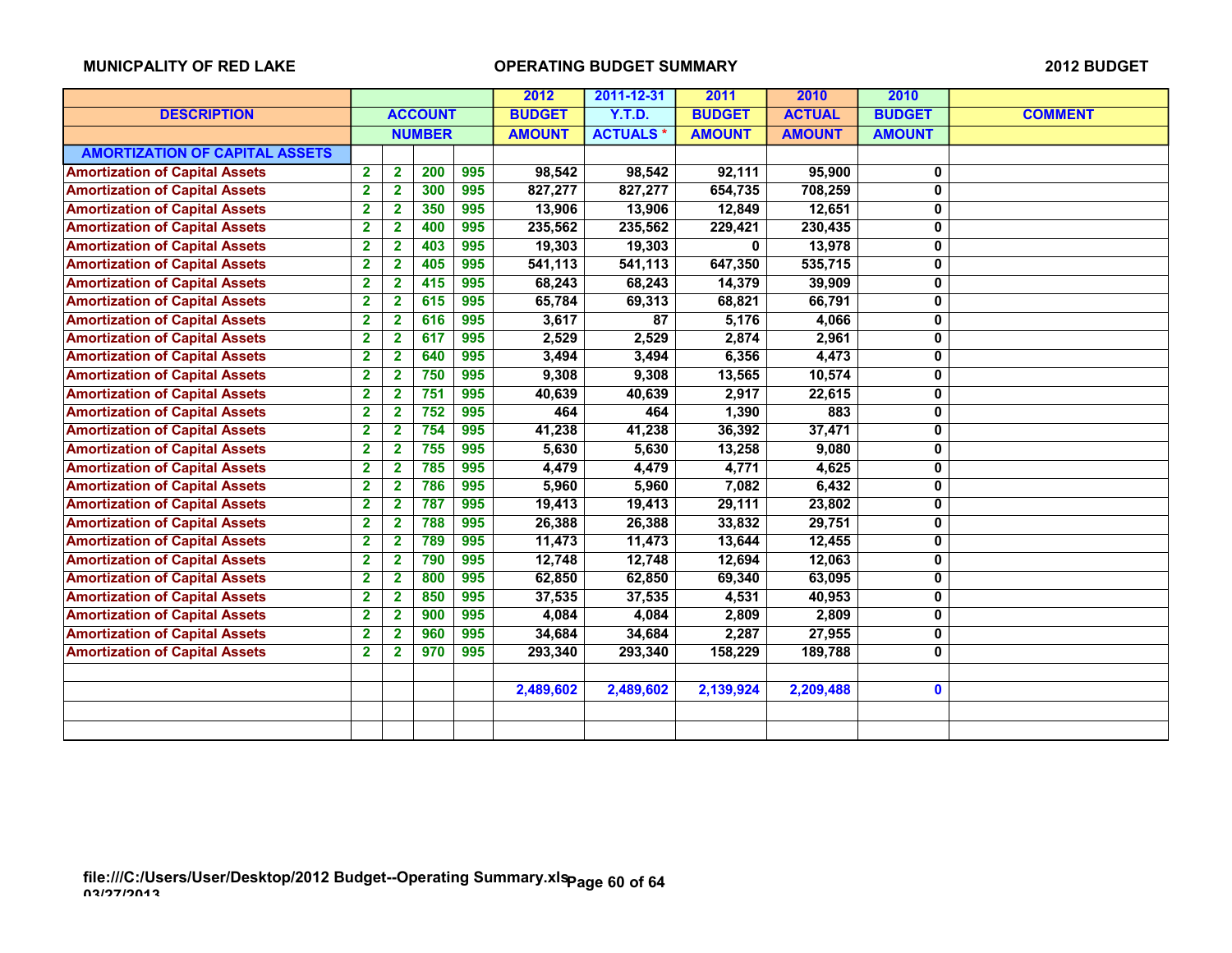MUNICPALITY OF RED LAKE — OPERATING BUDGET SUMMARY — 2012 BUDGET

| DESCRIPTION | ACCOUNT NUMBER | | | | 2012 BUDGET AMOUNT | 2011-12-31 Y.T.D. ACTUALS * | 2011 BUDGET AMOUNT | 2010 ACTUAL AMOUNT | 2010 BUDGET AMOUNT | COMMENT |
|---|---|---|---|---|---|---|---|---|---|---|
| **AMORTIZATION OF CAPITAL ASSETS** | | | | | | | | | | |
| Amortization of Capital Assets | 2 | 2 | 200 | 995 | 98,542 | 98,542 | 92,111 | 95,900 | 0 | |
| Amortization of Capital Assets | 2 | 2 | 300 | 995 | 827,277 | 827,277 | 654,735 | 708,259 | 0 | |
| Amortization of Capital Assets | 2 | 2 | 350 | 995 | 13,906 | 13,906 | 12,849 | 12,651 | 0 | |
| Amortization of Capital Assets | 2 | 2 | 400 | 995 | 235,562 | 235,562 | 229,421 | 230,435 | 0 | |
| Amortization of Capital Assets | 2 | 2 | 403 | 995 | 19,303 | 19,303 | 0 | 13,978 | 0 | |
| Amortization of Capital Assets | 2 | 2 | 405 | 995 | 541,113 | 541,113 | 647,350 | 535,715 | 0 | |
| Amortization of Capital Assets | 2 | 2 | 415 | 995 | 68,243 | 68,243 | 14,379 | 39,909 | 0 | |
| Amortization of Capital Assets | 2 | 2 | 615 | 995 | 65,784 | 69,313 | 68,821 | 66,791 | 0 | |
| Amortization of Capital Assets | 2 | 2 | 616 | 995 | 3,617 | 87 | 5,176 | 4,066 | 0 | |
| Amortization of Capital Assets | 2 | 2 | 617 | 995 | 2,529 | 2,529 | 2,874 | 2,961 | 0 | |
| Amortization of Capital Assets | 2 | 2 | 640 | 995 | 3,494 | 3,494 | 6,356 | 4,473 | 0 | |
| Amortization of Capital Assets | 2 | 2 | 750 | 995 | 9,308 | 9,308 | 13,565 | 10,574 | 0 | |
| Amortization of Capital Assets | 2 | 2 | 751 | 995 | 40,639 | 40,639 | 2,917 | 22,615 | 0 | |
| Amortization of Capital Assets | 2 | 2 | 752 | 995 | 464 | 464 | 1,390 | 883 | 0 | |
| Amortization of Capital Assets | 2 | 2 | 754 | 995 | 41,238 | 41,238 | 36,392 | 37,471 | 0 | |
| Amortization of Capital Assets | 2 | 2 | 755 | 995 | 5,630 | 5,630 | 13,258 | 9,080 | 0 | |
| Amortization of Capital Assets | 2 | 2 | 785 | 995 | 4,479 | 4,479 | 4,771 | 4,625 | 0 | |
| Amortization of Capital Assets | 2 | 2 | 786 | 995 | 5,960 | 5,960 | 7,082 | 6,432 | 0 | |
| Amortization of Capital Assets | 2 | 2 | 787 | 995 | 19,413 | 19,413 | 29,111 | 23,802 | 0 | |
| Amortization of Capital Assets | 2 | 2 | 788 | 995 | 26,388 | 26,388 | 33,832 | 29,751 | 0 | |
| Amortization of Capital Assets | 2 | 2 | 789 | 995 | 11,473 | 11,473 | 13,644 | 12,455 | 0 | |
| Amortization of Capital Assets | 2 | 2 | 790 | 995 | 12,748 | 12,748 | 12,694 | 12,063 | 0 | |
| Amortization of Capital Assets | 2 | 2 | 800 | 995 | 62,850 | 62,850 | 69,340 | 63,095 | 0 | |
| Amortization of Capital Assets | 2 | 2 | 850 | 995 | 37,535 | 37,535 | 4,531 | 40,953 | 0 | |
| Amortization of Capital Assets | 2 | 2 | 900 | 995 | 4,084 | 4,084 | 2,809 | 2,809 | 0 | |
| Amortization of Capital Assets | 2 | 2 | 960 | 995 | 34,684 | 34,684 | 2,287 | 27,955 | 0 | |
| Amortization of Capital Assets | 2 | 2 | 970 | 995 | 293,340 | 293,340 | 158,229 | 189,788 | 0 | |
| | | | | | | | | | | |
| | | | | | 2,489,602 | 2,489,602 | 2,139,924 | 2,209,488 | 0 | |

file:///C:/Users/User/Desktop/2012 Budget--Operating Summary.xls
03/27/2013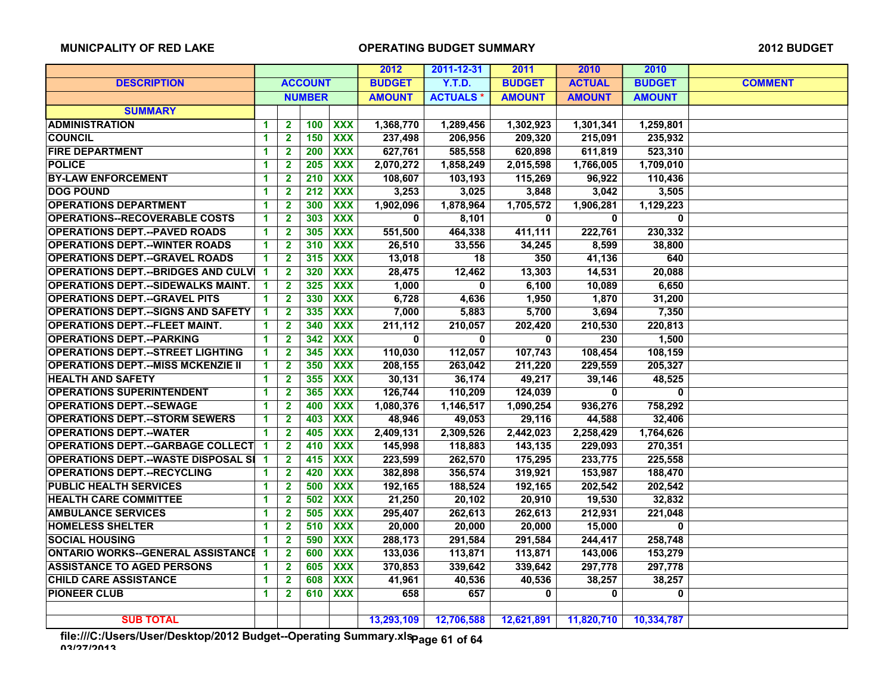**MUNICPALITY OF RED LAKE** — **OPERATING BUDGET SUMMARY** — **2012 BUDGET**

| DESCRIPTION | ACCOUNT NUMBER | | | | 2012 BUDGET AMOUNT | 2011-12-31 Y.T.D. ACTUALS * | 2011 BUDGET AMOUNT | 2010 ACTUAL AMOUNT | 2010 BUDGET AMOUNT | COMMENT |
|---|---|---|---|---|---|---|---|---|---|---|
| **SUMMARY** | | | | | | | | | | |
| ADMINISTRATION | 1 | 2 | 100 | XXX | 1,368,770 | 1,289,456 | 1,302,923 | 1,301,341 | 1,259,801 | |
| COUNCIL | 1 | 2 | 150 | XXX | 237,498 | 206,956 | 209,320 | 215,091 | 235,932 | |
| FIRE DEPARTMENT | 1 | 2 | 200 | XXX | 627,761 | 585,558 | 620,898 | 611,819 | 523,310 | |
| POLICE | 1 | 2 | 205 | XXX | 2,070,272 | 1,858,249 | 2,015,598 | 1,766,005 | 1,709,010 | |
| BY-LAW ENFORCEMENT | 1 | 2 | 210 | XXX | 108,607 | 103,193 | 115,269 | 96,922 | 110,436 | |
| DOG POUND | 1 | 2 | 212 | XXX | 3,253 | 3,025 | 3,848 | 3,042 | 3,505 | |
| OPERATIONS DEPARTMENT | 1 | 2 | 300 | XXX | 1,902,096 | 1,878,964 | 1,705,572 | 1,906,281 | 1,129,223 | |
| OPERATIONS--RECOVERABLE COSTS | 1 | 2 | 303 | XXX | 0 | 8,101 | 0 | 0 | 0 | |
| OPERATIONS DEPT.--PAVED ROADS | 1 | 2 | 305 | XXX | 551,500 | 464,338 | 411,111 | 222,761 | 230,332 | |
| OPERATIONS DEPT.--WINTER ROADS | 1 | 2 | 310 | XXX | 26,510 | 33,556 | 34,245 | 8,599 | 38,800 | |
| OPERATIONS DEPT.--GRAVEL ROADS | 1 | 2 | 315 | XXX | 13,018 | 18 | 350 | 41,136 | 640 | |
| OPERATIONS DEPT.--BRIDGES AND CULV | 1 | 2 | 320 | XXX | 28,475 | 12,462 | 13,303 | 14,531 | 20,088 | |
| OPERATIONS DEPT.--SIDEWALKS MAINT. | 1 | 2 | 325 | XXX | 1,000 | 0 | 6,100 | 10,089 | 6,650 | |
| OPERATIONS DEPT.--GRAVEL PITS | 1 | 2 | 330 | XXX | 6,728 | 4,636 | 1,950 | 1,870 | 31,200 | |
| OPERATIONS DEPT.--SIGNS AND SAFETY | 1 | 2 | 335 | XXX | 7,000 | 5,883 | 5,700 | 3,694 | 7,350 | |
| OPERATIONS DEPT.--FLEET MAINT. | 1 | 2 | 340 | XXX | 211,112 | 210,057 | 202,420 | 210,530 | 220,813 | |
| OPERATIONS DEPT.--PARKING | 1 | 2 | 342 | XXX | 0 | 0 | 0 | 230 | 1,500 | |
| OPERATIONS DEPT.--STREET LIGHTING | 1 | 2 | 345 | XXX | 110,030 | 112,057 | 107,743 | 108,454 | 108,159 | |
| OPERATIONS DEPT.--MISS MCKENZIE II | 1 | 2 | 350 | XXX | 208,155 | 263,042 | 211,220 | 229,559 | 205,327 | |
| HEALTH AND SAFETY | 1 | 2 | 355 | XXX | 30,131 | 36,174 | 49,217 | 39,146 | 48,525 | |
| OPERATIONS SUPERINTENDENT | 1 | 2 | 365 | XXX | 126,744 | 110,209 | 124,039 | 0 | 0 | |
| OPERATIONS DEPT.--SEWAGE | 1 | 2 | 400 | XXX | 1,080,376 | 1,146,517 | 1,090,254 | 936,276 | 758,292 | |
| OPERATIONS DEPT.--STORM SEWERS | 1 | 2 | 403 | XXX | 48,946 | 49,053 | 29,116 | 44,588 | 32,406 | |
| OPERATIONS DEPT.--WATER | 1 | 2 | 405 | XXX | 2,409,131 | 2,309,526 | 2,442,023 | 2,258,429 | 1,764,626 | |
| OPERATIONS DEPT.--GARBAGE COLLECT | 1 | 2 | 410 | XXX | 145,998 | 118,883 | 143,135 | 229,093 | 270,351 | |
| OPERATIONS DEPT.--WASTE DISPOSAL SI | 1 | 2 | 415 | XXX | 223,599 | 262,570 | 175,295 | 233,775 | 225,558 | |
| OPERATIONS DEPT.--RECYCLING | 1 | 2 | 420 | XXX | 382,898 | 356,574 | 319,921 | 153,987 | 188,470 | |
| PUBLIC HEALTH SERVICES | 1 | 2 | 500 | XXX | 192,165 | 188,524 | 192,165 | 202,542 | 202,542 | |
| HEALTH CARE COMMITTEE | 1 | 2 | 502 | XXX | 21,250 | 20,102 | 20,910 | 19,530 | 32,832 | |
| AMBULANCE SERVICES | 1 | 2 | 505 | XXX | 295,407 | 262,613 | 262,613 | 212,931 | 221,048 | |
| HOMELESS SHELTER | 1 | 2 | 510 | XXX | 20,000 | 20,000 | 20,000 | 15,000 | 0 | |
| SOCIAL HOUSING | 1 | 2 | 590 | XXX | 288,173 | 291,584 | 291,584 | 244,417 | 258,748 | |
| ONTARIO WORKS--GENERAL ASSISTANCE | 1 | 2 | 600 | XXX | 133,036 | 113,871 | 113,871 | 143,006 | 153,279 | |
| ASSISTANCE TO AGED PERSONS | 1 | 2 | 605 | XXX | 370,853 | 339,642 | 339,642 | 297,778 | 297,778 | |
| CHILD CARE ASSISTANCE | 1 | 2 | 608 | XXX | 41,961 | 40,536 | 40,536 | 38,257 | 38,257 | |
| PIONEER CLUB | 1 | 2 | 610 | XXX | 658 | 657 | 0 | 0 | 0 | |
| | | | | | | | | | | |
| **SUB TOTAL** | | | | | 13,293,109 | 12,706,588 | 12,621,891 | 11,820,710 | 10,334,787 | |

file:///C:/Users/User/Desktop/2012 Budget--Operating Summary.xls
03/27/2013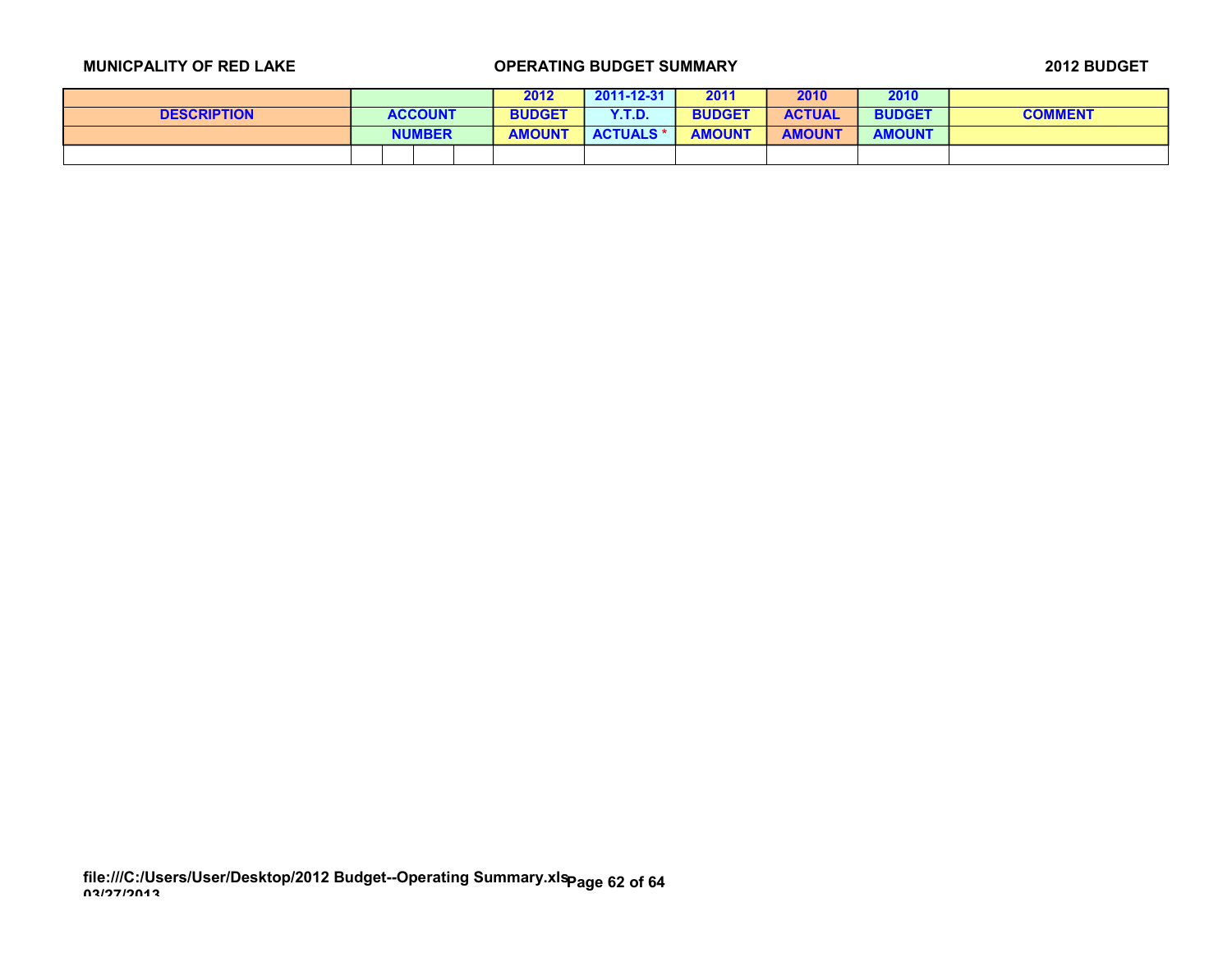| DESCRIPTION | ACCOUNT NUMBER | | | | 2012 BUDGET AMOUNT | 2011-12-31 Y.T.D. ACTUALS * | 2011 BUDGET AMOUNT | 2010 ACTUAL AMOUNT | 2010 BUDGET AMOUNT | COMMENT |
|---|---|---|---|---|---|---|---|---|---|---|
| | | | | | | | | | | |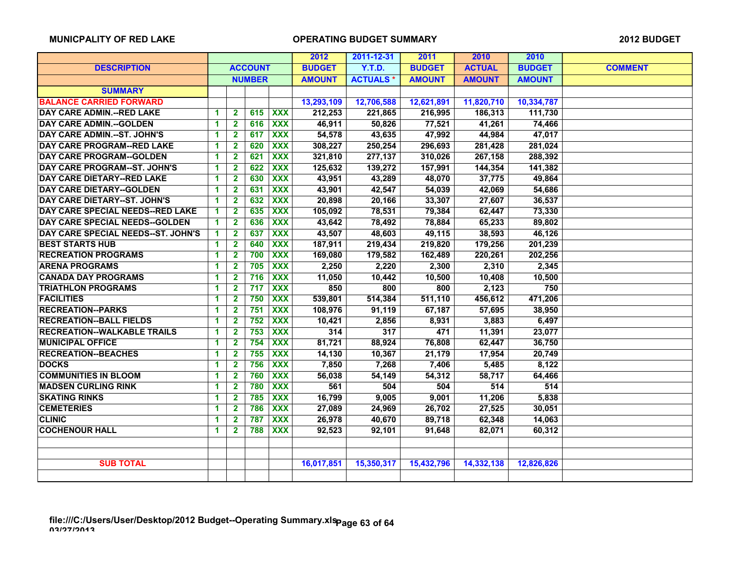**MUNICPALITY OF RED LAKE** — **OPERATING BUDGET SUMMARY** — **2012 BUDGET**

| DESCRIPTION | ACCOUNT NUMBER | | | | 2012 BUDGET AMOUNT | 2011-12-31 Y.T.D. ACTUALS * | 2011 BUDGET AMOUNT | 2010 ACTUAL AMOUNT | 2010 BUDGET AMOUNT | COMMENT |
|---|---|---|---|---|---|---|---|---|---|---|
| **SUMMARY** | | | | | | | | | | |
| BALANCE CARRIED FORWARD | | | | | 13,293,109 | 12,706,588 | 12,621,891 | 11,820,710 | 10,334,787 | |
| DAY CARE ADMIN.--RED LAKE | 1 | 2 | 615 | XXX | 212,253 | 221,865 | 216,995 | 186,313 | 111,730 | |
| DAY CARE ADMIN.--GOLDEN | 1 | 2 | 616 | XXX | 46,911 | 50,826 | 77,521 | 41,261 | 74,466 | |
| DAY CARE ADMIN.--ST. JOHN'S | 1 | 2 | 617 | XXX | 54,578 | 43,635 | 47,992 | 44,984 | 47,017 | |
| DAY CARE PROGRAM--RED LAKE | 1 | 2 | 620 | XXX | 308,227 | 250,254 | 296,693 | 281,428 | 281,024 | |
| DAY CARE PROGRAM--GOLDEN | 1 | 2 | 621 | XXX | 321,810 | 277,137 | 310,026 | 267,158 | 288,392 | |
| DAY CARE PROGRAM--ST. JOHN'S | 1 | 2 | 622 | XXX | 125,632 | 139,272 | 157,991 | 144,354 | 141,382 | |
| DAY CARE DIETARY--RED LAKE | 1 | 2 | 630 | XXX | 43,951 | 43,289 | 48,070 | 37,775 | 49,864 | |
| DAY CARE DIETARY--GOLDEN | 1 | 2 | 631 | XXX | 43,901 | 42,547 | 54,039 | 42,069 | 54,686 | |
| DAY CARE DIETARY--ST. JOHN'S | 1 | 2 | 632 | XXX | 20,898 | 20,166 | 33,307 | 27,607 | 36,537 | |
| DAY CARE SPECIAL NEEDS--RED LAKE | 1 | 2 | 635 | XXX | 105,092 | 78,531 | 79,384 | 62,447 | 73,330 | |
| DAY CARE SPECIAL NEEDS--GOLDEN | 1 | 2 | 636 | XXX | 43,642 | 78,492 | 78,884 | 65,233 | 89,802 | |
| DAY CARE SPECIAL NEEDS--ST. JOHN'S | 1 | 2 | 637 | XXX | 43,507 | 48,603 | 49,115 | 38,593 | 46,126 | |
| BEST STARTS HUB | 1 | 2 | 640 | XXX | 187,911 | 219,434 | 219,820 | 179,256 | 201,239 | |
| RECREATION PROGRAMS | 1 | 2 | 700 | XXX | 169,080 | 179,582 | 162,489 | 220,261 | 202,256 | |
| ARENA PROGRAMS | 1 | 2 | 705 | XXX | 2,250 | 2,220 | 2,300 | 2,310 | 2,345 | |
| CANADA DAY PROGRAMS | 1 | 2 | 716 | XXX | 11,050 | 10,442 | 10,500 | 10,408 | 10,500 | |
| TRIATHLON PROGRAMS | 1 | 2 | 717 | XXX | 850 | 800 | 800 | 2,123 | 750 | |
| FACILITIES | 1 | 2 | 750 | XXX | 539,801 | 514,384 | 511,110 | 456,612 | 471,206 | |
| RECREATION--PARKS | 1 | 2 | 751 | XXX | 108,976 | 91,119 | 67,187 | 57,695 | 38,950 | |
| RECREATION--BALL FIELDS | 1 | 2 | 752 | XXX | 10,421 | 2,856 | 8,931 | 3,883 | 6,497 | |
| RECREATION--WALKABLE TRAILS | 1 | 2 | 753 | XXX | 314 | 317 | 471 | 11,391 | 23,077 | |
| MUNICIPAL OFFICE | 1 | 2 | 754 | XXX | 81,721 | 88,924 | 76,808 | 62,447 | 36,750 | |
| RECREATION--BEACHES | 1 | 2 | 755 | XXX | 14,130 | 10,367 | 21,179 | 17,954 | 20,749 | |
| DOCKS | 1 | 2 | 756 | XXX | 7,850 | 7,268 | 7,406 | 5,485 | 8,122 | |
| COMMUNITIES IN BLOOM | 1 | 2 | 760 | XXX | 56,038 | 54,149 | 54,312 | 58,717 | 64,466 | |
| MADSEN CURLING RINK | 1 | 2 | 780 | XXX | 561 | 504 | 504 | 514 | 514 | |
| SKATING RINKS | 1 | 2 | 785 | XXX | 16,799 | 9,005 | 9,001 | 11,206 | 5,838 | |
| CEMETERIES | 1 | 2 | 786 | XXX | 27,089 | 24,969 | 26,702 | 27,525 | 30,051 | |
| CLINIC | 1 | 2 | 787 | XXX | 26,978 | 40,670 | 89,718 | 62,348 | 14,063 | |
| COCHENOUR HALL | 1 | 2 | 788 | XXX | 92,523 | 92,101 | 91,648 | 82,071 | 60,312 | |
| | | | | | | | | | | |
| | | | | | | | | | | |
| SUB TOTAL | | | | | 16,017,851 | 15,350,317 | 15,432,796 | 14,332,138 | 12,826,826 | |

file:///C:/Users/User/Desktop/2012 Budget--Operating Summary.xls
03/27/2013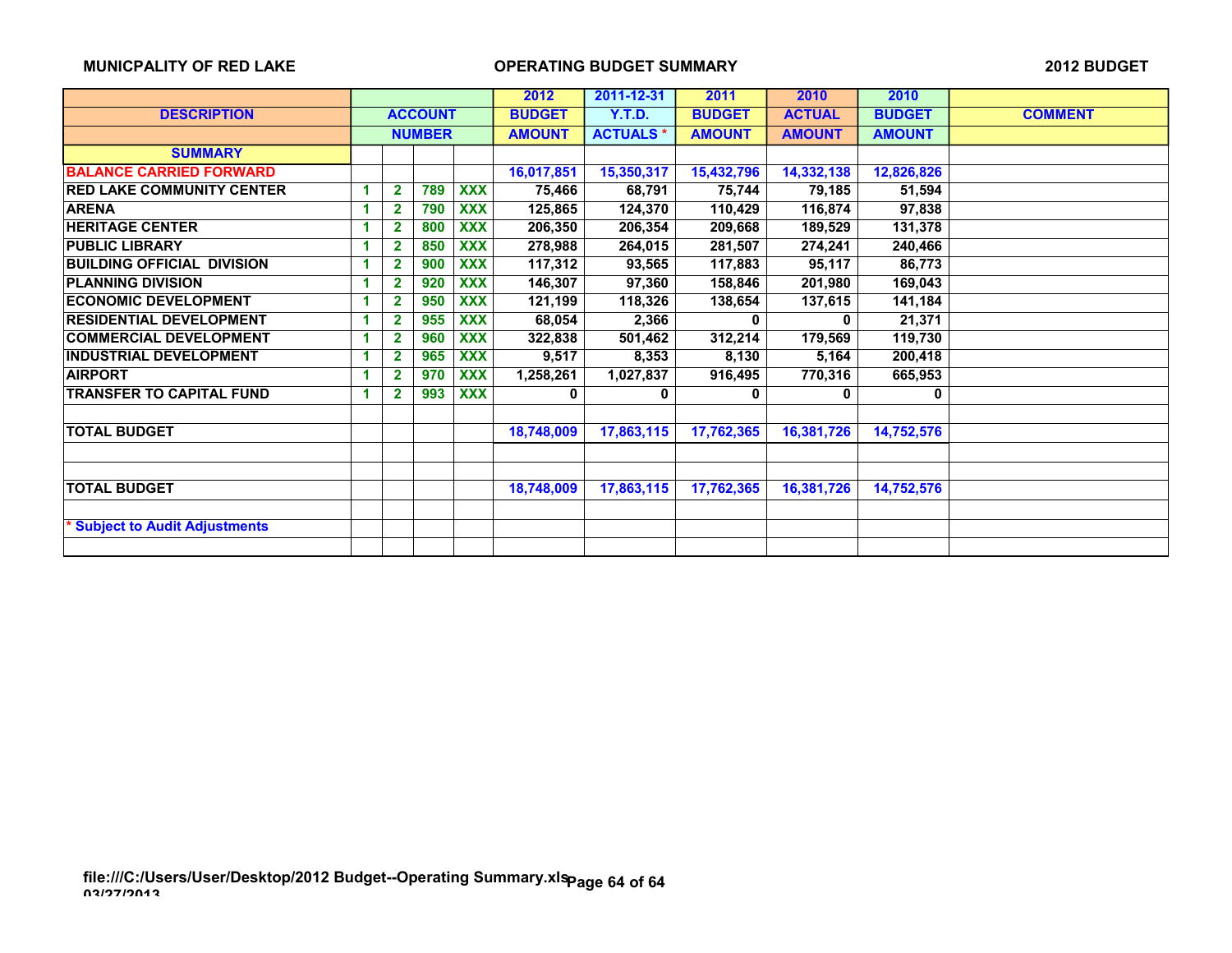**MUNICPALITY OF RED LAKE** **OPERATING BUDGET SUMMARY** **2012 BUDGET**

| DESCRIPTION | ACCOUNT NUMBER | | | | 2012 BUDGET AMOUNT | 2011-12-31 Y.T.D. ACTUALS * | 2011 BUDGET AMOUNT | 2010 ACTUAL AMOUNT | 2010 BUDGET AMOUNT | COMMENT |
|---|---|---|---|---|---|---|---|---|---|---|
| **SUMMARY** | | | | | | | | | | |
| BALANCE CARRIED FORWARD | | | | | 16,017,851 | 15,350,317 | 15,432,796 | 14,332,138 | 12,826,826 | |
| RED LAKE COMMUNITY CENTER | 1 | 2 | 789 | XXX | 75,466 | 68,791 | 75,744 | 79,185 | 51,594 | |
| ARENA | 1 | 2 | 790 | XXX | 125,865 | 124,370 | 110,429 | 116,874 | 97,838 | |
| HERITAGE CENTER | 1 | 2 | 800 | XXX | 206,350 | 206,354 | 209,668 | 189,529 | 131,378 | |
| PUBLIC LIBRARY | 1 | 2 | 850 | XXX | 278,988 | 264,015 | 281,507 | 274,241 | 240,466 | |
| BUILDING OFFICIAL DIVISION | 1 | 2 | 900 | XXX | 117,312 | 93,565 | 117,883 | 95,117 | 86,773 | |
| PLANNING DIVISION | 1 | 2 | 920 | XXX | 146,307 | 97,360 | 158,846 | 201,980 | 169,043 | |
| ECONOMIC DEVELOPMENT | 1 | 2 | 950 | XXX | 121,199 | 118,326 | 138,654 | 137,615 | 141,184 | |
| RESIDENTIAL DEVELOPMENT | 1 | 2 | 955 | XXX | 68,054 | 2,366 | 0 | 0 | 21,371 | |
| COMMERCIAL DEVELOPMENT | 1 | 2 | 960 | XXX | 322,838 | 501,462 | 312,214 | 179,569 | 119,730 | |
| INDUSTRIAL DEVELOPMENT | 1 | 2 | 965 | XXX | 9,517 | 8,353 | 8,130 | 5,164 | 200,418 | |
| AIRPORT | 1 | 2 | 970 | XXX | 1,258,261 | 1,027,837 | 916,495 | 770,316 | 665,953 | |
| TRANSFER TO CAPITAL FUND | 1 | 2 | 993 | XXX | 0 | 0 | 0 | 0 | 0 | |
| | | | | | | | | | | |
| TOTAL BUDGET | | | | | 18,748,009 | 17,863,115 | 17,762,365 | 16,381,726 | 14,752,576 | |
| | | | | | | | | | | |
| | | | | | | | | | | |
| TOTAL BUDGET | | | | | 18,748,009 | 17,863,115 | 17,762,365 | 16,381,726 | 14,752,576 | |
| | | | | | | | | | | |
| * Subject to Audit Adjustments | | | | | | | | | | |

file:///C:/Users/User/Desktop/2012 Budget--Operating Summary.xls
03/27/2013